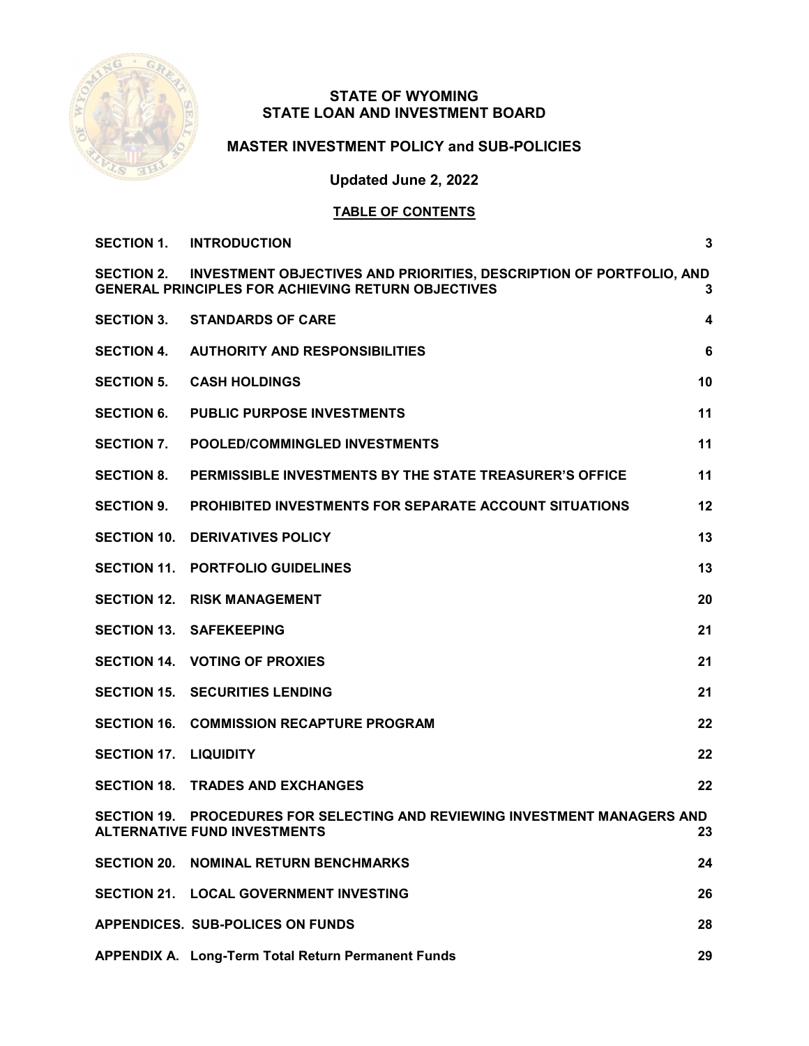# STATE OF WYOMING
# STATE LOAN AND INVESTMENT BOARD

## MASTER INVESTMENT POLICY and SUB-POLICIES

**Updated June 2, 2022**

**TABLE OF CONTENTS**

| | | |
|---|---|---|
| **SECTION 1.** | **INTRODUCTION** | **3** |
| **SECTION 2.** | **INVESTMENT OBJECTIVES AND PRIORITIES, DESCRIPTION OF PORTFOLIO, AND GENERAL PRINCIPLES FOR ACHIEVING RETURN OBJECTIVES** | **3** |
| **SECTION 3.** | **STANDARDS OF CARE** | **4** |
| **SECTION 4.** | **AUTHORITY AND RESPONSIBILITIES** | **6** |
| **SECTION 5.** | **CASH HOLDINGS** | **10** |
| **SECTION 6.** | **PUBLIC PURPOSE INVESTMENTS** | **11** |
| **SECTION 7.** | **POOLED/COMMINGLED INVESTMENTS** | **11** |
| **SECTION 8.** | **PERMISSIBLE INVESTMENTS BY THE STATE TREASURER'S OFFICE** | **11** |
| **SECTION 9.** | **PROHIBITED INVESTMENTS FOR SEPARATE ACCOUNT SITUATIONS** | **12** |
| **SECTION 10.** | **DERIVATIVES POLICY** | **13** |
| **SECTION 11.** | **PORTFOLIO GUIDELINES** | **13** |
| **SECTION 12.** | **RISK MANAGEMENT** | **20** |
| **SECTION 13.** | **SAFEKEEPING** | **21** |
| **SECTION 14.** | **VOTING OF PROXIES** | **21** |
| **SECTION 15.** | **SECURITIES LENDING** | **21** |
| **SECTION 16.** | **COMMISSION RECAPTURE PROGRAM** | **22** |
| **SECTION 17.** | **LIQUIDITY** | **22** |
| **SECTION 18.** | **TRADES AND EXCHANGES** | **22** |
| **SECTION 19.** | **PROCEDURES FOR SELECTING AND REVIEWING INVESTMENT MANAGERS AND ALTERNATIVE FUND INVESTMENTS** | **23** |
| **SECTION 20.** | **NOMINAL RETURN BENCHMARKS** | **24** |
| **SECTION 21.** | **LOCAL GOVERNMENT INVESTING** | **26** |
| **APPENDICES.** | **SUB-POLICES ON FUNDS** | **28** |
| **APPENDIX A.** | **Long-Term Total Return Permanent Funds** | **29** |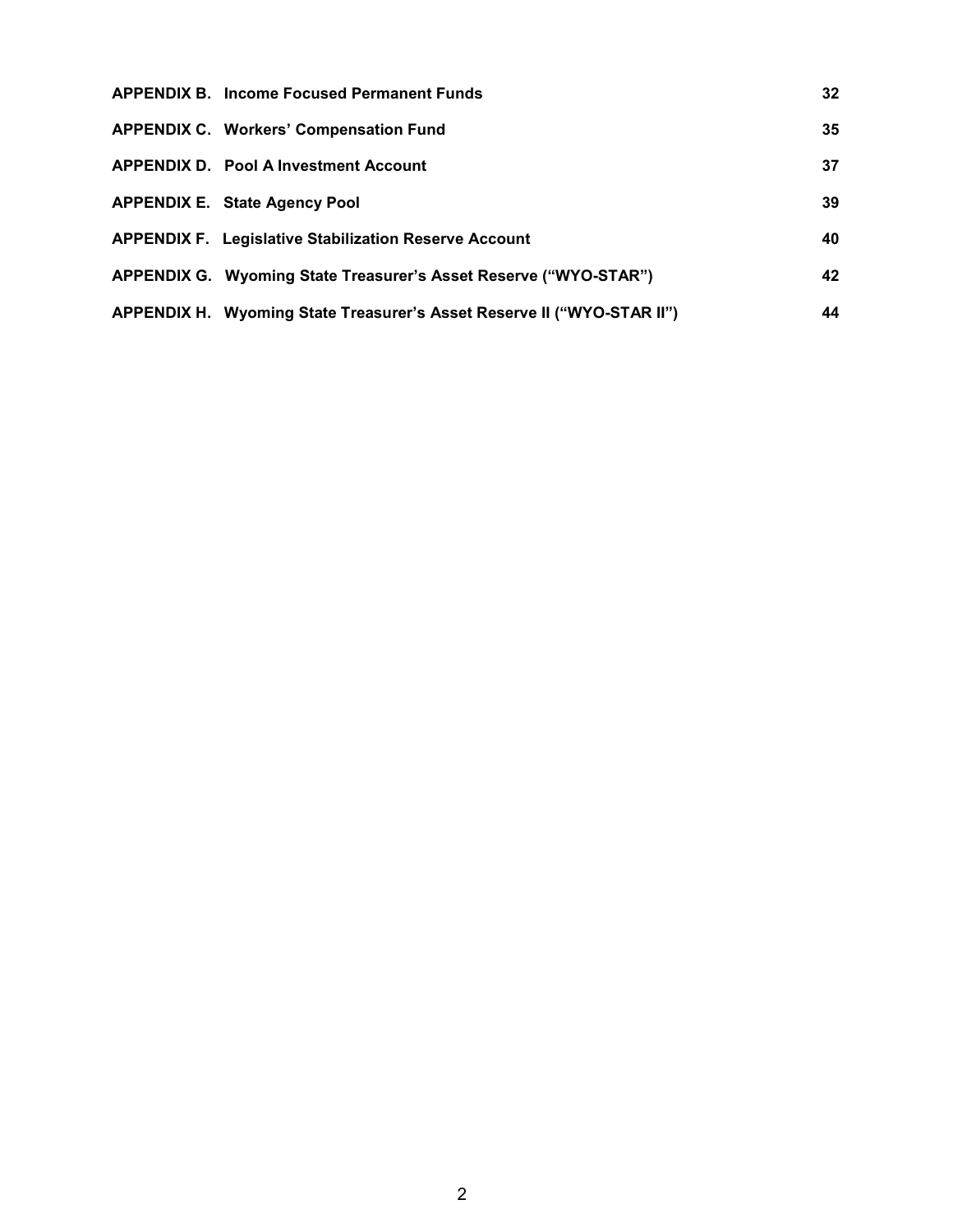| | |
|---|---|
| **APPENDIX B. Income Focused Permanent Funds** | **32** |
| **APPENDIX C. Workers' Compensation Fund** | **35** |
| **APPENDIX D. Pool A Investment Account** | **37** |
| **APPENDIX E. State Agency Pool** | **39** |
| **APPENDIX F. Legislative Stabilization Reserve Account** | **40** |
| **APPENDIX G. Wyoming State Treasurer's Asset Reserve ("WYO-STAR")** | **42** |
| **APPENDIX H. Wyoming State Treasurer's Asset Reserve II ("WYO-STAR II")** | **44** |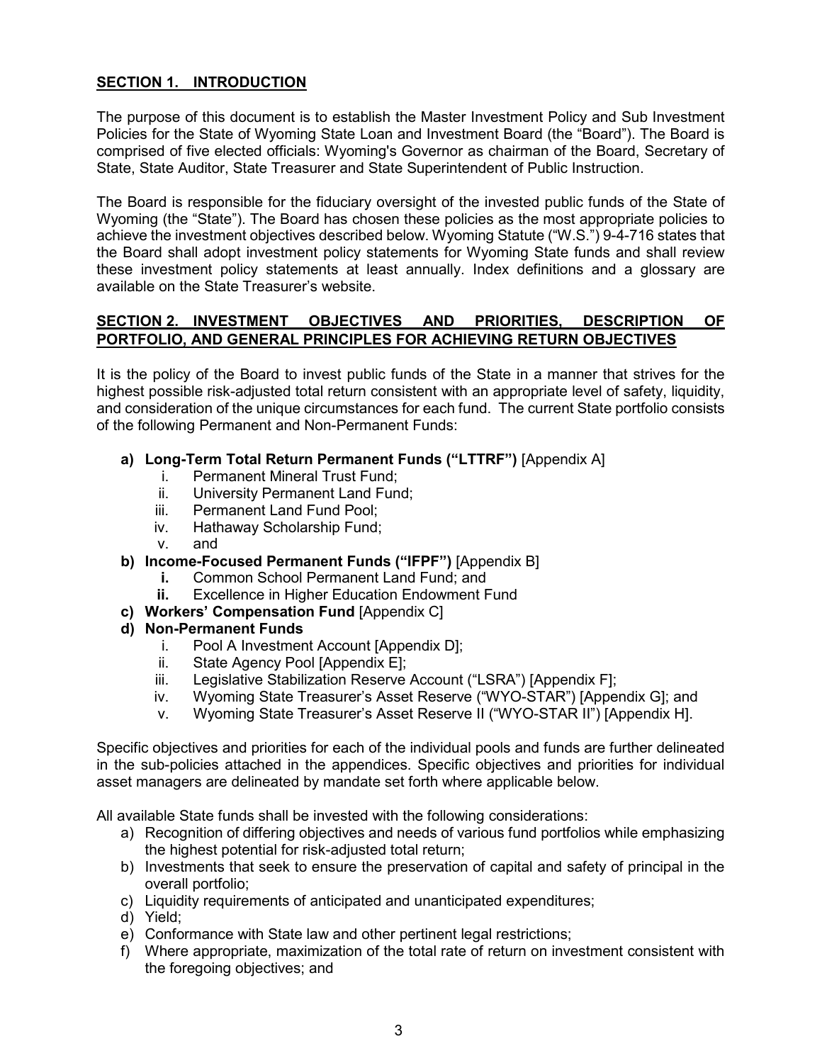## SECTION 1. INTRODUCTION

The purpose of this document is to establish the Master Investment Policy and Sub Investment Policies for the State of Wyoming State Loan and Investment Board (the "Board"). The Board is comprised of five elected officials: Wyoming's Governor as chairman of the Board, Secretary of State, State Auditor, State Treasurer and State Superintendent of Public Instruction.

The Board is responsible for the fiduciary oversight of the invested public funds of the State of Wyoming (the "State"). The Board has chosen these policies as the most appropriate policies to achieve the investment objectives described below. Wyoming Statute ("W.S.") 9-4-716 states that the Board shall adopt investment policy statements for Wyoming State funds and shall review these investment policy statements at least annually. Index definitions and a glossary are available on the State Treasurer's website.

## SECTION 2. INVESTMENT OBJECTIVES AND PRIORITIES, DESCRIPTION OF PORTFOLIO, AND GENERAL PRINCIPLES FOR ACHIEVING RETURN OBJECTIVES

It is the policy of the Board to invest public funds of the State in a manner that strives for the highest possible risk-adjusted total return consistent with an appropriate level of safety, liquidity, and consideration of the unique circumstances for each fund. The current State portfolio consists of the following Permanent and Non-Permanent Funds:

- **a) Long-Term Total Return Permanent Funds ("LTTRF")** [Appendix A]
  - i. Permanent Mineral Trust Fund;
  - ii. University Permanent Land Fund;
  - iii. Permanent Land Fund Pool;
  - iv. Hathaway Scholarship Fund;
  - v. and
- **b) Income-Focused Permanent Funds ("IFPF")** [Appendix B]
  - **i.** Common School Permanent Land Fund; and
  - **ii.** Excellence in Higher Education Endowment Fund
- **c) Workers' Compensation Fund** [Appendix C]
- **d) Non-Permanent Funds**
  - i. Pool A Investment Account [Appendix D];
  - ii. State Agency Pool [Appendix E];
  - iii. Legislative Stabilization Reserve Account ("LSRA") [Appendix F];
  - iv. Wyoming State Treasurer's Asset Reserve ("WYO-STAR") [Appendix G]; and
  - v. Wyoming State Treasurer's Asset Reserve II ("WYO-STAR II") [Appendix H].

Specific objectives and priorities for each of the individual pools and funds are further delineated in the sub-policies attached in the appendices. Specific objectives and priorities for individual asset managers are delineated by mandate set forth where applicable below.

All available State funds shall be invested with the following considerations:

- a) Recognition of differing objectives and needs of various fund portfolios while emphasizing the highest potential for risk-adjusted total return;
- b) Investments that seek to ensure the preservation of capital and safety of principal in the overall portfolio;
- c) Liquidity requirements of anticipated and unanticipated expenditures;
- d) Yield;
- e) Conformance with State law and other pertinent legal restrictions;
- f) Where appropriate, maximization of the total rate of return on investment consistent with the foregoing objectives; and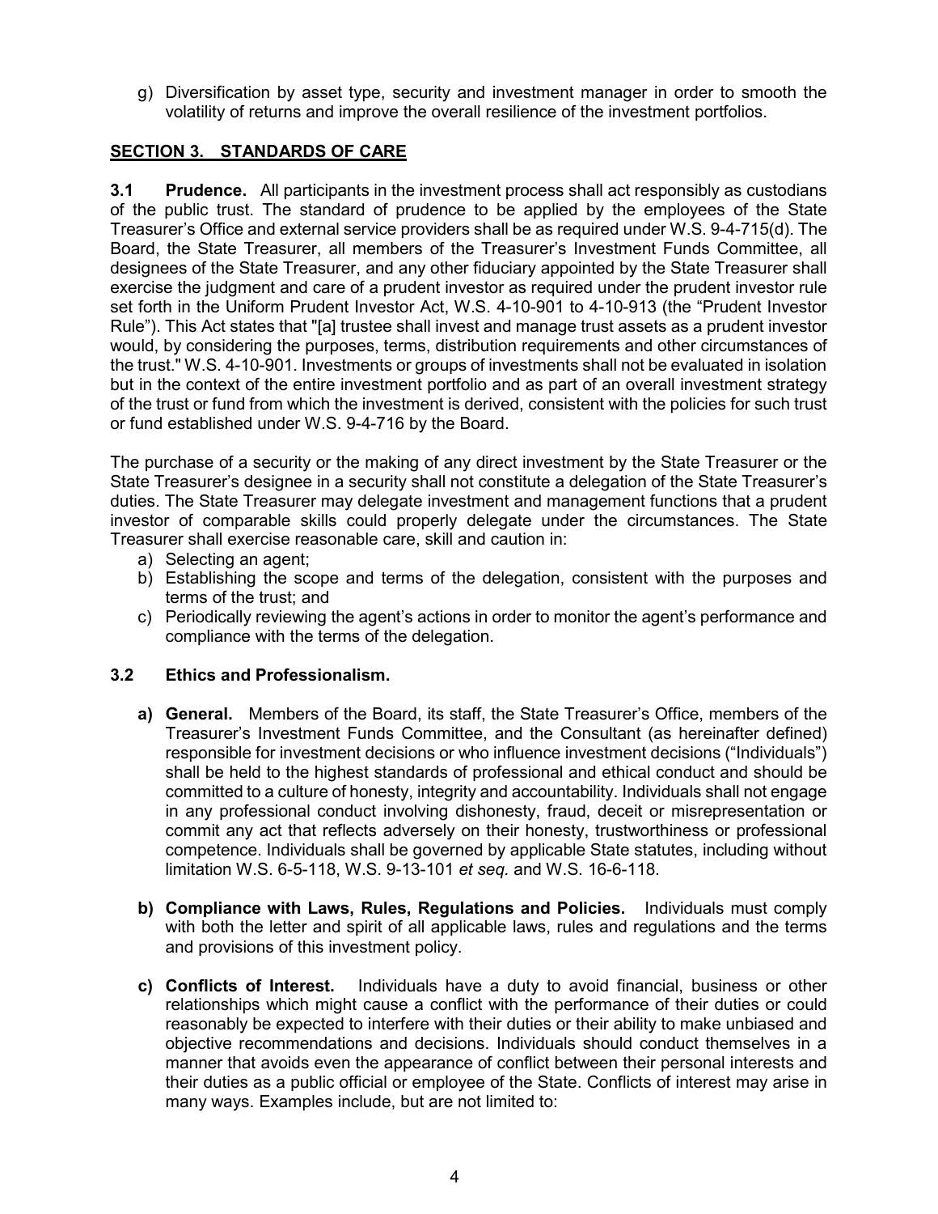g) Diversification by asset type, security and investment manager in order to smooth the volatility of returns and improve the overall resilience of the investment portfolios.

## SECTION 3. STANDARDS OF CARE

**3.1 Prudence.** All participants in the investment process shall act responsibly as custodians of the public trust. The standard of prudence to be applied by the employees of the State Treasurer's Office and external service providers shall be as required under W.S. 9-4-715(d). The Board, the State Treasurer, all members of the Treasurer's Investment Funds Committee, all designees of the State Treasurer, and any other fiduciary appointed by the State Treasurer shall exercise the judgment and care of a prudent investor as required under the prudent investor rule set forth in the Uniform Prudent Investor Act, W.S. 4-10-901 to 4-10-913 (the "Prudent Investor Rule"). This Act states that "[a] trustee shall invest and manage trust assets as a prudent investor would, by considering the purposes, terms, distribution requirements and other circumstances of the trust." W.S. 4-10-901. Investments or groups of investments shall not be evaluated in isolation but in the context of the entire investment portfolio and as part of an overall investment strategy of the trust or fund from which the investment is derived, consistent with the policies for such trust or fund established under W.S. 9-4-716 by the Board.

The purchase of a security or the making of any direct investment by the State Treasurer or the State Treasurer's designee in a security shall not constitute a delegation of the State Treasurer's duties. The State Treasurer may delegate investment and management functions that a prudent investor of comparable skills could properly delegate under the circumstances. The State Treasurer shall exercise reasonable care, skill and caution in:

a) Selecting an agent;
b) Establishing the scope and terms of the delegation, consistent with the purposes and terms of the trust; and
c) Periodically reviewing the agent's actions in order to monitor the agent's performance and compliance with the terms of the delegation.

**3.2 Ethics and Professionalism.**

**a) General.** Members of the Board, its staff, the State Treasurer's Office, members of the Treasurer's Investment Funds Committee, and the Consultant (as hereinafter defined) responsible for investment decisions or who influence investment decisions ("Individuals") shall be held to the highest standards of professional and ethical conduct and should be committed to a culture of honesty, integrity and accountability. Individuals shall not engage in any professional conduct involving dishonesty, fraud, deceit or misrepresentation or commit any act that reflects adversely on their honesty, trustworthiness or professional competence. Individuals shall be governed by applicable State statutes, including without limitation W.S. 6-5-118, W.S. 9-13-101 *et seq.* and W.S. 16-6-118.

**b) Compliance with Laws, Rules, Regulations and Policies.** Individuals must comply with both the letter and spirit of all applicable laws, rules and regulations and the terms and provisions of this investment policy.

**c) Conflicts of Interest.** Individuals have a duty to avoid financial, business or other relationships which might cause a conflict with the performance of their duties or could reasonably be expected to interfere with their duties or their ability to make unbiased and objective recommendations and decisions. Individuals should conduct themselves in a manner that avoids even the appearance of conflict between their personal interests and their duties as a public official or employee of the State. Conflicts of interest may arise in many ways. Examples include, but are not limited to: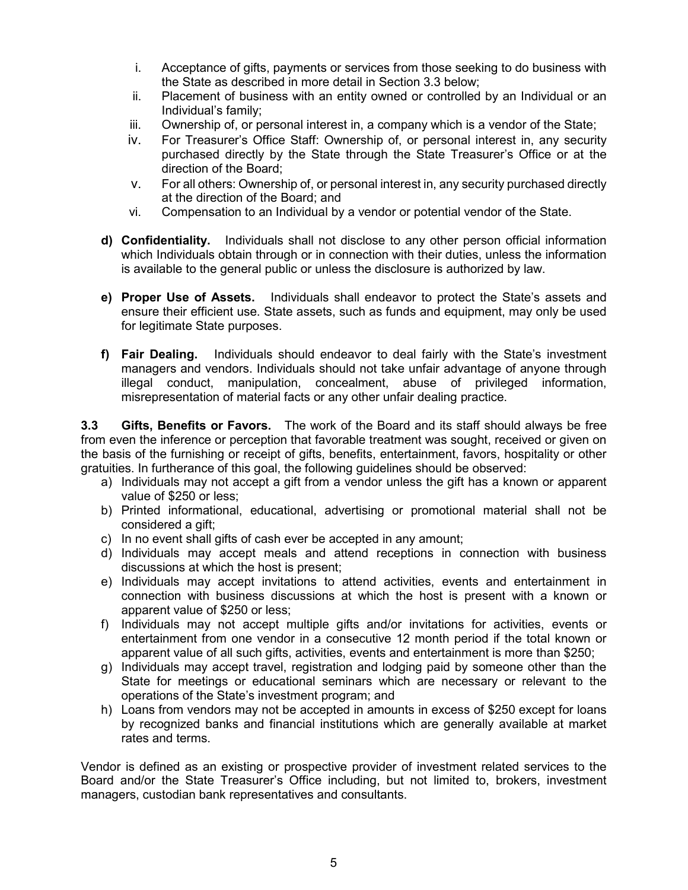i. Acceptance of gifts, payments or services from those seeking to do business with the State as described in more detail in Section 3.3 below;
ii. Placement of business with an entity owned or controlled by an Individual or an Individual's family;
iii. Ownership of, or personal interest in, a company which is a vendor of the State;
iv. For Treasurer's Office Staff: Ownership of, or personal interest in, any security purchased directly by the State through the State Treasurer's Office or at the direction of the Board;
v. For all others: Ownership of, or personal interest in, any security purchased directly at the direction of the Board; and
vi. Compensation to an Individual by a vendor or potential vendor of the State.

**d) Confidentiality.** Individuals shall not disclose to any other person official information which Individuals obtain through or in connection with their duties, unless the information is available to the general public or unless the disclosure is authorized by law.

**e) Proper Use of Assets.** Individuals shall endeavor to protect the State's assets and ensure their efficient use. State assets, such as funds and equipment, may only be used for legitimate State purposes.

**f) Fair Dealing.** Individuals should endeavor to deal fairly with the State's investment managers and vendors. Individuals should not take unfair advantage of anyone through illegal conduct, manipulation, concealment, abuse of privileged information, misrepresentation of material facts or any other unfair dealing practice.

**3.3 Gifts, Benefits or Favors.** The work of the Board and its staff should always be free from even the inference or perception that favorable treatment was sought, received or given on the basis of the furnishing or receipt of gifts, benefits, entertainment, favors, hospitality or other gratuities. In furtherance of this goal, the following guidelines should be observed:

a) Individuals may not accept a gift from a vendor unless the gift has a known or apparent value of $250 or less;
b) Printed informational, educational, advertising or promotional material shall not be considered a gift;
c) In no event shall gifts of cash ever be accepted in any amount;
d) Individuals may accept meals and attend receptions in connection with business discussions at which the host is present;
e) Individuals may accept invitations to attend activities, events and entertainment in connection with business discussions at which the host is present with a known or apparent value of $250 or less;
f) Individuals may not accept multiple gifts and/or invitations for activities, events or entertainment from one vendor in a consecutive 12 month period if the total known or apparent value of all such gifts, activities, events and entertainment is more than $250;
g) Individuals may accept travel, registration and lodging paid by someone other than the State for meetings or educational seminars which are necessary or relevant to the operations of the State's investment program; and
h) Loans from vendors may not be accepted in amounts in excess of $250 except for loans by recognized banks and financial institutions which are generally available at market rates and terms.

Vendor is defined as an existing or prospective provider of investment related services to the Board and/or the State Treasurer's Office including, but not limited to, brokers, investment managers, custodian bank representatives and consultants.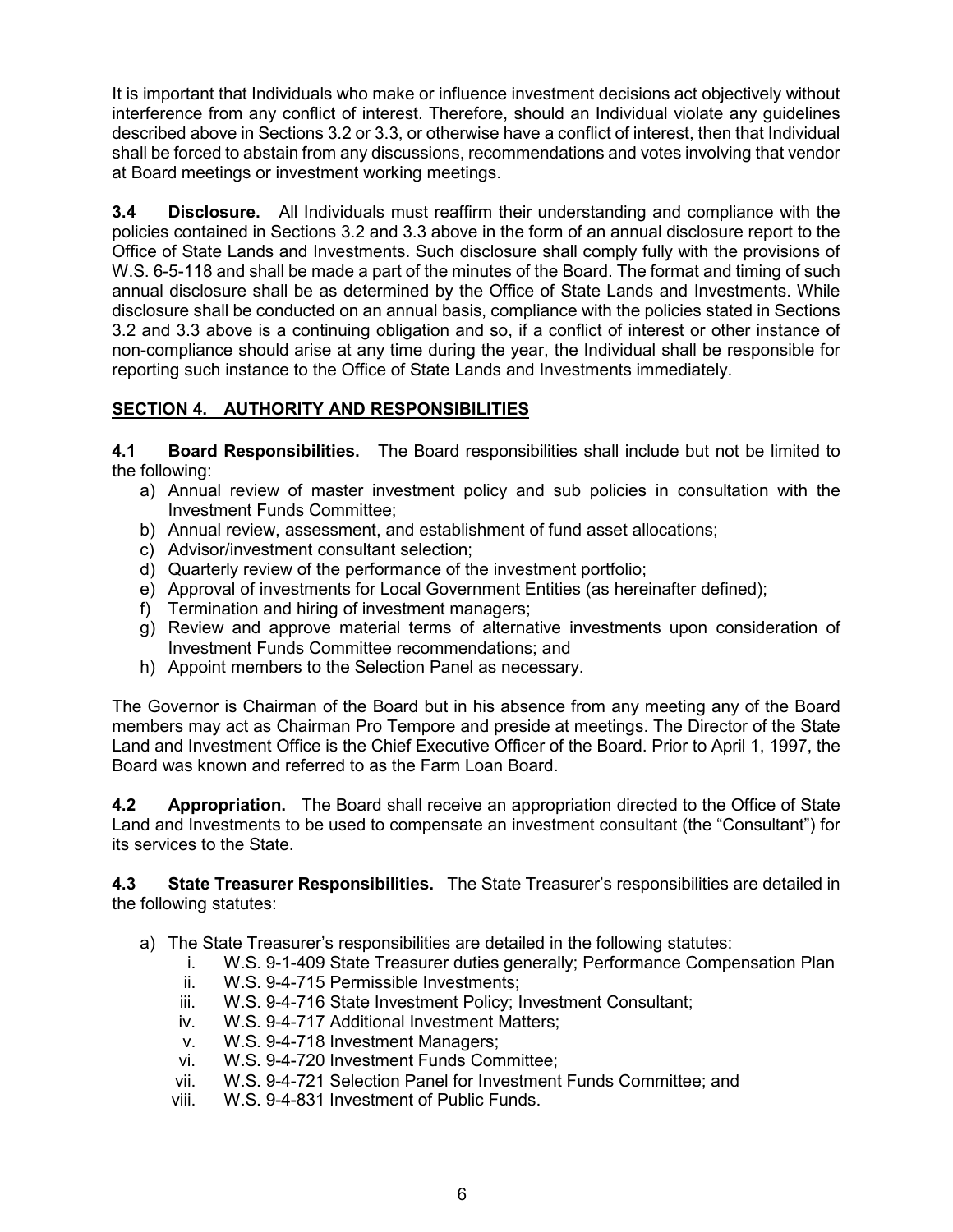It is important that Individuals who make or influence investment decisions act objectively without interference from any conflict of interest. Therefore, should an Individual violate any guidelines described above in Sections 3.2 or 3.3, or otherwise have a conflict of interest, then that Individual shall be forced to abstain from any discussions, recommendations and votes involving that vendor at Board meetings or investment working meetings.

**3.4 Disclosure.** All Individuals must reaffirm their understanding and compliance with the policies contained in Sections 3.2 and 3.3 above in the form of an annual disclosure report to the Office of State Lands and Investments. Such disclosure shall comply fully with the provisions of W.S. 6-5-118 and shall be made a part of the minutes of the Board. The format and timing of such annual disclosure shall be as determined by the Office of State Lands and Investments. While disclosure shall be conducted on an annual basis, compliance with the policies stated in Sections 3.2 and 3.3 above is a continuing obligation and so, if a conflict of interest or other instance of non-compliance should arise at any time during the year, the Individual shall be responsible for reporting such instance to the Office of State Lands and Investments immediately.

## SECTION 4. AUTHORITY AND RESPONSIBILITIES

**4.1 Board Responsibilities.** The Board responsibilities shall include but not be limited to the following:

a) Annual review of master investment policy and sub policies in consultation with the Investment Funds Committee;
b) Annual review, assessment, and establishment of fund asset allocations;
c) Advisor/investment consultant selection;
d) Quarterly review of the performance of the investment portfolio;
e) Approval of investments for Local Government Entities (as hereinafter defined);
f) Termination and hiring of investment managers;
g) Review and approve material terms of alternative investments upon consideration of Investment Funds Committee recommendations; and
h) Appoint members to the Selection Panel as necessary.

The Governor is Chairman of the Board but in his absence from any meeting any of the Board members may act as Chairman Pro Tempore and preside at meetings. The Director of the State Land and Investment Office is the Chief Executive Officer of the Board. Prior to April 1, 1997, the Board was known and referred to as the Farm Loan Board.

**4.2 Appropriation.** The Board shall receive an appropriation directed to the Office of State Land and Investments to be used to compensate an investment consultant (the "Consultant") for its services to the State.

**4.3 State Treasurer Responsibilities.** The State Treasurer's responsibilities are detailed in the following statutes:

a) The State Treasurer's responsibilities are detailed in the following statutes:
   i. W.S. 9-1-409 State Treasurer duties generally; Performance Compensation Plan
   ii. W.S. 9-4-715 Permissible Investments;
   iii. W.S. 9-4-716 State Investment Policy; Investment Consultant;
   iv. W.S. 9-4-717 Additional Investment Matters;
   v. W.S. 9-4-718 Investment Managers;
   vi. W.S. 9-4-720 Investment Funds Committee;
   vii. W.S. 9-4-721 Selection Panel for Investment Funds Committee; and
   viii. W.S. 9-4-831 Investment of Public Funds.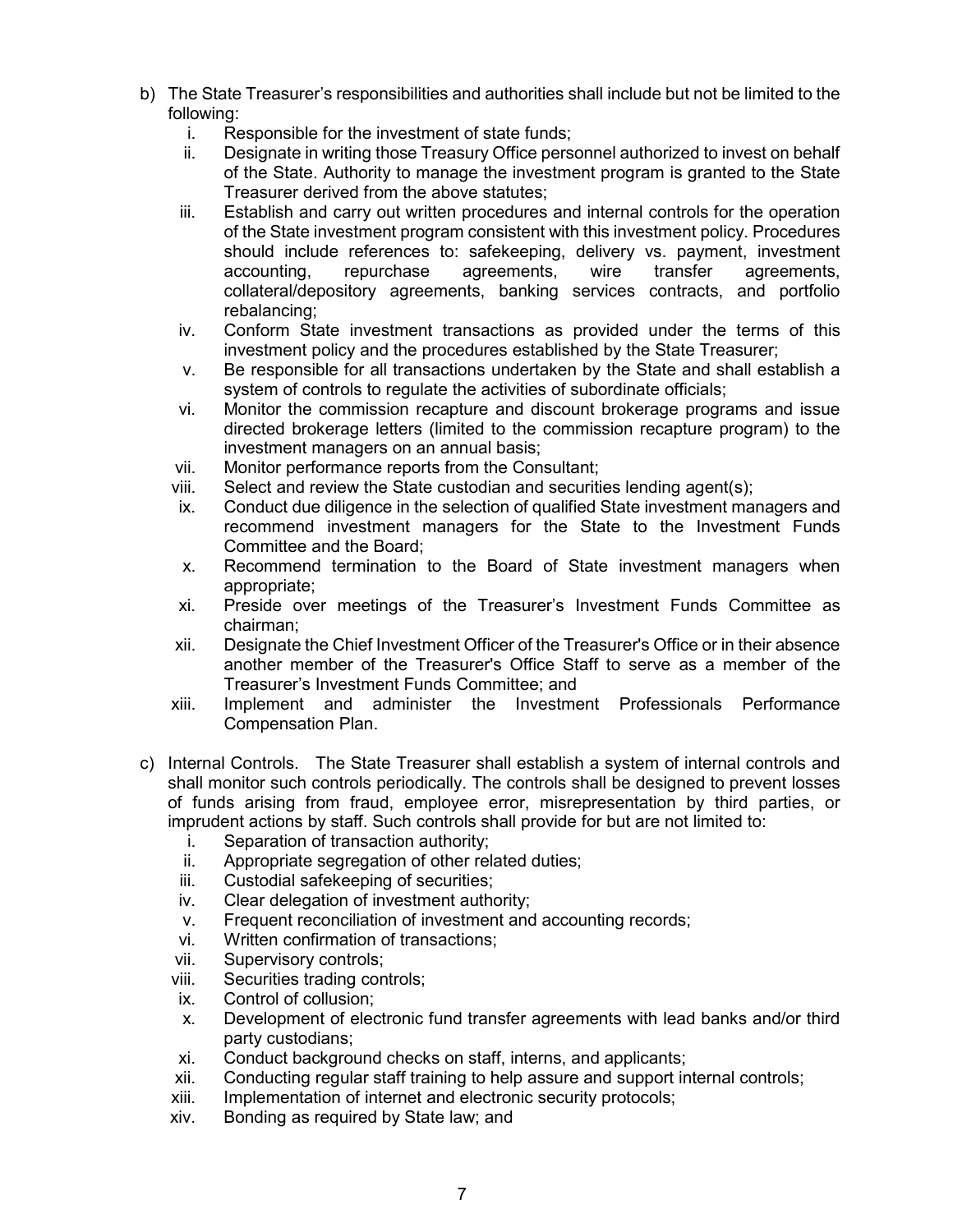b) The State Treasurer's responsibilities and authorities shall include but not be limited to the following:
   i. Responsible for the investment of state funds;
   ii. Designate in writing those Treasury Office personnel authorized to invest on behalf of the State. Authority to manage the investment program is granted to the State Treasurer derived from the above statutes;
   iii. Establish and carry out written procedures and internal controls for the operation of the State investment program consistent with this investment policy. Procedures should include references to: safekeeping, delivery vs. payment, investment accounting, repurchase agreements, wire transfer agreements, collateral/depository agreements, banking services contracts, and portfolio rebalancing;
   iv. Conform State investment transactions as provided under the terms of this investment policy and the procedures established by the State Treasurer;
   v. Be responsible for all transactions undertaken by the State and shall establish a system of controls to regulate the activities of subordinate officials;
   vi. Monitor the commission recapture and discount brokerage programs and issue directed brokerage letters (limited to the commission recapture program) to the investment managers on an annual basis;
   vii. Monitor performance reports from the Consultant;
   viii. Select and review the State custodian and securities lending agent(s);
   ix. Conduct due diligence in the selection of qualified State investment managers and recommend investment managers for the State to the Investment Funds Committee and the Board;
   x. Recommend termination to the Board of State investment managers when appropriate;
   xi. Preside over meetings of the Treasurer's Investment Funds Committee as chairman;
   xii. Designate the Chief Investment Officer of the Treasurer's Office or in their absence another member of the Treasurer's Office Staff to serve as a member of the Treasurer's Investment Funds Committee; and
   xiii. Implement and administer the Investment Professionals Performance Compensation Plan.

c) Internal Controls. The State Treasurer shall establish a system of internal controls and shall monitor such controls periodically. The controls shall be designed to prevent losses of funds arising from fraud, employee error, misrepresentation by third parties, or imprudent actions by staff. Such controls shall provide for but are not limited to:
   i. Separation of transaction authority;
   ii. Appropriate segregation of other related duties;
   iii. Custodial safekeeping of securities;
   iv. Clear delegation of investment authority;
   v. Frequent reconciliation of investment and accounting records;
   vi. Written confirmation of transactions;
   vii. Supervisory controls;
   viii. Securities trading controls;
   ix. Control of collusion;
   x. Development of electronic fund transfer agreements with lead banks and/or third party custodians;
   xi. Conduct background checks on staff, interns, and applicants;
   xii. Conducting regular staff training to help assure and support internal controls;
   xiii. Implementation of internet and electronic security protocols;
   xiv. Bonding as required by State law; and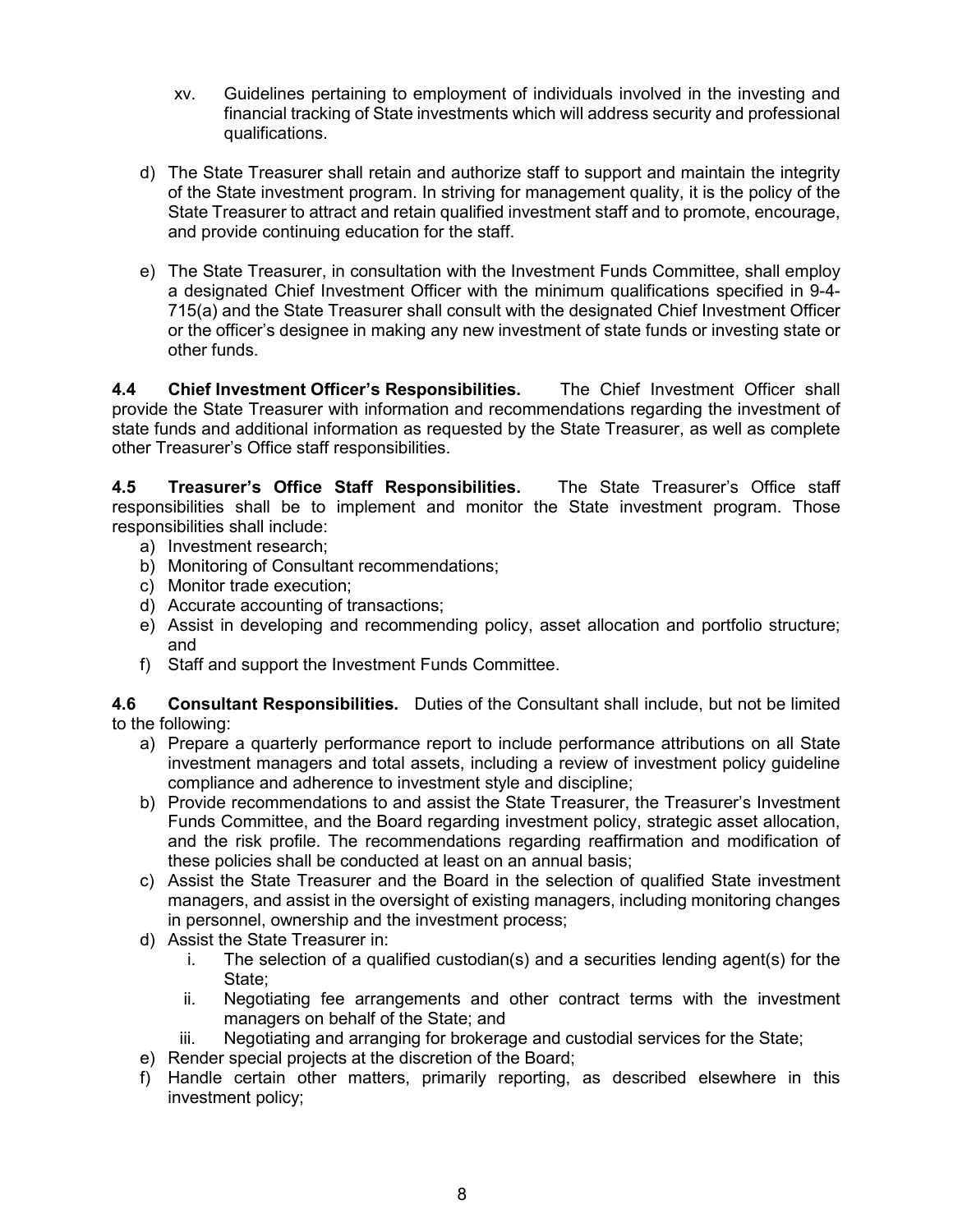xv. Guidelines pertaining to employment of individuals involved in the investing and financial tracking of State investments which will address security and professional qualifications.

d) The State Treasurer shall retain and authorize staff to support and maintain the integrity of the State investment program. In striving for management quality, it is the policy of the State Treasurer to attract and retain qualified investment staff and to promote, encourage, and provide continuing education for the staff.

e) The State Treasurer, in consultation with the Investment Funds Committee, shall employ a designated Chief Investment Officer with the minimum qualifications specified in 9-4-715(a) and the State Treasurer shall consult with the designated Chief Investment Officer or the officer's designee in making any new investment of state funds or investing state or other funds.

**4.4 Chief Investment Officer's Responsibilities.** The Chief Investment Officer shall provide the State Treasurer with information and recommendations regarding the investment of state funds and additional information as requested by the State Treasurer, as well as complete other Treasurer's Office staff responsibilities.

**4.5 Treasurer's Office Staff Responsibilities.** The State Treasurer's Office staff responsibilities shall be to implement and monitor the State investment program. Those responsibilities shall include:

a) Investment research;
b) Monitoring of Consultant recommendations;
c) Monitor trade execution;
d) Accurate accounting of transactions;
e) Assist in developing and recommending policy, asset allocation and portfolio structure; and
f) Staff and support the Investment Funds Committee.

**4.6 Consultant Responsibilities.** Duties of the Consultant shall include, but not be limited to the following:

a) Prepare a quarterly performance report to include performance attributions on all State investment managers and total assets, including a review of investment policy guideline compliance and adherence to investment style and discipline;
b) Provide recommendations to and assist the State Treasurer, the Treasurer's Investment Funds Committee, and the Board regarding investment policy, strategic asset allocation, and the risk profile. The recommendations regarding reaffirmation and modification of these policies shall be conducted at least on an annual basis;
c) Assist the State Treasurer and the Board in the selection of qualified State investment managers, and assist in the oversight of existing managers, including monitoring changes in personnel, ownership and the investment process;
d) Assist the State Treasurer in:
   i. The selection of a qualified custodian(s) and a securities lending agent(s) for the State;
   ii. Negotiating fee arrangements and other contract terms with the investment managers on behalf of the State; and
   iii. Negotiating and arranging for brokerage and custodial services for the State;
e) Render special projects at the discretion of the Board;
f) Handle certain other matters, primarily reporting, as described elsewhere in this investment policy;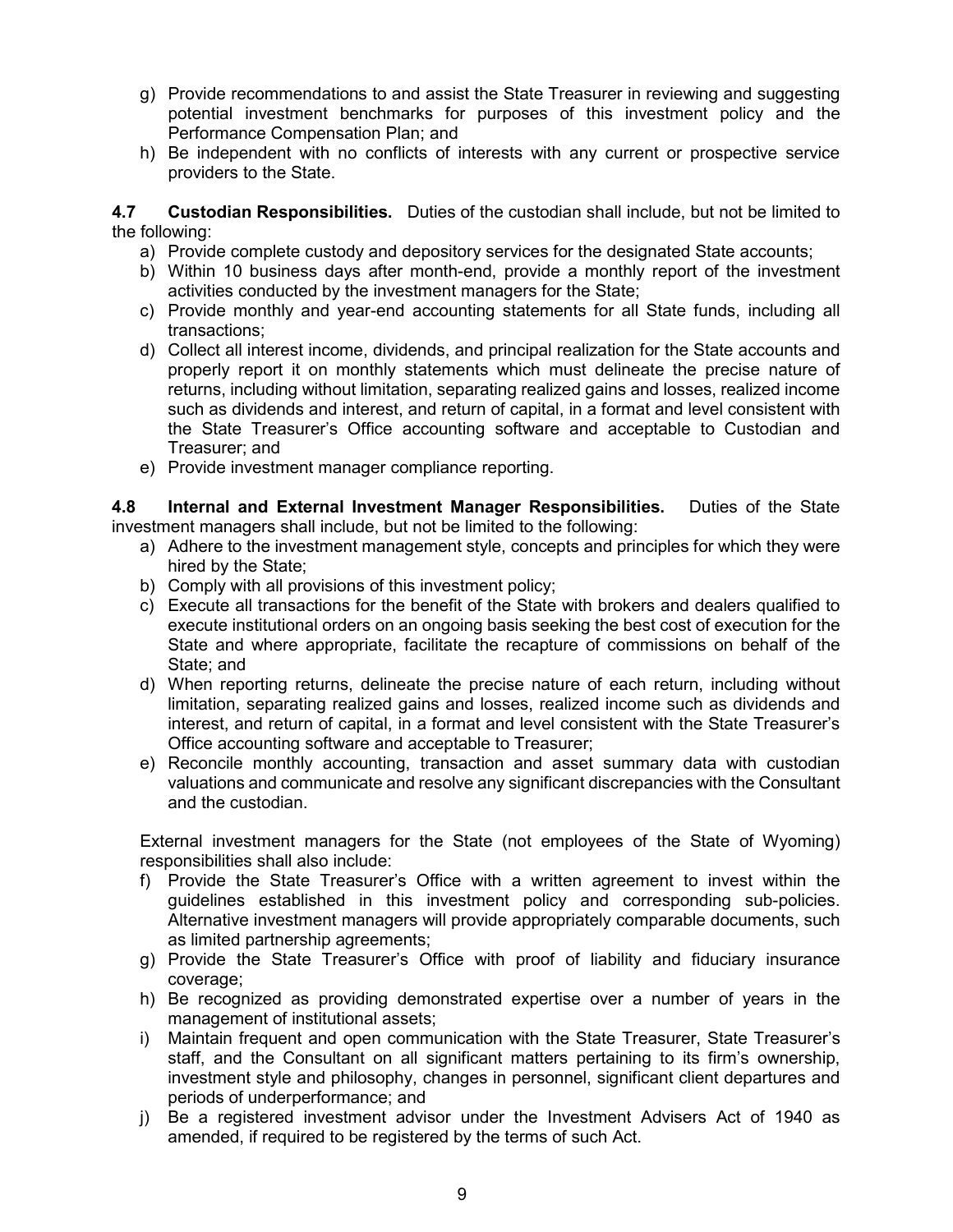g) Provide recommendations to and assist the State Treasurer in reviewing and suggesting potential investment benchmarks for purposes of this investment policy and the Performance Compensation Plan; and
h) Be independent with no conflicts of interests with any current or prospective service providers to the State.

**4.7 Custodian Responsibilities.** Duties of the custodian shall include, but not be limited to the following:

a) Provide complete custody and depository services for the designated State accounts;
b) Within 10 business days after month-end, provide a monthly report of the investment activities conducted by the investment managers for the State;
c) Provide monthly and year-end accounting statements for all State funds, including all transactions;
d) Collect all interest income, dividends, and principal realization for the State accounts and properly report it on monthly statements which must delineate the precise nature of returns, including without limitation, separating realized gains and losses, realized income such as dividends and interest, and return of capital, in a format and level consistent with the State Treasurer's Office accounting software and acceptable to Custodian and Treasurer; and
e) Provide investment manager compliance reporting.

**4.8 Internal and External Investment Manager Responsibilities.** Duties of the State investment managers shall include, but not be limited to the following:

a) Adhere to the investment management style, concepts and principles for which they were hired by the State;
b) Comply with all provisions of this investment policy;
c) Execute all transactions for the benefit of the State with brokers and dealers qualified to execute institutional orders on an ongoing basis seeking the best cost of execution for the State and where appropriate, facilitate the recapture of commissions on behalf of the State; and
d) When reporting returns, delineate the precise nature of each return, including without limitation, separating realized gains and losses, realized income such as dividends and interest, and return of capital, in a format and level consistent with the State Treasurer's Office accounting software and acceptable to Treasurer;
e) Reconcile monthly accounting, transaction and asset summary data with custodian valuations and communicate and resolve any significant discrepancies with the Consultant and the custodian.

External investment managers for the State (not employees of the State of Wyoming) responsibilities shall also include:

f) Provide the State Treasurer's Office with a written agreement to invest within the guidelines established in this investment policy and corresponding sub-policies. Alternative investment managers will provide appropriately comparable documents, such as limited partnership agreements;
g) Provide the State Treasurer's Office with proof of liability and fiduciary insurance coverage;
h) Be recognized as providing demonstrated expertise over a number of years in the management of institutional assets;
i) Maintain frequent and open communication with the State Treasurer, State Treasurer's staff, and the Consultant on all significant matters pertaining to its firm's ownership, investment style and philosophy, changes in personnel, significant client departures and periods of underperformance; and
j) Be a registered investment advisor under the Investment Advisers Act of 1940 as amended, if required to be registered by the terms of such Act.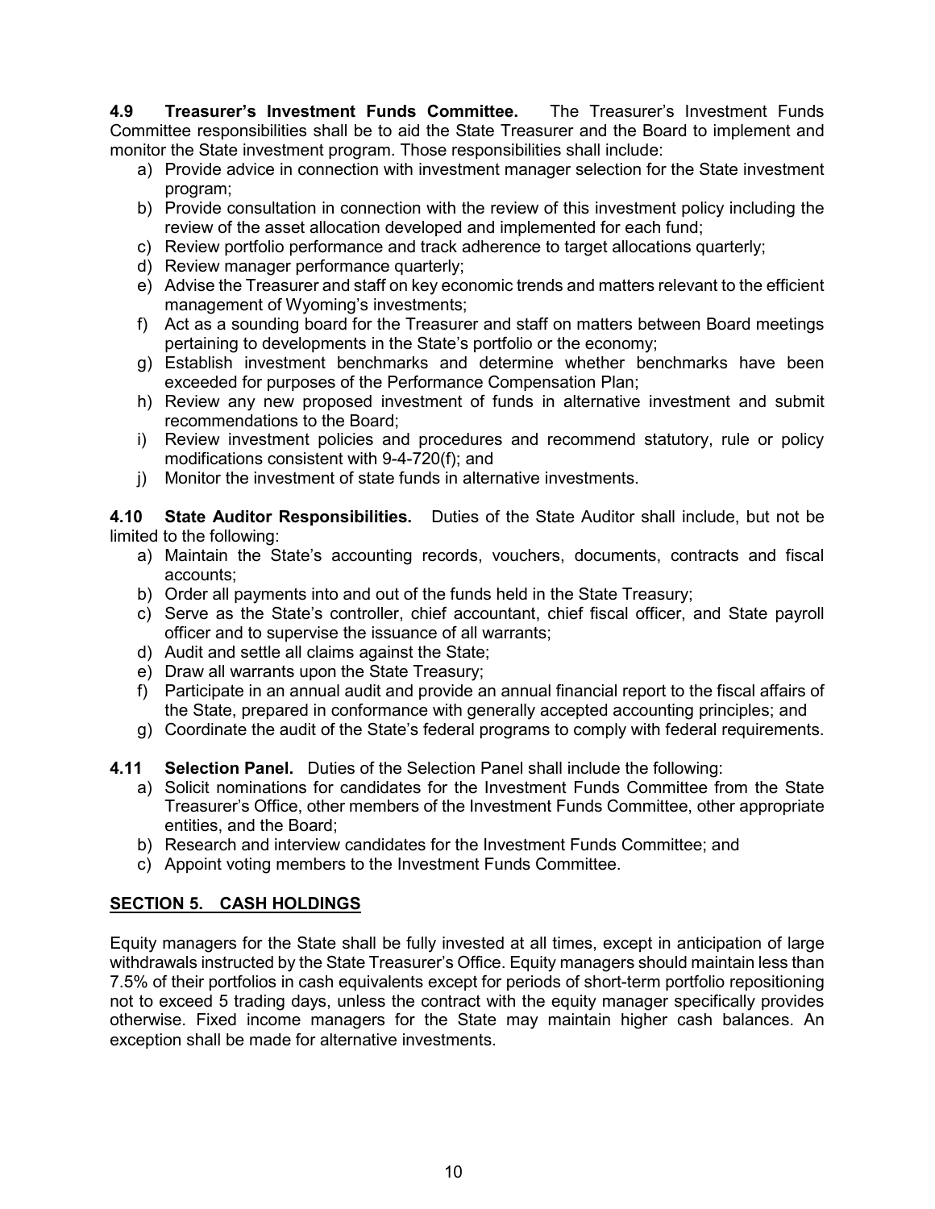**4.9 Treasurer's Investment Funds Committee.** The Treasurer's Investment Funds Committee responsibilities shall be to aid the State Treasurer and the Board to implement and monitor the State investment program. Those responsibilities shall include:

a) Provide advice in connection with investment manager selection for the State investment program;
b) Provide consultation in connection with the review of this investment policy including the review of the asset allocation developed and implemented for each fund;
c) Review portfolio performance and track adherence to target allocations quarterly;
d) Review manager performance quarterly;
e) Advise the Treasurer and staff on key economic trends and matters relevant to the efficient management of Wyoming's investments;
f) Act as a sounding board for the Treasurer and staff on matters between Board meetings pertaining to developments in the State's portfolio or the economy;
g) Establish investment benchmarks and determine whether benchmarks have been exceeded for purposes of the Performance Compensation Plan;
h) Review any new proposed investment of funds in alternative investment and submit recommendations to the Board;
i) Review investment policies and procedures and recommend statutory, rule or policy modifications consistent with 9-4-720(f); and
j) Monitor the investment of state funds in alternative investments.

**4.10 State Auditor Responsibilities.** Duties of the State Auditor shall include, but not be limited to the following:

a) Maintain the State's accounting records, vouchers, documents, contracts and fiscal accounts;
b) Order all payments into and out of the funds held in the State Treasury;
c) Serve as the State's controller, chief accountant, chief fiscal officer, and State payroll officer and to supervise the issuance of all warrants;
d) Audit and settle all claims against the State;
e) Draw all warrants upon the State Treasury;
f) Participate in an annual audit and provide an annual financial report to the fiscal affairs of the State, prepared in conformance with generally accepted accounting principles; and
g) Coordinate the audit of the State's federal programs to comply with federal requirements.

**4.11 Selection Panel.** Duties of the Selection Panel shall include the following:

a) Solicit nominations for candidates for the Investment Funds Committee from the State Treasurer's Office, other members of the Investment Funds Committee, other appropriate entities, and the Board;
b) Research and interview candidates for the Investment Funds Committee; and
c) Appoint voting members to the Investment Funds Committee.

## SECTION 5. CASH HOLDINGS

Equity managers for the State shall be fully invested at all times, except in anticipation of large withdrawals instructed by the State Treasurer's Office. Equity managers should maintain less than 7.5% of their portfolios in cash equivalents except for periods of short-term portfolio repositioning not to exceed 5 trading days, unless the contract with the equity manager specifically provides otherwise. Fixed income managers for the State may maintain higher cash balances. An exception shall be made for alternative investments.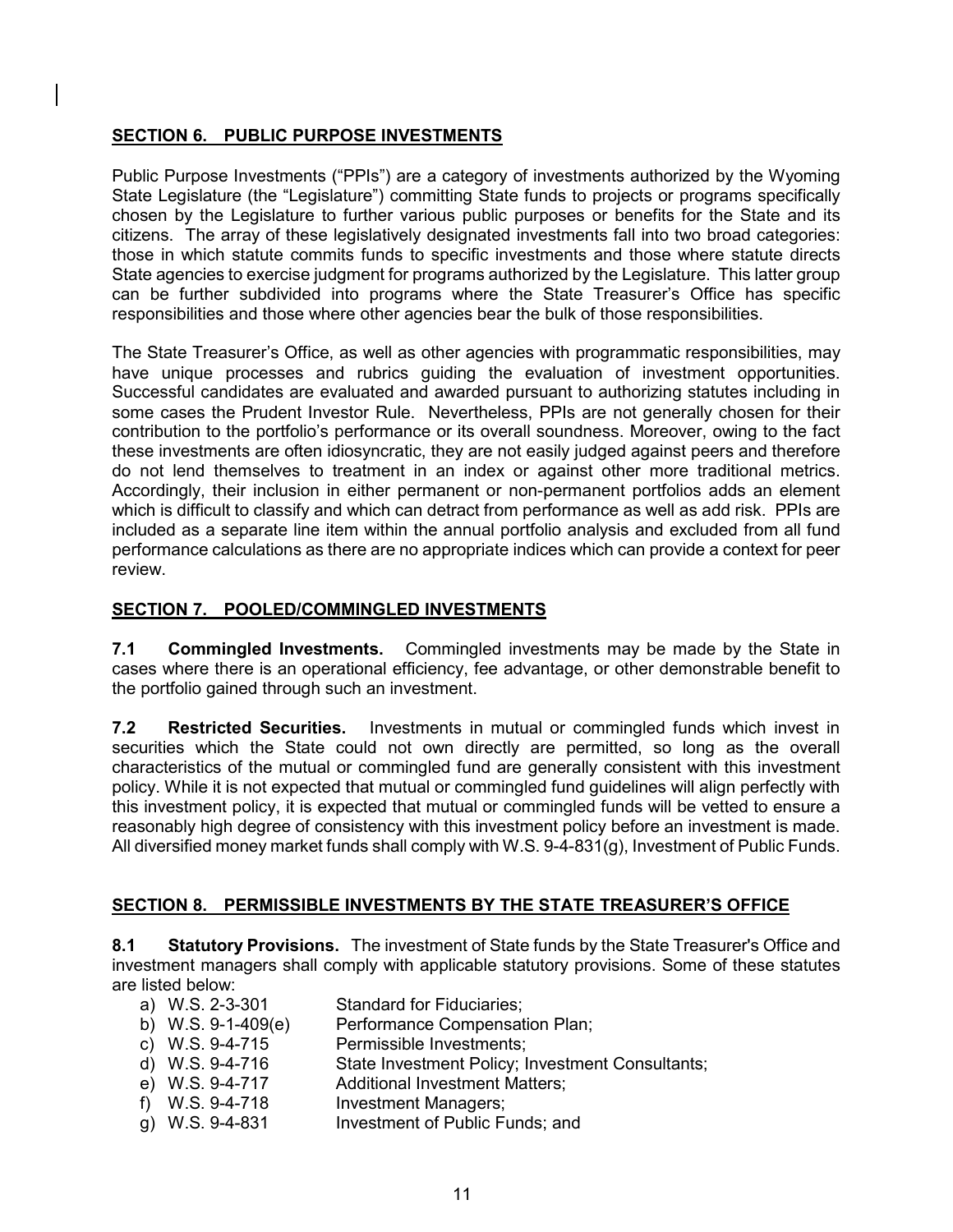## SECTION 6. PUBLIC PURPOSE INVESTMENTS

Public Purpose Investments ("PPIs") are a category of investments authorized by the Wyoming State Legislature (the "Legislature") committing State funds to projects or programs specifically chosen by the Legislature to further various public purposes or benefits for the State and its citizens. The array of these legislatively designated investments fall into two broad categories: those in which statute commits funds to specific investments and those where statute directs State agencies to exercise judgment for programs authorized by the Legislature. This latter group can be further subdivided into programs where the State Treasurer's Office has specific responsibilities and those where other agencies bear the bulk of those responsibilities.

The State Treasurer's Office, as well as other agencies with programmatic responsibilities, may have unique processes and rubrics guiding the evaluation of investment opportunities. Successful candidates are evaluated and awarded pursuant to authorizing statutes including in some cases the Prudent Investor Rule. Nevertheless, PPIs are not generally chosen for their contribution to the portfolio's performance or its overall soundness. Moreover, owing to the fact these investments are often idiosyncratic, they are not easily judged against peers and therefore do not lend themselves to treatment in an index or against other more traditional metrics. Accordingly, their inclusion in either permanent or non-permanent portfolios adds an element which is difficult to classify and which can detract from performance as well as add risk. PPIs are included as a separate line item within the annual portfolio analysis and excluded from all fund performance calculations as there are no appropriate indices which can provide a context for peer review.

## SECTION 7. POOLED/COMMINGLED INVESTMENTS

**7.1 Commingled Investments.** Commingled investments may be made by the State in cases where there is an operational efficiency, fee advantage, or other demonstrable benefit to the portfolio gained through such an investment.

**7.2 Restricted Securities.** Investments in mutual or commingled funds which invest in securities which the State could not own directly are permitted, so long as the overall characteristics of the mutual or commingled fund are generally consistent with this investment policy. While it is not expected that mutual or commingled fund guidelines will align perfectly with this investment policy, it is expected that mutual or commingled funds will be vetted to ensure a reasonably high degree of consistency with this investment policy before an investment is made. All diversified money market funds shall comply with W.S. 9-4-831(g), Investment of Public Funds.

## SECTION 8. PERMISSIBLE INVESTMENTS BY THE STATE TREASURER'S OFFICE

**8.1 Statutory Provisions.** The investment of State funds by the State Treasurer's Office and investment managers shall comply with applicable statutory provisions. Some of these statutes are listed below:

a) W.S. 2-3-301 Standard for Fiduciaries;
b) W.S. 9-1-409(e) Performance Compensation Plan;
c) W.S. 9-4-715 Permissible Investments;
d) W.S. 9-4-716 State Investment Policy; Investment Consultants;
e) W.S. 9-4-717 Additional Investment Matters;
f) W.S. 9-4-718 Investment Managers;
g) W.S. 9-4-831 Investment of Public Funds; and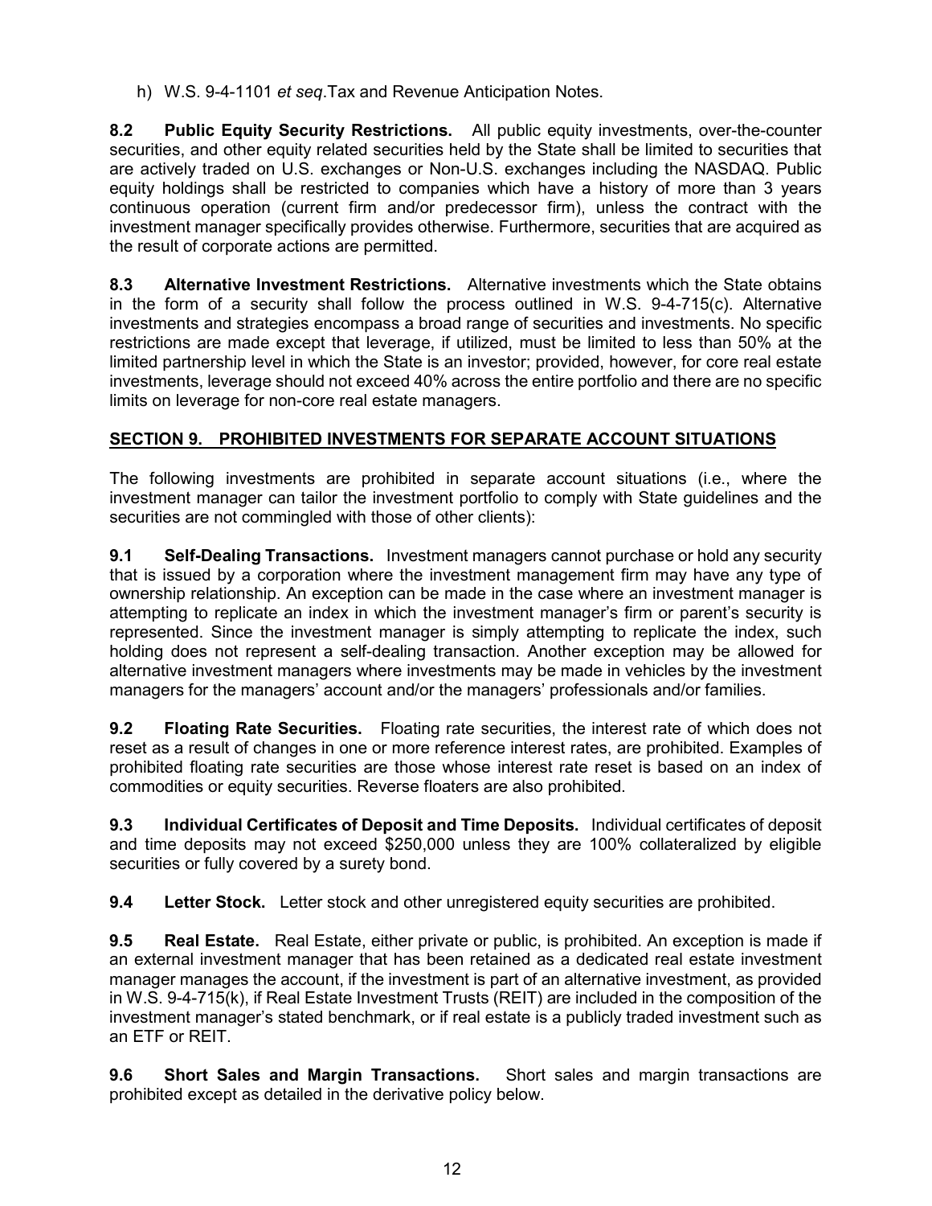h) W.S. 9-4-1101 *et seq*.Tax and Revenue Anticipation Notes.

**8.2 Public Equity Security Restrictions.** All public equity investments, over-the-counter securities, and other equity related securities held by the State shall be limited to securities that are actively traded on U.S. exchanges or Non-U.S. exchanges including the NASDAQ. Public equity holdings shall be restricted to companies which have a history of more than 3 years continuous operation (current firm and/or predecessor firm), unless the contract with the investment manager specifically provides otherwise. Furthermore, securities that are acquired as the result of corporate actions are permitted.

**8.3 Alternative Investment Restrictions.** Alternative investments which the State obtains in the form of a security shall follow the process outlined in W.S. 9-4-715(c). Alternative investments and strategies encompass a broad range of securities and investments. No specific restrictions are made except that leverage, if utilized, must be limited to less than 50% at the limited partnership level in which the State is an investor; provided, however, for core real estate investments, leverage should not exceed 40% across the entire portfolio and there are no specific limits on leverage for non-core real estate managers.

## SECTION 9. PROHIBITED INVESTMENTS FOR SEPARATE ACCOUNT SITUATIONS

The following investments are prohibited in separate account situations (i.e., where the investment manager can tailor the investment portfolio to comply with State guidelines and the securities are not commingled with those of other clients):

**9.1 Self-Dealing Transactions.** Investment managers cannot purchase or hold any security that is issued by a corporation where the investment management firm may have any type of ownership relationship. An exception can be made in the case where an investment manager is attempting to replicate an index in which the investment manager's firm or parent's security is represented. Since the investment manager is simply attempting to replicate the index, such holding does not represent a self-dealing transaction. Another exception may be allowed for alternative investment managers where investments may be made in vehicles by the investment managers for the managers' account and/or the managers' professionals and/or families.

**9.2 Floating Rate Securities.** Floating rate securities, the interest rate of which does not reset as a result of changes in one or more reference interest rates, are prohibited. Examples of prohibited floating rate securities are those whose interest rate reset is based on an index of commodities or equity securities. Reverse floaters are also prohibited.

**9.3 Individual Certificates of Deposit and Time Deposits.** Individual certificates of deposit and time deposits may not exceed $250,000 unless they are 100% collateralized by eligible securities or fully covered by a surety bond.

**9.4 Letter Stock.** Letter stock and other unregistered equity securities are prohibited.

**9.5 Real Estate.** Real Estate, either private or public, is prohibited. An exception is made if an external investment manager that has been retained as a dedicated real estate investment manager manages the account, if the investment is part of an alternative investment, as provided in W.S. 9-4-715(k), if Real Estate Investment Trusts (REIT) are included in the composition of the investment manager's stated benchmark, or if real estate is a publicly traded investment such as an ETF or REIT.

**9.6 Short Sales and Margin Transactions.** Short sales and margin transactions are prohibited except as detailed in the derivative policy below.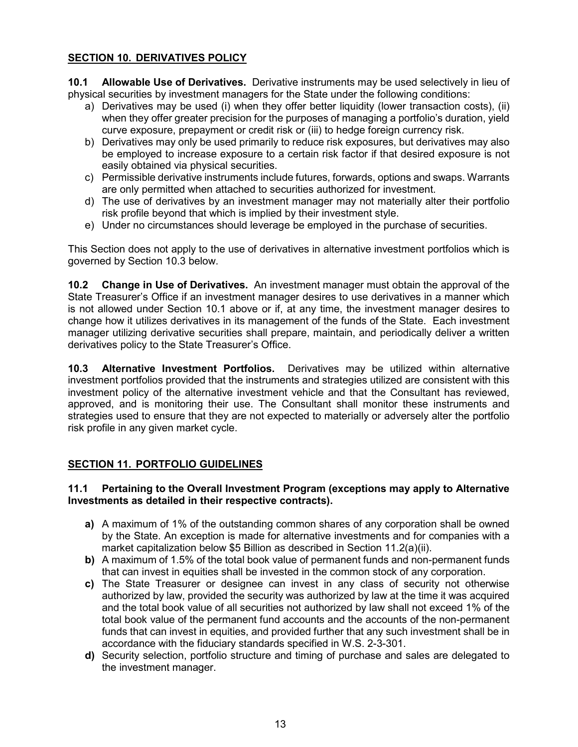## SECTION 10. DERIVATIVES POLICY

**10.1 Allowable Use of Derivatives.** Derivative instruments may be used selectively in lieu of physical securities by investment managers for the State under the following conditions:

a) Derivatives may be used (i) when they offer better liquidity (lower transaction costs), (ii) when they offer greater precision for the purposes of managing a portfolio's duration, yield curve exposure, prepayment or credit risk or (iii) to hedge foreign currency risk.
b) Derivatives may only be used primarily to reduce risk exposures, but derivatives may also be employed to increase exposure to a certain risk factor if that desired exposure is not easily obtained via physical securities.
c) Permissible derivative instruments include futures, forwards, options and swaps. Warrants are only permitted when attached to securities authorized for investment.
d) The use of derivatives by an investment manager may not materially alter their portfolio risk profile beyond that which is implied by their investment style.
e) Under no circumstances should leverage be employed in the purchase of securities.

This Section does not apply to the use of derivatives in alternative investment portfolios which is governed by Section 10.3 below.

**10.2 Change in Use of Derivatives.** An investment manager must obtain the approval of the State Treasurer's Office if an investment manager desires to use derivatives in a manner which is not allowed under Section 10.1 above or if, at any time, the investment manager desires to change how it utilizes derivatives in its management of the funds of the State. Each investment manager utilizing derivative securities shall prepare, maintain, and periodically deliver a written derivatives policy to the State Treasurer's Office.

**10.3 Alternative Investment Portfolios.** Derivatives may be utilized within alternative investment portfolios provided that the instruments and strategies utilized are consistent with this investment policy of the alternative investment vehicle and that the Consultant has reviewed, approved, and is monitoring their use. The Consultant shall monitor these instruments and strategies used to ensure that they are not expected to materially or adversely alter the portfolio risk profile in any given market cycle.

## SECTION 11. PORTFOLIO GUIDELINES

**11.1 Pertaining to the Overall Investment Program (exceptions may apply to Alternative Investments as detailed in their respective contracts).**

**a)** A maximum of 1% of the outstanding common shares of any corporation shall be owned by the State. An exception is made for alternative investments and for companies with a market capitalization below $5 Billion as described in Section 11.2(a)(ii).

**b)** A maximum of 1.5% of the total book value of permanent funds and non-permanent funds that can invest in equities shall be invested in the common stock of any corporation.

**c)** The State Treasurer or designee can invest in any class of security not otherwise authorized by law, provided the security was authorized by law at the time it was acquired and the total book value of all securities not authorized by law shall not exceed 1% of the total book value of the permanent fund accounts and the accounts of the non-permanent funds that can invest in equities, and provided further that any such investment shall be in accordance with the fiduciary standards specified in W.S. 2-3-301.

**d)** Security selection, portfolio structure and timing of purchase and sales are delegated to the investment manager.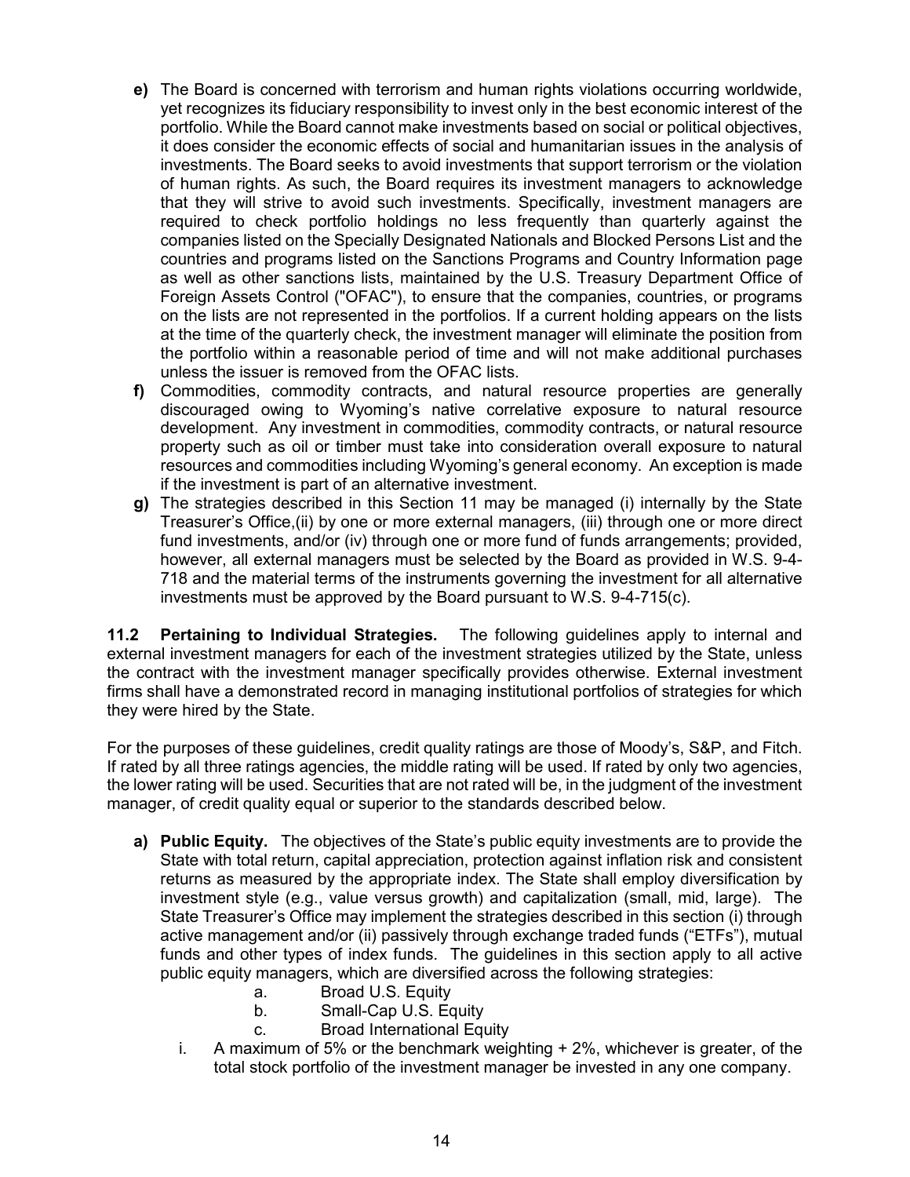**e)** The Board is concerned with terrorism and human rights violations occurring worldwide, yet recognizes its fiduciary responsibility to invest only in the best economic interest of the portfolio. While the Board cannot make investments based on social or political objectives, it does consider the economic effects of social and humanitarian issues in the analysis of investments. The Board seeks to avoid investments that support terrorism or the violation of human rights. As such, the Board requires its investment managers to acknowledge that they will strive to avoid such investments. Specifically, investment managers are required to check portfolio holdings no less frequently than quarterly against the companies listed on the Specially Designated Nationals and Blocked Persons List and the countries and programs listed on the Sanctions Programs and Country Information page as well as other sanctions lists, maintained by the U.S. Treasury Department Office of Foreign Assets Control ("OFAC"), to ensure that the companies, countries, or programs on the lists are not represented in the portfolios. If a current holding appears on the lists at the time of the quarterly check, the investment manager will eliminate the position from the portfolio within a reasonable period of time and will not make additional purchases unless the issuer is removed from the OFAC lists.

**f)** Commodities, commodity contracts, and natural resource properties are generally discouraged owing to Wyoming's native correlative exposure to natural resource development. Any investment in commodities, commodity contracts, or natural resource property such as oil or timber must take into consideration overall exposure to natural resources and commodities including Wyoming's general economy. An exception is made if the investment is part of an alternative investment.

**g)** The strategies described in this Section 11 may be managed (i) internally by the State Treasurer's Office,(ii) by one or more external managers, (iii) through one or more direct fund investments, and/or (iv) through one or more fund of funds arrangements; provided, however, all external managers must be selected by the Board as provided in W.S. 9-4-718 and the material terms of the instruments governing the investment for all alternative investments must be approved by the Board pursuant to W.S. 9-4-715(c).

**11.2 Pertaining to Individual Strategies.** The following guidelines apply to internal and external investment managers for each of the investment strategies utilized by the State, unless the contract with the investment manager specifically provides otherwise. External investment firms shall have a demonstrated record in managing institutional portfolios of strategies for which they were hired by the State.

For the purposes of these guidelines, credit quality ratings are those of Moody's, S&P, and Fitch. If rated by all three ratings agencies, the middle rating will be used. If rated by only two agencies, the lower rating will be used. Securities that are not rated will be, in the judgment of the investment manager, of credit quality equal or superior to the standards described below.

**a) Public Equity.** The objectives of the State's public equity investments are to provide the State with total return, capital appreciation, protection against inflation risk and consistent returns as measured by the appropriate index. The State shall employ diversification by investment style (e.g., value versus growth) and capitalization (small, mid, large). The State Treasurer's Office may implement the strategies described in this section (i) through active management and/or (ii) passively through exchange traded funds ("ETFs"), mutual funds and other types of index funds. The guidelines in this section apply to all active public equity managers, which are diversified across the following strategies:

   a. Broad U.S. Equity
   b. Small-Cap U.S. Equity
   c. Broad International Equity

   i. A maximum of 5% or the benchmark weighting + 2%, whichever is greater, of the total stock portfolio of the investment manager be invested in any one company.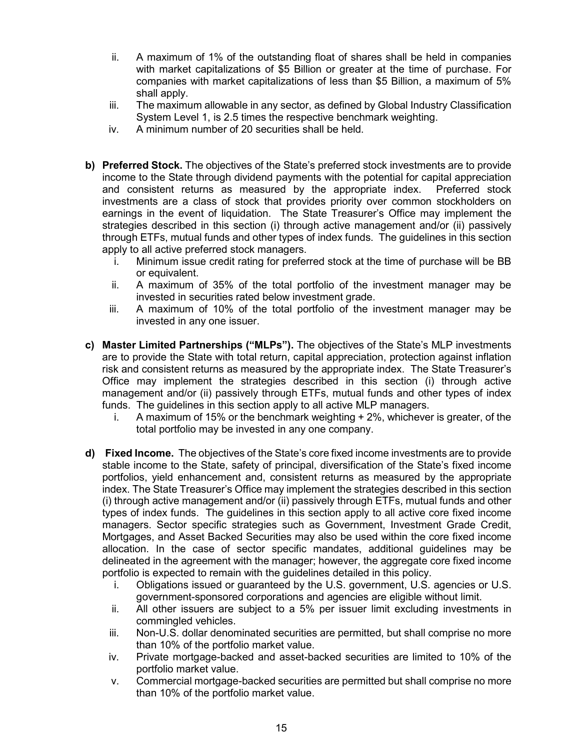ii. A maximum of 1% of the outstanding float of shares shall be held in companies with market capitalizations of $5 Billion or greater at the time of purchase. For companies with market capitalizations of less than $5 Billion, a maximum of 5% shall apply.
iii. The maximum allowable in any sector, as defined by Global Industry Classification System Level 1, is 2.5 times the respective benchmark weighting.
iv. A minimum number of 20 securities shall be held.

**b) Preferred Stock.** The objectives of the State's preferred stock investments are to provide income to the State through dividend payments with the potential for capital appreciation and consistent returns as measured by the appropriate index. Preferred stock investments are a class of stock that provides priority over common stockholders on earnings in the event of liquidation. The State Treasurer's Office may implement the strategies described in this section (i) through active management and/or (ii) passively through ETFs, mutual funds and other types of index funds. The guidelines in this section apply to all active preferred stock managers.

i. Minimum issue credit rating for preferred stock at the time of purchase will be BB or equivalent.
ii. A maximum of 35% of the total portfolio of the investment manager may be invested in securities rated below investment grade.
iii. A maximum of 10% of the total portfolio of the investment manager may be invested in any one issuer.

**c) Master Limited Partnerships ("MLPs").** The objectives of the State's MLP investments are to provide the State with total return, capital appreciation, protection against inflation risk and consistent returns as measured by the appropriate index. The State Treasurer's Office may implement the strategies described in this section (i) through active management and/or (ii) passively through ETFs, mutual funds and other types of index funds. The guidelines in this section apply to all active MLP managers.

i. A maximum of 15% or the benchmark weighting + 2%, whichever is greater, of the total portfolio may be invested in any one company.

**d) Fixed Income.** The objectives of the State's core fixed income investments are to provide stable income to the State, safety of principal, diversification of the State's fixed income portfolios, yield enhancement and, consistent returns as measured by the appropriate index. The State Treasurer's Office may implement the strategies described in this section (i) through active management and/or (ii) passively through ETFs, mutual funds and other types of index funds. The guidelines in this section apply to all active core fixed income managers. Sector specific strategies such as Government, Investment Grade Credit, Mortgages, and Asset Backed Securities may also be used within the core fixed income allocation. In the case of sector specific mandates, additional guidelines may be delineated in the agreement with the manager; however, the aggregate core fixed income portfolio is expected to remain with the guidelines detailed in this policy.

i. Obligations issued or guaranteed by the U.S. government, U.S. agencies or U.S. government-sponsored corporations and agencies are eligible without limit.
ii. All other issuers are subject to a 5% per issuer limit excluding investments in commingled vehicles.
iii. Non-U.S. dollar denominated securities are permitted, but shall comprise no more than 10% of the portfolio market value.
iv. Private mortgage-backed and asset-backed securities are limited to 10% of the portfolio market value.
v. Commercial mortgage-backed securities are permitted but shall comprise no more than 10% of the portfolio market value.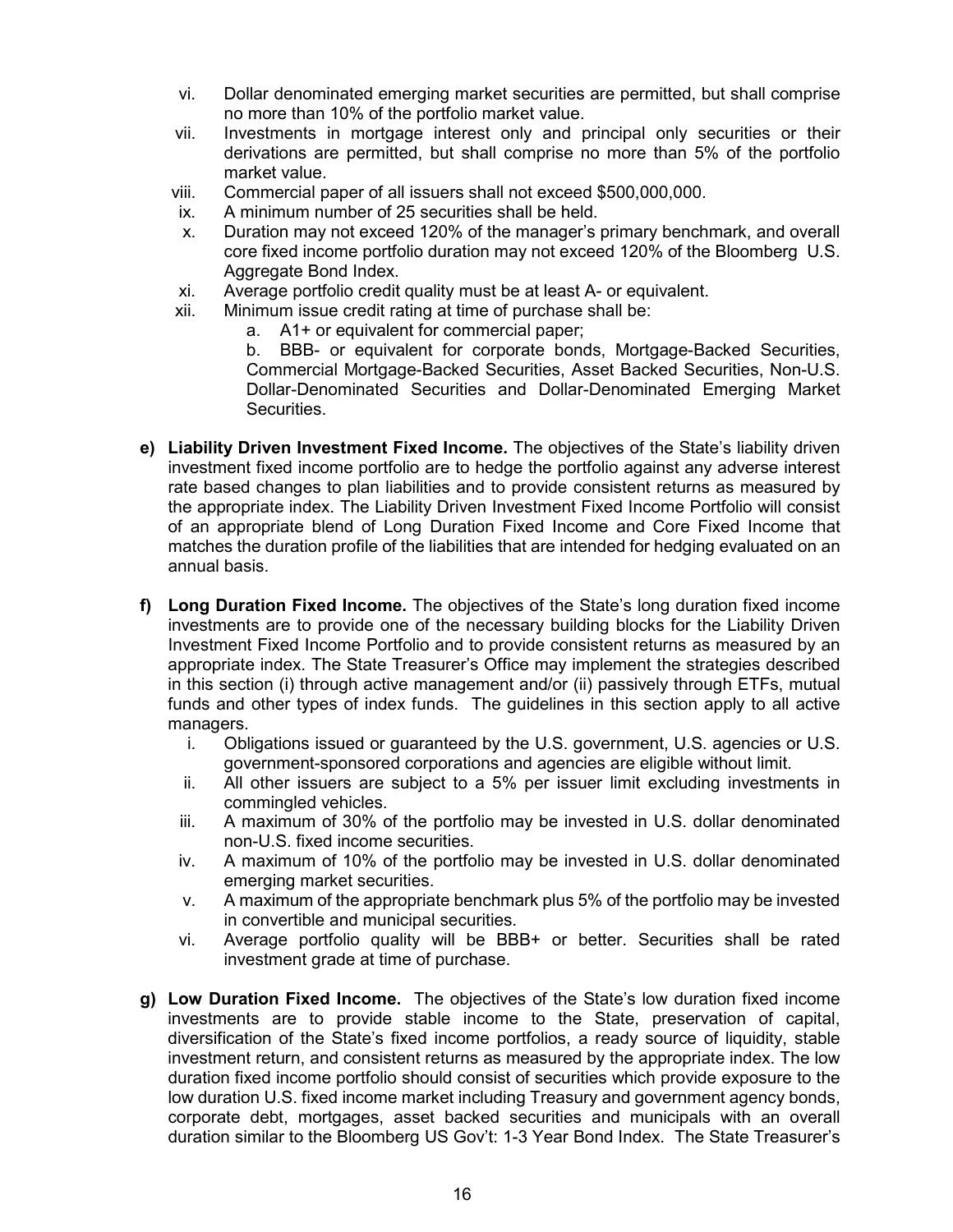vi. Dollar denominated emerging market securities are permitted, but shall comprise no more than 10% of the portfolio market value.

vii. Investments in mortgage interest only and principal only securities or their derivations are permitted, but shall comprise no more than 5% of the portfolio market value.

viii. Commercial paper of all issuers shall not exceed $500,000,000.

ix. A minimum number of 25 securities shall be held.

x. Duration may not exceed 120% of the manager's primary benchmark, and overall core fixed income portfolio duration may not exceed 120% of the Bloomberg U.S. Aggregate Bond Index.

xi. Average portfolio credit quality must be at least A- or equivalent.

xii. Minimum issue credit rating at time of purchase shall be:

a. A1+ or equivalent for commercial paper;

b. BBB- or equivalent for corporate bonds, Mortgage-Backed Securities, Commercial Mortgage-Backed Securities, Asset Backed Securities, Non-U.S. Dollar-Denominated Securities and Dollar-Denominated Emerging Market Securities.

**e) Liability Driven Investment Fixed Income.** The objectives of the State's liability driven investment fixed income portfolio are to hedge the portfolio against any adverse interest rate based changes to plan liabilities and to provide consistent returns as measured by the appropriate index. The Liability Driven Investment Fixed Income Portfolio will consist of an appropriate blend of Long Duration Fixed Income and Core Fixed Income that matches the duration profile of the liabilities that are intended for hedging evaluated on an annual basis.

**f) Long Duration Fixed Income.** The objectives of the State's long duration fixed income investments are to provide one of the necessary building blocks for the Liability Driven Investment Fixed Income Portfolio and to provide consistent returns as measured by an appropriate index. The State Treasurer's Office may implement the strategies described in this section (i) through active management and/or (ii) passively through ETFs, mutual funds and other types of index funds. The guidelines in this section apply to all active managers.

i. Obligations issued or guaranteed by the U.S. government, U.S. agencies or U.S. government-sponsored corporations and agencies are eligible without limit.

ii. All other issuers are subject to a 5% per issuer limit excluding investments in commingled vehicles.

iii. A maximum of 30% of the portfolio may be invested in U.S. dollar denominated non-U.S. fixed income securities.

iv. A maximum of 10% of the portfolio may be invested in U.S. dollar denominated emerging market securities.

v. A maximum of the appropriate benchmark plus 5% of the portfolio may be invested in convertible and municipal securities.

vi. Average portfolio quality will be BBB+ or better. Securities shall be rated investment grade at time of purchase.

**g) Low Duration Fixed Income.** The objectives of the State's low duration fixed income investments are to provide stable income to the State, preservation of capital, diversification of the State's fixed income portfolios, a ready source of liquidity, stable investment return, and consistent returns as measured by the appropriate index. The low duration fixed income portfolio should consist of securities which provide exposure to the low duration U.S. fixed income market including Treasury and government agency bonds, corporate debt, mortgages, asset backed securities and municipals with an overall duration similar to the Bloomberg US Gov't: 1-3 Year Bond Index. The State Treasurer's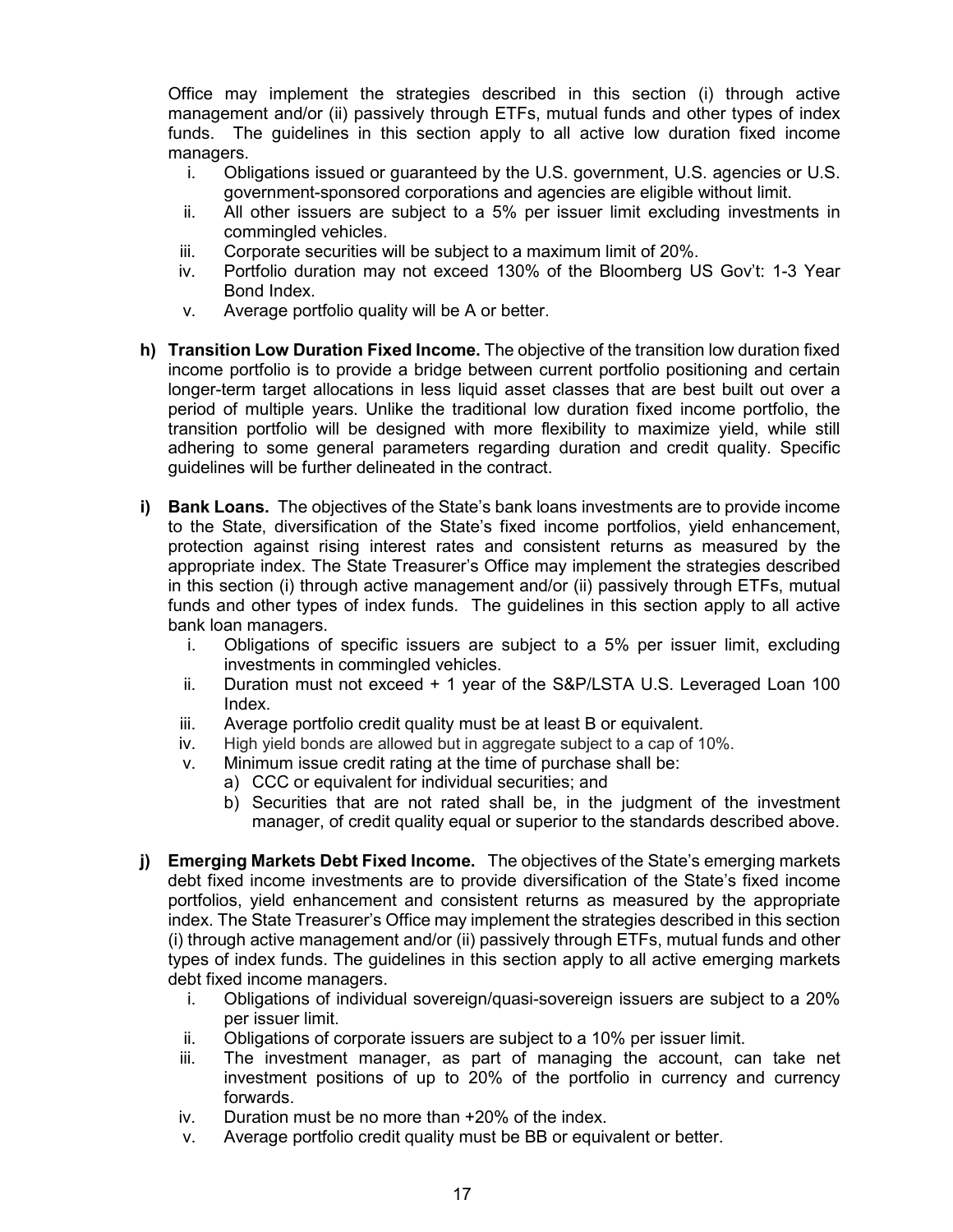Office may implement the strategies described in this section (i) through active management and/or (ii) passively through ETFs, mutual funds and other types of index funds. The guidelines in this section apply to all active low duration fixed income managers.

  i. Obligations issued or guaranteed by the U.S. government, U.S. agencies or U.S. government-sponsored corporations and agencies are eligible without limit.
  ii. All other issuers are subject to a 5% per issuer limit excluding investments in commingled vehicles.
  iii. Corporate securities will be subject to a maximum limit of 20%.
  iv. Portfolio duration may not exceed 130% of the Bloomberg US Gov't: 1-3 Year Bond Index.
  v. Average portfolio quality will be A or better.

h) **Transition Low Duration Fixed Income.** The objective of the transition low duration fixed income portfolio is to provide a bridge between current portfolio positioning and certain longer-term target allocations in less liquid asset classes that are best built out over a period of multiple years. Unlike the traditional low duration fixed income portfolio, the transition portfolio will be designed with more flexibility to maximize yield, while still adhering to some general parameters regarding duration and credit quality. Specific guidelines will be further delineated in the contract.

i) **Bank Loans.** The objectives of the State's bank loans investments are to provide income to the State, diversification of the State's fixed income portfolios, yield enhancement, protection against rising interest rates and consistent returns as measured by the appropriate index. The State Treasurer's Office may implement the strategies described in this section (i) through active management and/or (ii) passively through ETFs, mutual funds and other types of index funds. The guidelines in this section apply to all active bank loan managers.

  i. Obligations of specific issuers are subject to a 5% per issuer limit, excluding investments in commingled vehicles.
  ii. Duration must not exceed + 1 year of the S&P/LSTA U.S. Leveraged Loan 100 Index.
  iii. Average portfolio credit quality must be at least B or equivalent.
  iv. High yield bonds are allowed but in aggregate subject to a cap of 10%.
  v. Minimum issue credit rating at the time of purchase shall be:
     a) CCC or equivalent for individual securities; and
     b) Securities that are not rated shall be, in the judgment of the investment manager, of credit quality equal or superior to the standards described above.

j) **Emerging Markets Debt Fixed Income.** The objectives of the State's emerging markets debt fixed income investments are to provide diversification of the State's fixed income portfolios, yield enhancement and consistent returns as measured by the appropriate index. The State Treasurer's Office may implement the strategies described in this section (i) through active management and/or (ii) passively through ETFs, mutual funds and other types of index funds. The guidelines in this section apply to all active emerging markets debt fixed income managers.

  i. Obligations of individual sovereign/quasi-sovereign issuers are subject to a 20% per issuer limit.
  ii. Obligations of corporate issuers are subject to a 10% per issuer limit.
  iii. The investment manager, as part of managing the account, can take net investment positions of up to 20% of the portfolio in currency and currency forwards.
  iv. Duration must be no more than +20% of the index.
  v. Average portfolio credit quality must be BB or equivalent or better.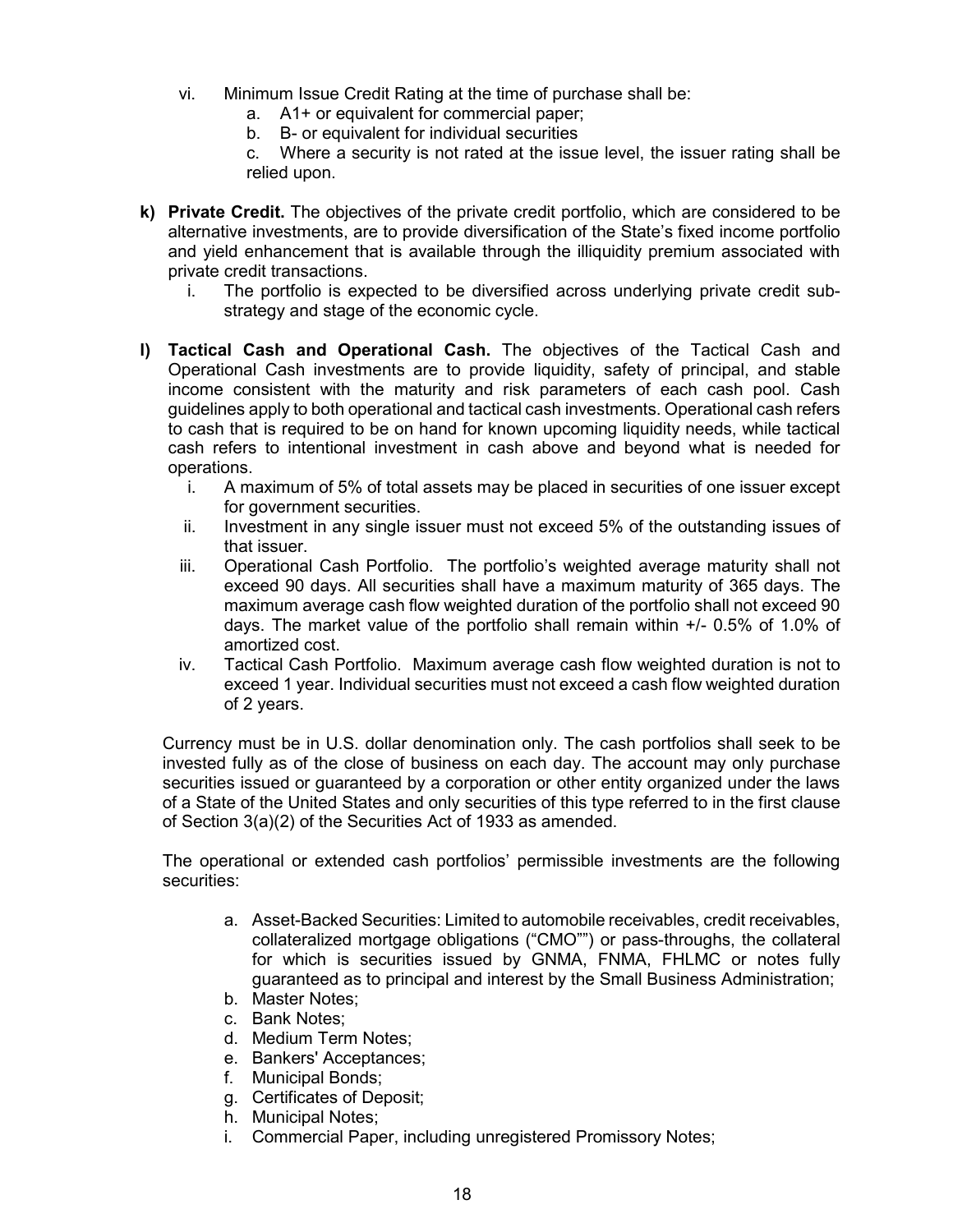vi. Minimum Issue Credit Rating at the time of purchase shall be:
   a. A1+ or equivalent for commercial paper;
   b. B- or equivalent for individual securities
   c. Where a security is not rated at the issue level, the issuer rating shall be relied upon.

**k) Private Credit.** The objectives of the private credit portfolio, which are considered to be alternative investments, are to provide diversification of the State's fixed income portfolio and yield enhancement that is available through the illiquidity premium associated with private credit transactions.

   i. The portfolio is expected to be diversified across underlying private credit sub-strategy and stage of the economic cycle.

**l) Tactical Cash and Operational Cash.** The objectives of the Tactical Cash and Operational Cash investments are to provide liquidity, safety of principal, and stable income consistent with the maturity and risk parameters of each cash pool. Cash guidelines apply to both operational and tactical cash investments. Operational cash refers to cash that is required to be on hand for known upcoming liquidity needs, while tactical cash refers to intentional investment in cash above and beyond what is needed for operations.

   i. A maximum of 5% of total assets may be placed in securities of one issuer except for government securities.
   ii. Investment in any single issuer must not exceed 5% of the outstanding issues of that issuer.
   iii. Operational Cash Portfolio. The portfolio's weighted average maturity shall not exceed 90 days. All securities shall have a maximum maturity of 365 days. The maximum average cash flow weighted duration of the portfolio shall not exceed 90 days. The market value of the portfolio shall remain within +/- 0.5% of 1.0% of amortized cost.
   iv. Tactical Cash Portfolio. Maximum average cash flow weighted duration is not to exceed 1 year. Individual securities must not exceed a cash flow weighted duration of 2 years.

Currency must be in U.S. dollar denomination only. The cash portfolios shall seek to be invested fully as of the close of business on each day. The account may only purchase securities issued or guaranteed by a corporation or other entity organized under the laws of a State of the United States and only securities of this type referred to in the first clause of Section 3(a)(2) of the Securities Act of 1933 as amended.

The operational or extended cash portfolios' permissible investments are the following securities:

   a. Asset-Backed Securities: Limited to automobile receivables, credit receivables, collateralized mortgage obligations ("CMO"") or pass-throughs, the collateral for which is securities issued by GNMA, FNMA, FHLMC or notes fully guaranteed as to principal and interest by the Small Business Administration;
   b. Master Notes;
   c. Bank Notes;
   d. Medium Term Notes;
   e. Bankers' Acceptances;
   f. Municipal Bonds;
   g. Certificates of Deposit;
   h. Municipal Notes;
   i. Commercial Paper, including unregistered Promissory Notes;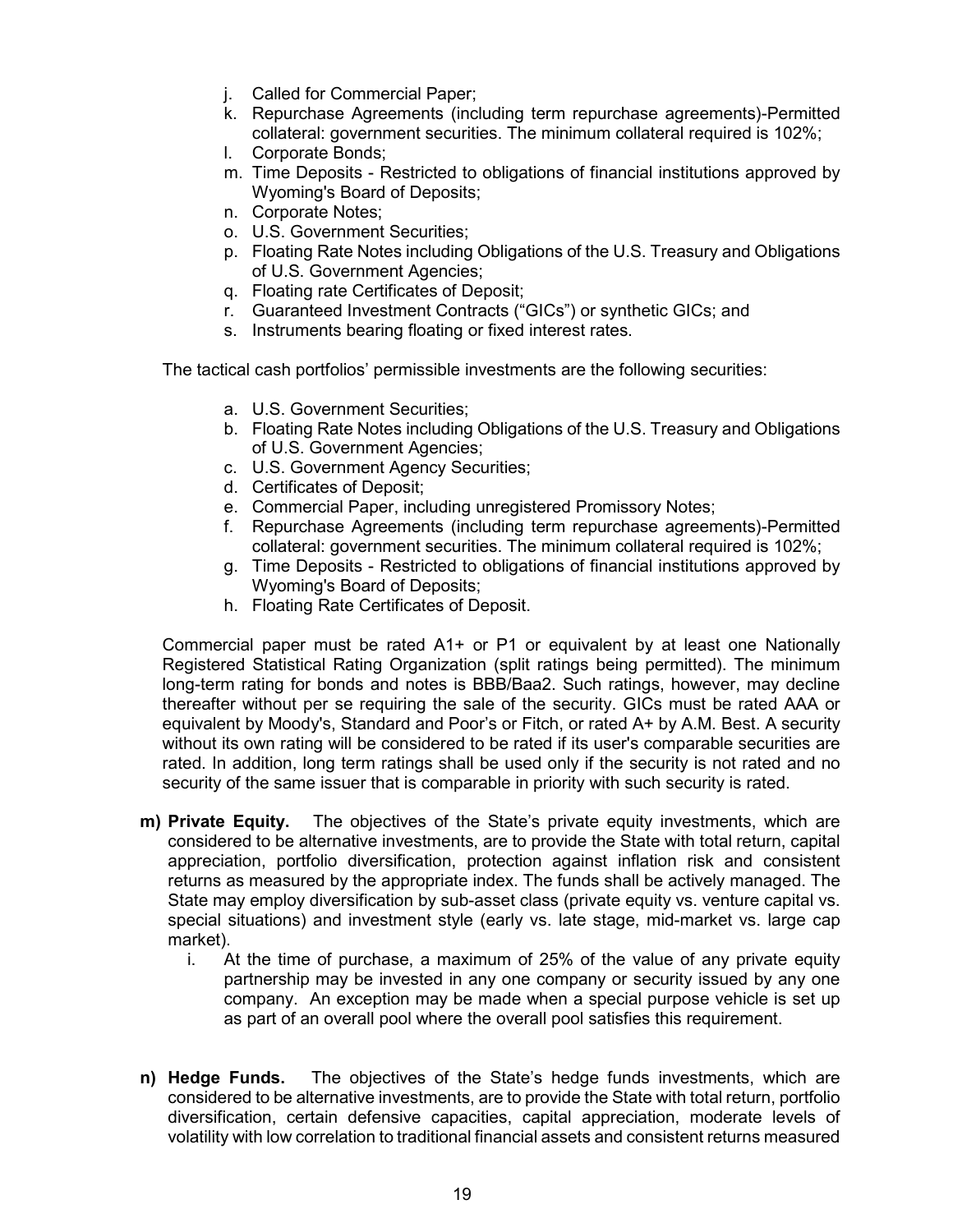j. Called for Commercial Paper;
k. Repurchase Agreements (including term repurchase agreements)-Permitted collateral: government securities. The minimum collateral required is 102%;
l. Corporate Bonds;
m. Time Deposits - Restricted to obligations of financial institutions approved by Wyoming's Board of Deposits;
n. Corporate Notes;
o. U.S. Government Securities;
p. Floating Rate Notes including Obligations of the U.S. Treasury and Obligations of U.S. Government Agencies;
q. Floating rate Certificates of Deposit;
r. Guaranteed Investment Contracts ("GICs") or synthetic GICs; and
s. Instruments bearing floating or fixed interest rates.

The tactical cash portfolios' permissible investments are the following securities:

a. U.S. Government Securities;
b. Floating Rate Notes including Obligations of the U.S. Treasury and Obligations of U.S. Government Agencies;
c. U.S. Government Agency Securities;
d. Certificates of Deposit;
e. Commercial Paper, including unregistered Promissory Notes;
f. Repurchase Agreements (including term repurchase agreements)-Permitted collateral: government securities. The minimum collateral required is 102%;
g. Time Deposits - Restricted to obligations of financial institutions approved by Wyoming's Board of Deposits;
h. Floating Rate Certificates of Deposit.

Commercial paper must be rated A1+ or P1 or equivalent by at least one Nationally Registered Statistical Rating Organization (split ratings being permitted). The minimum long-term rating for bonds and notes is BBB/Baa2. Such ratings, however, may decline thereafter without per se requiring the sale of the security. GICs must be rated AAA or equivalent by Moody's, Standard and Poor's or Fitch, or rated A+ by A.M. Best. A security without its own rating will be considered to be rated if its user's comparable securities are rated. In addition, long term ratings shall be used only if the security is not rated and no security of the same issuer that is comparable in priority with such security is rated.

**m) Private Equity.** The objectives of the State's private equity investments, which are considered to be alternative investments, are to provide the State with total return, capital appreciation, portfolio diversification, protection against inflation risk and consistent returns as measured by the appropriate index. The funds shall be actively managed. The State may employ diversification by sub-asset class (private equity vs. venture capital vs. special situations) and investment style (early vs. late stage, mid-market vs. large cap market).

i. At the time of purchase, a maximum of 25% of the value of any private equity partnership may be invested in any one company or security issued by any one company. An exception may be made when a special purpose vehicle is set up as part of an overall pool where the overall pool satisfies this requirement.

**n) Hedge Funds.** The objectives of the State's hedge funds investments, which are considered to be alternative investments, are to provide the State with total return, portfolio diversification, certain defensive capacities, capital appreciation, moderate levels of volatility with low correlation to traditional financial assets and consistent returns measured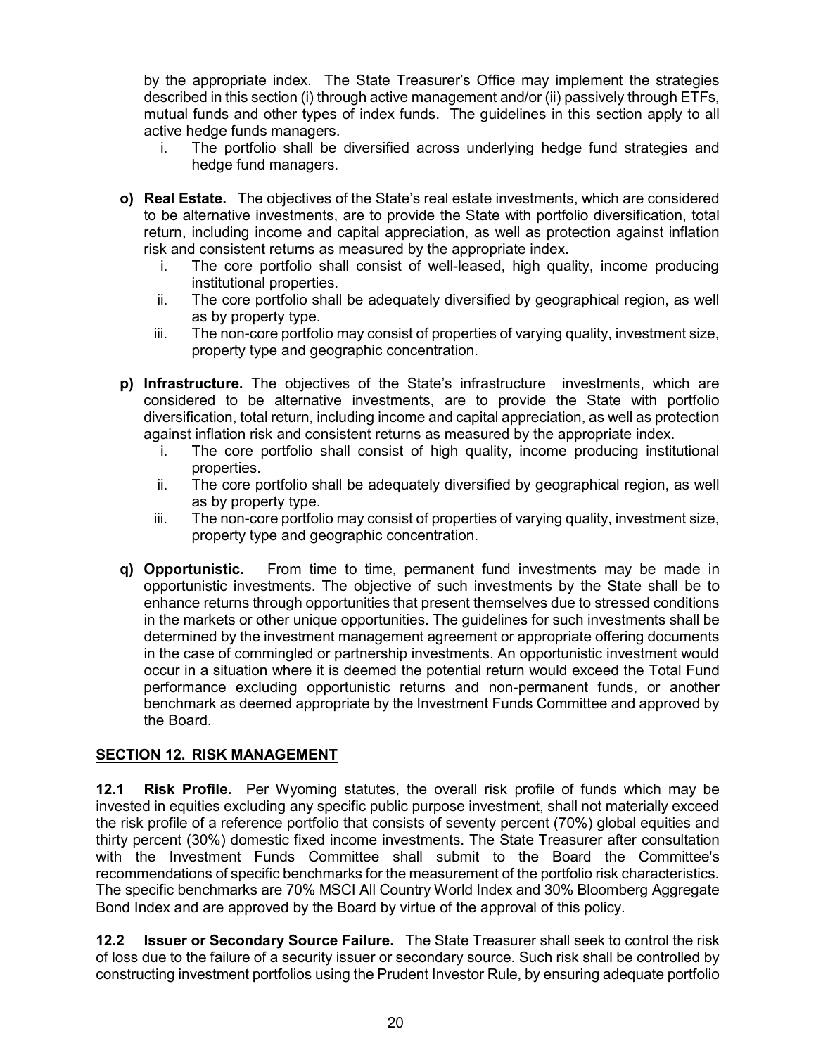by the appropriate index. The State Treasurer's Office may implement the strategies described in this section (i) through active management and/or (ii) passively through ETFs, mutual funds and other types of index funds. The guidelines in this section apply to all active hedge funds managers.

i. The portfolio shall be diversified across underlying hedge fund strategies and hedge fund managers.

**o) Real Estate.** The objectives of the State's real estate investments, which are considered to be alternative investments, are to provide the State with portfolio diversification, total return, including income and capital appreciation, as well as protection against inflation risk and consistent returns as measured by the appropriate index.

i. The core portfolio shall consist of well-leased, high quality, income producing institutional properties.
ii. The core portfolio shall be adequately diversified by geographical region, as well as by property type.
iii. The non-core portfolio may consist of properties of varying quality, investment size, property type and geographic concentration.

**p) Infrastructure.** The objectives of the State's infrastructure investments, which are considered to be alternative investments, are to provide the State with portfolio diversification, total return, including income and capital appreciation, as well as protection against inflation risk and consistent returns as measured by the appropriate index.

i. The core portfolio shall consist of high quality, income producing institutional properties.
ii. The core portfolio shall be adequately diversified by geographical region, as well as by property type.
iii. The non-core portfolio may consist of properties of varying quality, investment size, property type and geographic concentration.

**q) Opportunistic.** From time to time, permanent fund investments may be made in opportunistic investments. The objective of such investments by the State shall be to enhance returns through opportunities that present themselves due to stressed conditions in the markets or other unique opportunities. The guidelines for such investments shall be determined by the investment management agreement or appropriate offering documents in the case of commingled or partnership investments. An opportunistic investment would occur in a situation where it is deemed the potential return would exceed the Total Fund performance excluding opportunistic returns and non-permanent funds, or another benchmark as deemed appropriate by the Investment Funds Committee and approved by the Board.

## SECTION 12. RISK MANAGEMENT

**12.1 Risk Profile.** Per Wyoming statutes, the overall risk profile of funds which may be invested in equities excluding any specific public purpose investment, shall not materially exceed the risk profile of a reference portfolio that consists of seventy percent (70%) global equities and thirty percent (30%) domestic fixed income investments. The State Treasurer after consultation with the Investment Funds Committee shall submit to the Board the Committee's recommendations of specific benchmarks for the measurement of the portfolio risk characteristics. The specific benchmarks are 70% MSCI All Country World Index and 30% Bloomberg Aggregate Bond Index and are approved by the Board by virtue of the approval of this policy.

**12.2 Issuer or Secondary Source Failure.** The State Treasurer shall seek to control the risk of loss due to the failure of a security issuer or secondary source. Such risk shall be controlled by constructing investment portfolios using the Prudent Investor Rule, by ensuring adequate portfolio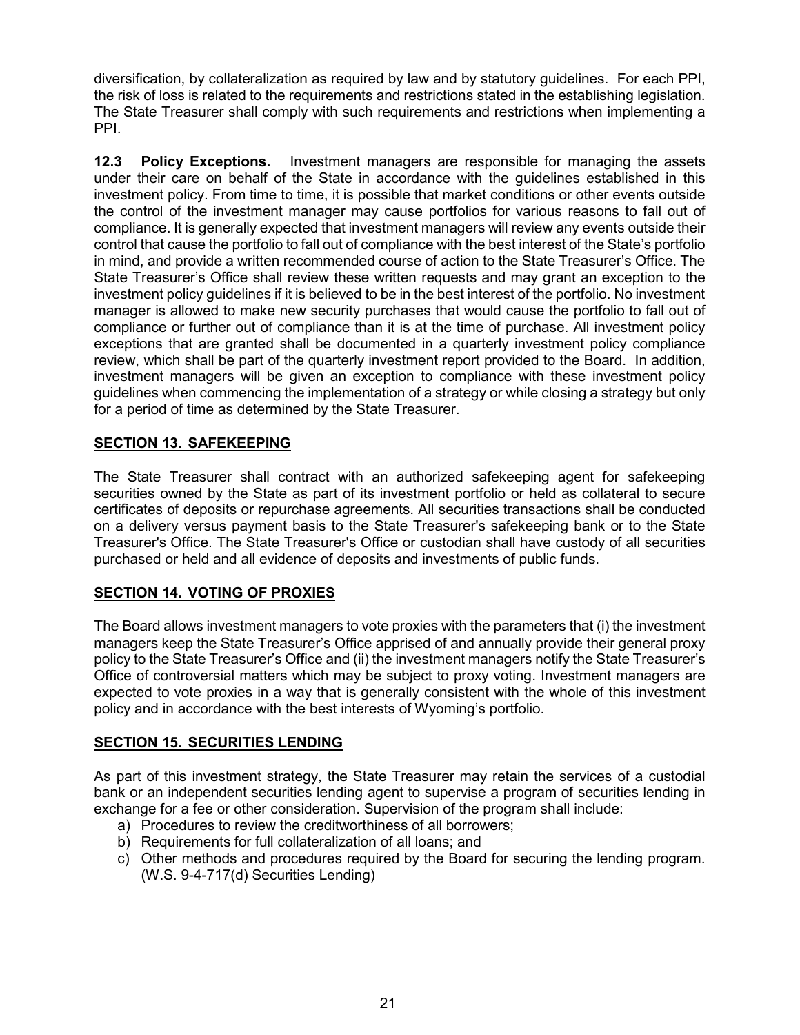diversification, by collateralization as required by law and by statutory guidelines. For each PPI, the risk of loss is related to the requirements and restrictions stated in the establishing legislation. The State Treasurer shall comply with such requirements and restrictions when implementing a PPI.

**12.3 Policy Exceptions.** Investment managers are responsible for managing the assets under their care on behalf of the State in accordance with the guidelines established in this investment policy. From time to time, it is possible that market conditions or other events outside the control of the investment manager may cause portfolios for various reasons to fall out of compliance. It is generally expected that investment managers will review any events outside their control that cause the portfolio to fall out of compliance with the best interest of the State's portfolio in mind, and provide a written recommended course of action to the State Treasurer's Office. The State Treasurer's Office shall review these written requests and may grant an exception to the investment policy guidelines if it is believed to be in the best interest of the portfolio. No investment manager is allowed to make new security purchases that would cause the portfolio to fall out of compliance or further out of compliance than it is at the time of purchase. All investment policy exceptions that are granted shall be documented in a quarterly investment policy compliance review, which shall be part of the quarterly investment report provided to the Board. In addition, investment managers will be given an exception to compliance with these investment policy guidelines when commencing the implementation of a strategy or while closing a strategy but only for a period of time as determined by the State Treasurer.

## SECTION 13. SAFEKEEPING

The State Treasurer shall contract with an authorized safekeeping agent for safekeeping securities owned by the State as part of its investment portfolio or held as collateral to secure certificates of deposits or repurchase agreements. All securities transactions shall be conducted on a delivery versus payment basis to the State Treasurer's safekeeping bank or to the State Treasurer's Office. The State Treasurer's Office or custodian shall have custody of all securities purchased or held and all evidence of deposits and investments of public funds.

## SECTION 14. VOTING OF PROXIES

The Board allows investment managers to vote proxies with the parameters that (i) the investment managers keep the State Treasurer's Office apprised of and annually provide their general proxy policy to the State Treasurer's Office and (ii) the investment managers notify the State Treasurer's Office of controversial matters which may be subject to proxy voting. Investment managers are expected to vote proxies in a way that is generally consistent with the whole of this investment policy and in accordance with the best interests of Wyoming's portfolio.

## SECTION 15. SECURITIES LENDING

As part of this investment strategy, the State Treasurer may retain the services of a custodial bank or an independent securities lending agent to supervise a program of securities lending in exchange for a fee or other consideration. Supervision of the program shall include:

a) Procedures to review the creditworthiness of all borrowers;
b) Requirements for full collateralization of all loans; and
c) Other methods and procedures required by the Board for securing the lending program. (W.S. 9-4-717(d) Securities Lending)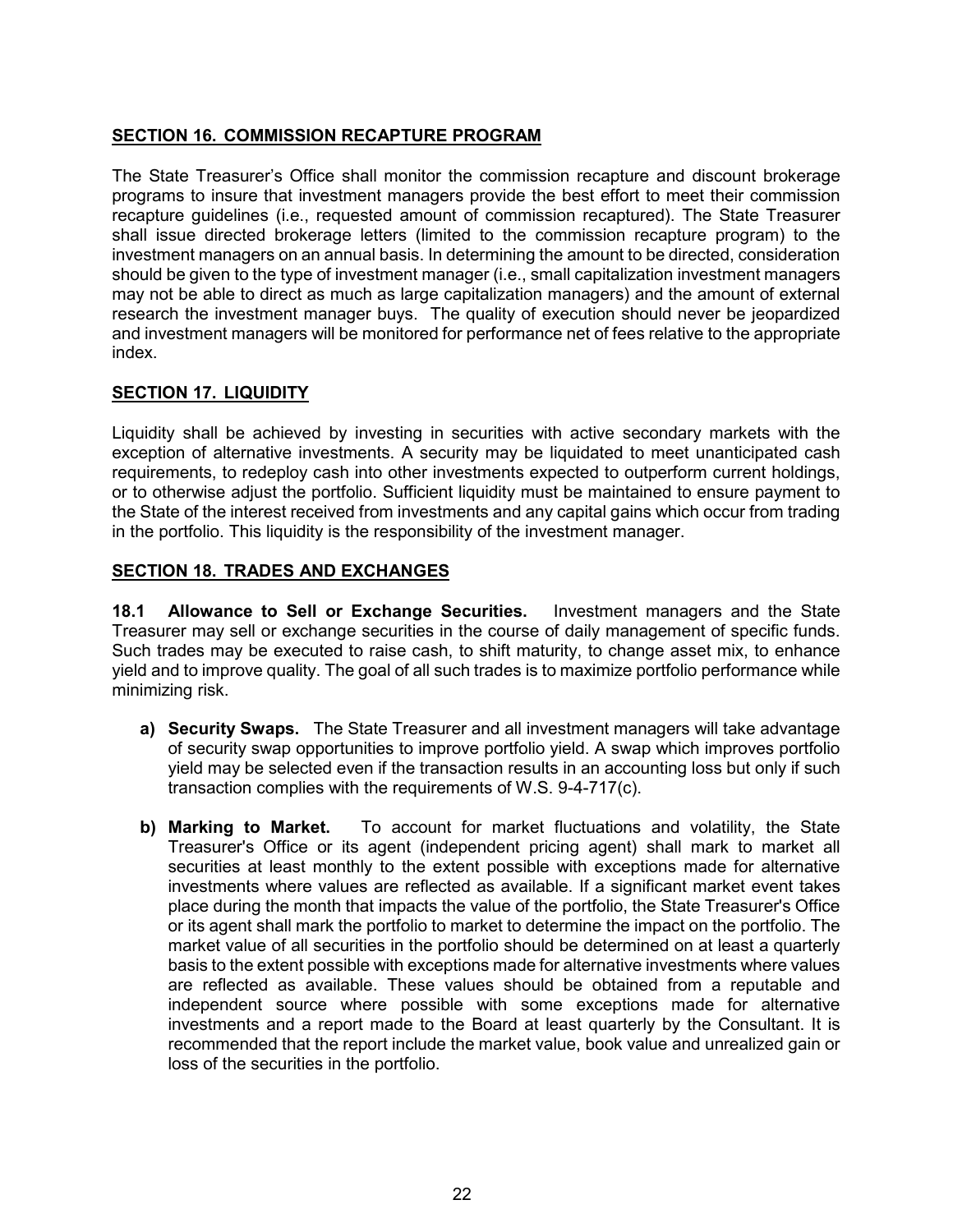## SECTION 16. COMMISSION RECAPTURE PROGRAM

The State Treasurer's Office shall monitor the commission recapture and discount brokerage programs to insure that investment managers provide the best effort to meet their commission recapture guidelines (i.e., requested amount of commission recaptured). The State Treasurer shall issue directed brokerage letters (limited to the commission recapture program) to the investment managers on an annual basis. In determining the amount to be directed, consideration should be given to the type of investment manager (i.e., small capitalization investment managers may not be able to direct as much as large capitalization managers) and the amount of external research the investment manager buys. The quality of execution should never be jeopardized and investment managers will be monitored for performance net of fees relative to the appropriate index.

## SECTION 17. LIQUIDITY

Liquidity shall be achieved by investing in securities with active secondary markets with the exception of alternative investments. A security may be liquidated to meet unanticipated cash requirements, to redeploy cash into other investments expected to outperform current holdings, or to otherwise adjust the portfolio. Sufficient liquidity must be maintained to ensure payment to the State of the interest received from investments and any capital gains which occur from trading in the portfolio. This liquidity is the responsibility of the investment manager.

## SECTION 18. TRADES AND EXCHANGES

**18.1 Allowance to Sell or Exchange Securities.** Investment managers and the State Treasurer may sell or exchange securities in the course of daily management of specific funds. Such trades may be executed to raise cash, to shift maturity, to change asset mix, to enhance yield and to improve quality. The goal of all such trades is to maximize portfolio performance while minimizing risk.

- **a) Security Swaps.** The State Treasurer and all investment managers will take advantage of security swap opportunities to improve portfolio yield. A swap which improves portfolio yield may be selected even if the transaction results in an accounting loss but only if such transaction complies with the requirements of W.S. 9-4-717(c).

- **b) Marking to Market.** To account for market fluctuations and volatility, the State Treasurer's Office or its agent (independent pricing agent) shall mark to market all securities at least monthly to the extent possible with exceptions made for alternative investments where values are reflected as available. If a significant market event takes place during the month that impacts the value of the portfolio, the State Treasurer's Office or its agent shall mark the portfolio to market to determine the impact on the portfolio. The market value of all securities in the portfolio should be determined on at least a quarterly basis to the extent possible with exceptions made for alternative investments where values are reflected as available. These values should be obtained from a reputable and independent source where possible with some exceptions made for alternative investments and a report made to the Board at least quarterly by the Consultant. It is recommended that the report include the market value, book value and unrealized gain or loss of the securities in the portfolio.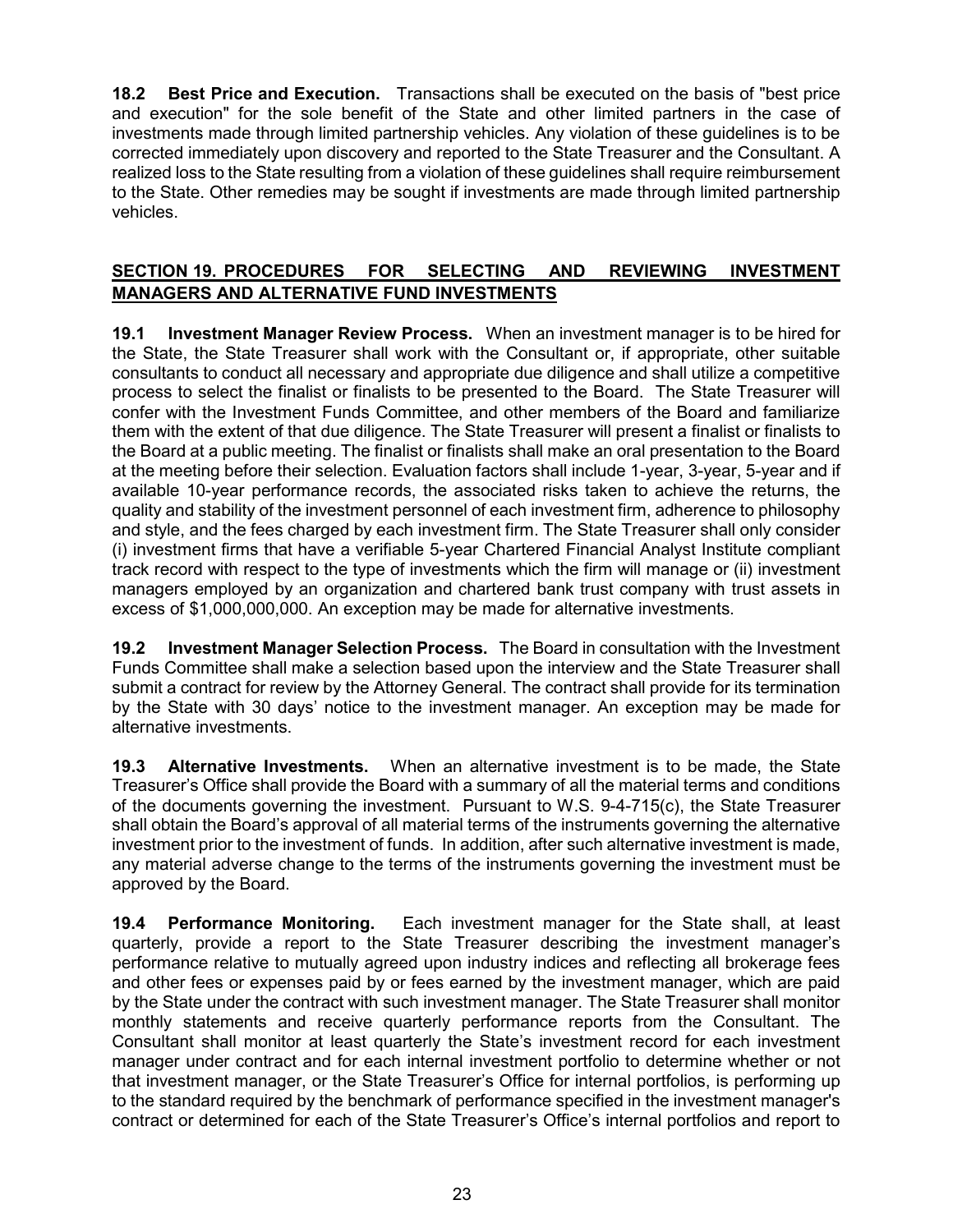**18.2 Best Price and Execution.** Transactions shall be executed on the basis of "best price and execution" for the sole benefit of the State and other limited partners in the case of investments made through limited partnership vehicles. Any violation of these guidelines is to be corrected immediately upon discovery and reported to the State Treasurer and the Consultant. A realized loss to the State resulting from a violation of these guidelines shall require reimbursement to the State. Other remedies may be sought if investments are made through limited partnership vehicles.

## SECTION 19. PROCEDURES FOR SELECTING AND REVIEWING INVESTMENT MANAGERS AND ALTERNATIVE FUND INVESTMENTS

**19.1 Investment Manager Review Process.** When an investment manager is to be hired for the State, the State Treasurer shall work with the Consultant or, if appropriate, other suitable consultants to conduct all necessary and appropriate due diligence and shall utilize a competitive process to select the finalist or finalists to be presented to the Board. The State Treasurer will confer with the Investment Funds Committee, and other members of the Board and familiarize them with the extent of that due diligence. The State Treasurer will present a finalist or finalists to the Board at a public meeting. The finalist or finalists shall make an oral presentation to the Board at the meeting before their selection. Evaluation factors shall include 1-year, 3-year, 5-year and if available 10-year performance records, the associated risks taken to achieve the returns, the quality and stability of the investment personnel of each investment firm, adherence to philosophy and style, and the fees charged by each investment firm. The State Treasurer shall only consider (i) investment firms that have a verifiable 5-year Chartered Financial Analyst Institute compliant track record with respect to the type of investments which the firm will manage or (ii) investment managers employed by an organization and chartered bank trust company with trust assets in excess of $1,000,000,000. An exception may be made for alternative investments.

**19.2 Investment Manager Selection Process.** The Board in consultation with the Investment Funds Committee shall make a selection based upon the interview and the State Treasurer shall submit a contract for review by the Attorney General. The contract shall provide for its termination by the State with 30 days' notice to the investment manager. An exception may be made for alternative investments.

**19.3 Alternative Investments.** When an alternative investment is to be made, the State Treasurer's Office shall provide the Board with a summary of all the material terms and conditions of the documents governing the investment. Pursuant to W.S. 9-4-715(c), the State Treasurer shall obtain the Board's approval of all material terms of the instruments governing the alternative investment prior to the investment of funds. In addition, after such alternative investment is made, any material adverse change to the terms of the instruments governing the investment must be approved by the Board.

**19.4 Performance Monitoring.** Each investment manager for the State shall, at least quarterly, provide a report to the State Treasurer describing the investment manager's performance relative to mutually agreed upon industry indices and reflecting all brokerage fees and other fees or expenses paid by or fees earned by the investment manager, which are paid by the State under the contract with such investment manager. The State Treasurer shall monitor monthly statements and receive quarterly performance reports from the Consultant. The Consultant shall monitor at least quarterly the State's investment record for each investment manager under contract and for each internal investment portfolio to determine whether or not that investment manager, or the State Treasurer's Office for internal portfolios, is performing up to the standard required by the benchmark of performance specified in the investment manager's contract or determined for each of the State Treasurer's Office's internal portfolios and report to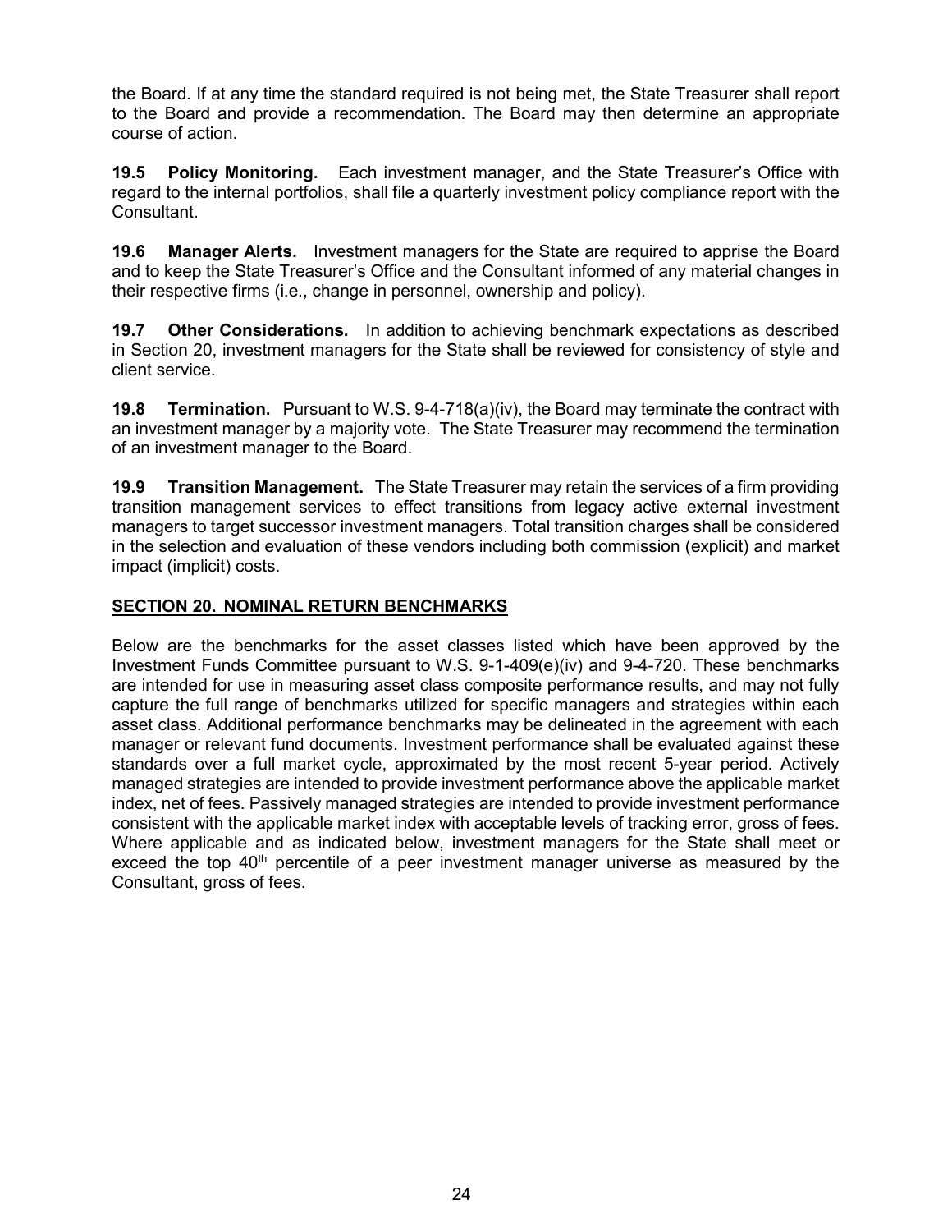the Board. If at any time the standard required is not being met, the State Treasurer shall report to the Board and provide a recommendation. The Board may then determine an appropriate course of action.

**19.5 Policy Monitoring.** Each investment manager, and the State Treasurer's Office with regard to the internal portfolios, shall file a quarterly investment policy compliance report with the Consultant.

**19.6 Manager Alerts.** Investment managers for the State are required to apprise the Board and to keep the State Treasurer's Office and the Consultant informed of any material changes in their respective firms (i.e., change in personnel, ownership and policy).

**19.7 Other Considerations.** In addition to achieving benchmark expectations as described in Section 20, investment managers for the State shall be reviewed for consistency of style and client service.

**19.8 Termination.** Pursuant to W.S. 9-4-718(a)(iv), the Board may terminate the contract with an investment manager by a majority vote. The State Treasurer may recommend the termination of an investment manager to the Board.

**19.9 Transition Management.** The State Treasurer may retain the services of a firm providing transition management services to effect transitions from legacy active external investment managers to target successor investment managers. Total transition charges shall be considered in the selection and evaluation of these vendors including both commission (explicit) and market impact (implicit) costs.

## SECTION 20. NOMINAL RETURN BENCHMARKS

Below are the benchmarks for the asset classes listed which have been approved by the Investment Funds Committee pursuant to W.S. 9-1-409(e)(iv) and 9-4-720. These benchmarks are intended for use in measuring asset class composite performance results, and may not fully capture the full range of benchmarks utilized for specific managers and strategies within each asset class. Additional performance benchmarks may be delineated in the agreement with each manager or relevant fund documents. Investment performance shall be evaluated against these standards over a full market cycle, approximated by the most recent 5-year period. Actively managed strategies are intended to provide investment performance above the applicable market index, net of fees. Passively managed strategies are intended to provide investment performance consistent with the applicable market index with acceptable levels of tracking error, gross of fees. Where applicable and as indicated below, investment managers for the State shall meet or exceed the top 40th percentile of a peer investment manager universe as measured by the Consultant, gross of fees.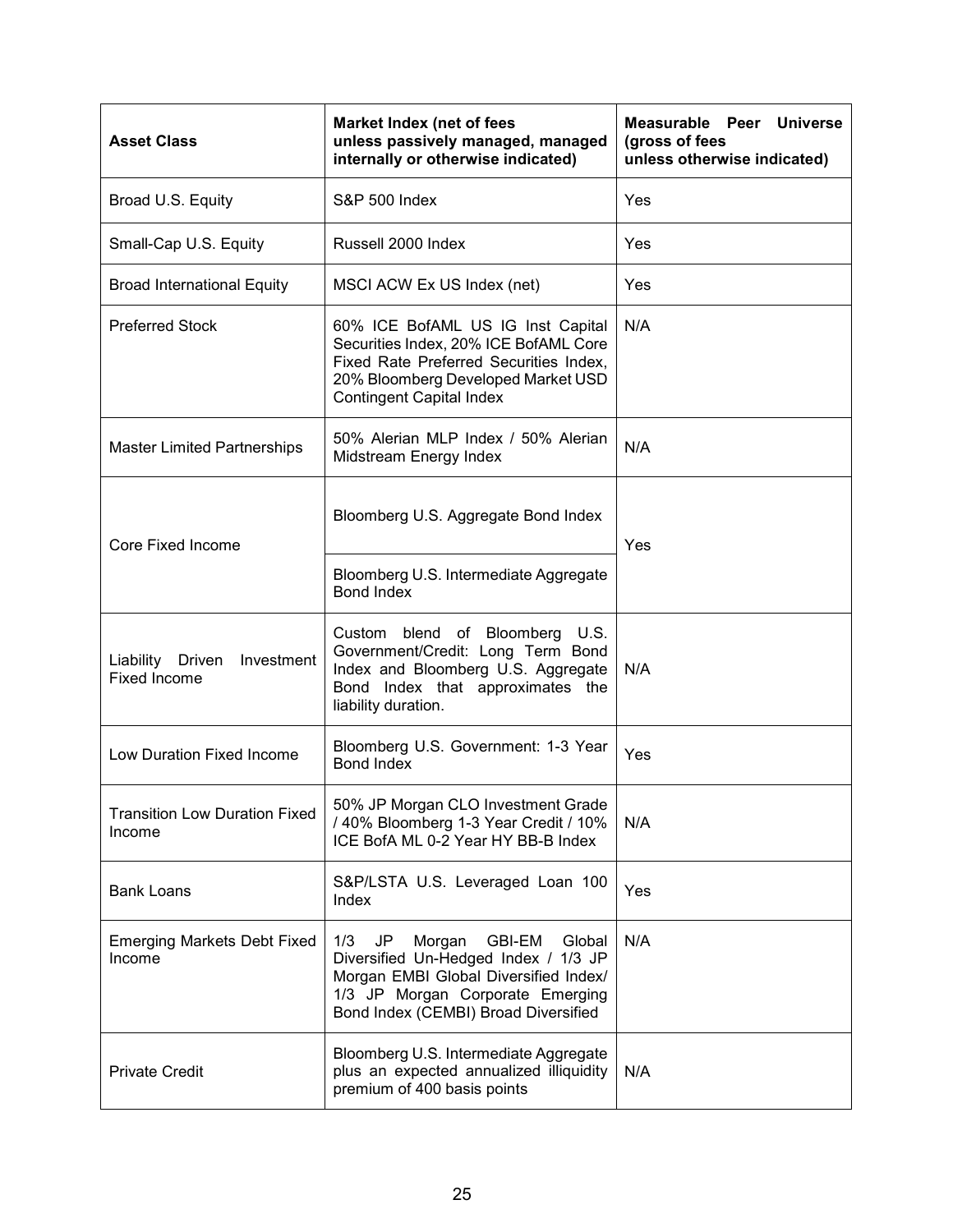| Asset Class | Market Index (net of fees unless passively managed, managed internally or otherwise indicated) | Measurable Peer Universe (gross of fees unless otherwise indicated) |
|---|---|---|
| Broad U.S. Equity | S&P 500 Index | Yes |
| Small-Cap U.S. Equity | Russell 2000 Index | Yes |
| Broad International Equity | MSCI ACW Ex US Index (net) | Yes |
| Preferred Stock | 60% ICE BofAML US IG Inst Capital Securities Index, 20% ICE BofAML Core Fixed Rate Preferred Securities Index, 20% Bloomberg Developed Market USD Contingent Capital Index | N/A |
| Master Limited Partnerships | 50% Alerian MLP Index / 50% Alerian Midstream Energy Index | N/A |
| Core Fixed Income | Bloomberg U.S. Aggregate Bond Index | Yes |
| | Bloomberg U.S. Intermediate Aggregate Bond Index | |
| Liability Driven Investment Fixed Income | Custom blend of Bloomberg U.S. Government/Credit: Long Term Bond Index and Bloomberg U.S. Aggregate Bond Index that approximates the liability duration. | N/A |
| Low Duration Fixed Income | Bloomberg U.S. Government: 1-3 Year Bond Index | Yes |
| Transition Low Duration Fixed Income | 50% JP Morgan CLO Investment Grade / 40% Bloomberg 1-3 Year Credit / 10% ICE BofA ML 0-2 Year HY BB-B Index | N/A |
| Bank Loans | S&P/LSTA U.S. Leveraged Loan 100 Index | Yes |
| Emerging Markets Debt Fixed Income | 1/3 JP Morgan GBI-EM Global Diversified Un-Hedged Index / 1/3 JP Morgan EMBI Global Diversified Index/ 1/3 JP Morgan Corporate Emerging Bond Index (CEMBI) Broad Diversified | N/A |
| Private Credit | Bloomberg U.S. Intermediate Aggregate plus an expected annualized illiquidity premium of 400 basis points | N/A |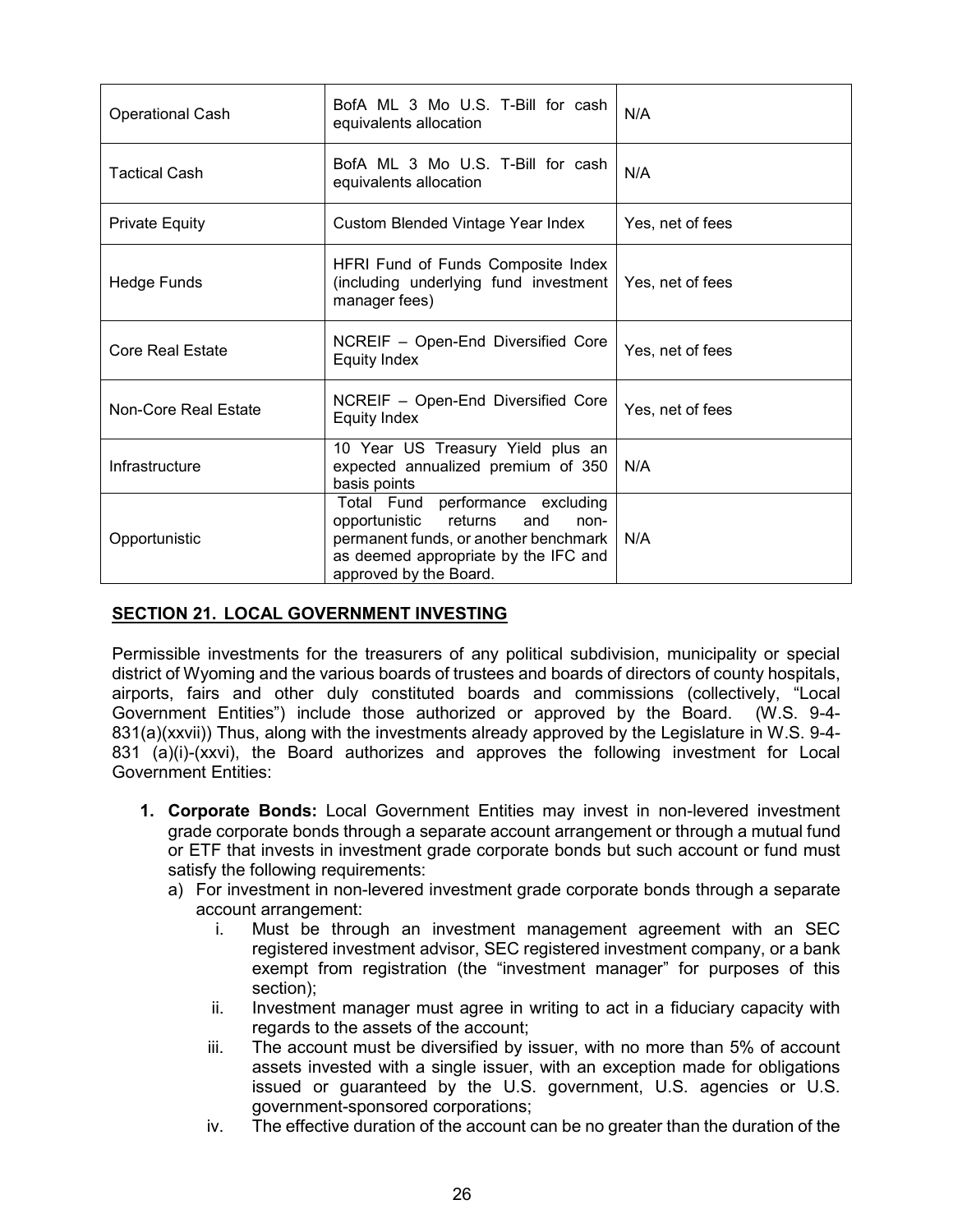| | | |
|---|---|---|
| Operational Cash | BofA ML 3 Mo U.S. T-Bill for cash equivalents allocation | N/A |
| Tactical Cash | BofA ML 3 Mo U.S. T-Bill for cash equivalents allocation | N/A |
| Private Equity | Custom Blended Vintage Year Index | Yes, net of fees |
| Hedge Funds | HFRI Fund of Funds Composite Index (including underlying fund investment manager fees) | Yes, net of fees |
| Core Real Estate | NCREIF – Open-End Diversified Core Equity Index | Yes, net of fees |
| Non-Core Real Estate | NCREIF – Open-End Diversified Core Equity Index | Yes, net of fees |
| Infrastructure | 10 Year US Treasury Yield plus an expected annualized premium of 350 basis points | N/A |
| Opportunistic | Total Fund performance excluding opportunistic returns and non-permanent funds, or another benchmark as deemed appropriate by the IFC and approved by the Board. | N/A |

## SECTION 21. LOCAL GOVERNMENT INVESTING

Permissible investments for the treasurers of any political subdivision, municipality or special district of Wyoming and the various boards of trustees and boards of directors of county hospitals, airports, fairs and other duly constituted boards and commissions (collectively, "Local Government Entities") include those authorized or approved by the Board. (W.S. 9-4-831(a)(xxvii)) Thus, along with the investments already approved by the Legislature in W.S. 9-4-831 (a)(i)-(xxvi), the Board authorizes and approves the following investment for Local Government Entities:

1. **Corporate Bonds:** Local Government Entities may invest in non-levered investment grade corporate bonds through a separate account arrangement or through a mutual fund or ETF that invests in investment grade corporate bonds but such account or fund must satisfy the following requirements:
   a) For investment in non-levered investment grade corporate bonds through a separate account arrangement:
      i. Must be through an investment management agreement with an SEC registered investment advisor, SEC registered investment company, or a bank exempt from registration (the "investment manager" for purposes of this section);
      ii. Investment manager must agree in writing to act in a fiduciary capacity with regards to the assets of the account;
      iii. The account must be diversified by issuer, with no more than 5% of account assets invested with a single issuer, with an exception made for obligations issued or guaranteed by the U.S. government, U.S. agencies or U.S. government-sponsored corporations;
      iv. The effective duration of the account can be no greater than the duration of the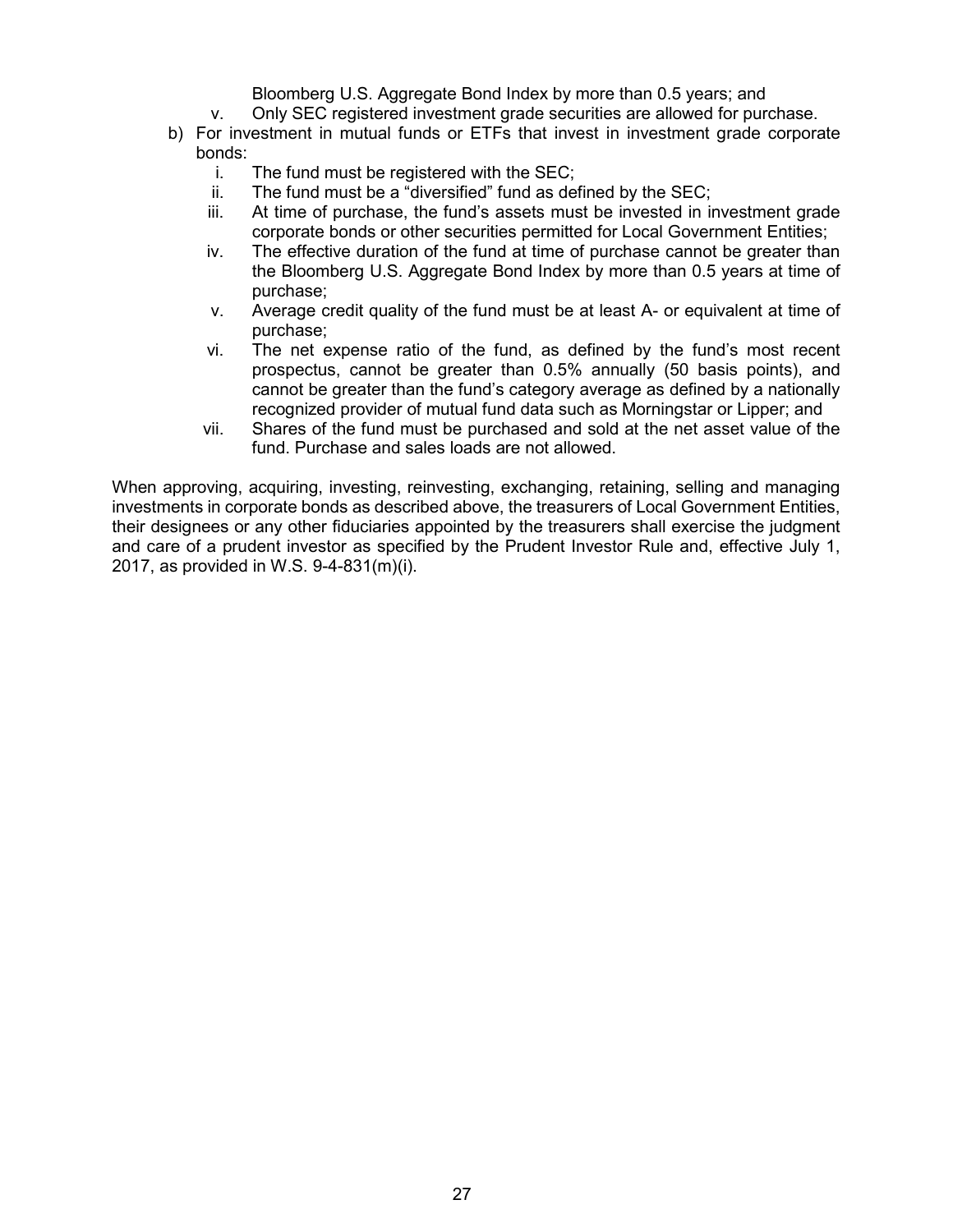Bloomberg U.S. Aggregate Bond Index by more than 0.5 years; and

v. Only SEC registered investment grade securities are allowed for purchase.

b) For investment in mutual funds or ETFs that invest in investment grade corporate bonds:

   i. The fund must be registered with the SEC;
   ii. The fund must be a "diversified" fund as defined by the SEC;
   iii. At time of purchase, the fund's assets must be invested in investment grade corporate bonds or other securities permitted for Local Government Entities;
   iv. The effective duration of the fund at time of purchase cannot be greater than the Bloomberg U.S. Aggregate Bond Index by more than 0.5 years at time of purchase;
   v. Average credit quality of the fund must be at least A- or equivalent at time of purchase;
   vi. The net expense ratio of the fund, as defined by the fund's most recent prospectus, cannot be greater than 0.5% annually (50 basis points), and cannot be greater than the fund's category average as defined by a nationally recognized provider of mutual fund data such as Morningstar or Lipper; and
   vii. Shares of the fund must be purchased and sold at the net asset value of the fund. Purchase and sales loads are not allowed.

When approving, acquiring, investing, reinvesting, exchanging, retaining, selling and managing investments in corporate bonds as described above, the treasurers of Local Government Entities, their designees or any other fiduciaries appointed by the treasurers shall exercise the judgment and care of a prudent investor as specified by the Prudent Investor Rule and, effective July 1, 2017, as provided in W.S. 9-4-831(m)(i).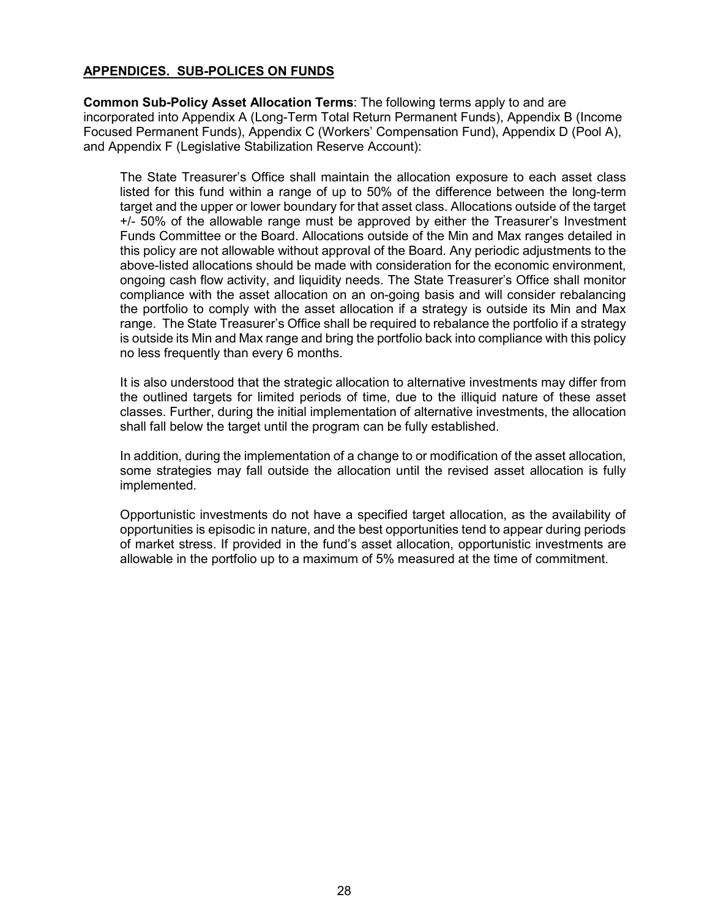## APPENDICES. SUB-POLICES ON FUNDS

**Common Sub-Policy Asset Allocation Terms**: The following terms apply to and are incorporated into Appendix A (Long-Term Total Return Permanent Funds), Appendix B (Income Focused Permanent Funds), Appendix C (Workers' Compensation Fund), Appendix D (Pool A), and Appendix F (Legislative Stabilization Reserve Account):

The State Treasurer's Office shall maintain the allocation exposure to each asset class listed for this fund within a range of up to 50% of the difference between the long-term target and the upper or lower boundary for that asset class. Allocations outside of the target +/- 50% of the allowable range must be approved by either the Treasurer's Investment Funds Committee or the Board. Allocations outside of the Min and Max ranges detailed in this policy are not allowable without approval of the Board. Any periodic adjustments to the above-listed allocations should be made with consideration for the economic environment, ongoing cash flow activity, and liquidity needs. The State Treasurer's Office shall monitor compliance with the asset allocation on an on-going basis and will consider rebalancing the portfolio to comply with the asset allocation if a strategy is outside its Min and Max range. The State Treasurer's Office shall be required to rebalance the portfolio if a strategy is outside its Min and Max range and bring the portfolio back into compliance with this policy no less frequently than every 6 months.

It is also understood that the strategic allocation to alternative investments may differ from the outlined targets for limited periods of time, due to the illiquid nature of these asset classes. Further, during the initial implementation of alternative investments, the allocation shall fall below the target until the program can be fully established.

In addition, during the implementation of a change to or modification of the asset allocation, some strategies may fall outside the allocation until the revised asset allocation is fully implemented.

Opportunistic investments do not have a specified target allocation, as the availability of opportunities is episodic in nature, and the best opportunities tend to appear during periods of market stress. If provided in the fund's asset allocation, opportunistic investments are allowable in the portfolio up to a maximum of 5% measured at the time of commitment.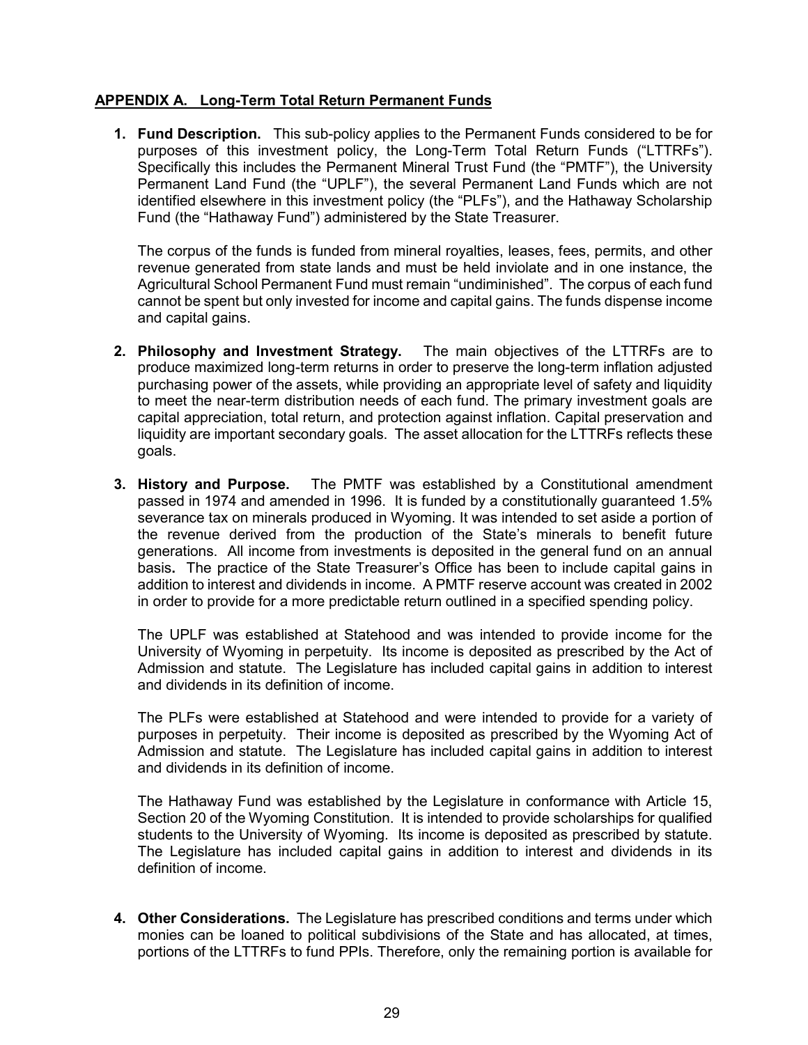## APPENDIX A. Long-Term Total Return Permanent Funds

1. **Fund Description.** This sub-policy applies to the Permanent Funds considered to be for purposes of this investment policy, the Long-Term Total Return Funds ("LTTRFs"). Specifically this includes the Permanent Mineral Trust Fund (the "PMTF"), the University Permanent Land Fund (the "UPLF"), the several Permanent Land Funds which are not identified elsewhere in this investment policy (the "PLFs"), and the Hathaway Scholarship Fund (the "Hathaway Fund") administered by the State Treasurer.

   The corpus of the funds is funded from mineral royalties, leases, fees, permits, and other revenue generated from state lands and must be held inviolate and in one instance, the Agricultural School Permanent Fund must remain "undiminished". The corpus of each fund cannot be spent but only invested for income and capital gains. The funds dispense income and capital gains.

2. **Philosophy and Investment Strategy.** The main objectives of the LTTRFs are to produce maximized long-term returns in order to preserve the long-term inflation adjusted purchasing power of the assets, while providing an appropriate level of safety and liquidity to meet the near-term distribution needs of each fund. The primary investment goals are capital appreciation, total return, and protection against inflation. Capital preservation and liquidity are important secondary goals. The asset allocation for the LTTRFs reflects these goals.

3. **History and Purpose.** The PMTF was established by a Constitutional amendment passed in 1974 and amended in 1996. It is funded by a constitutionally guaranteed 1.5% severance tax on minerals produced in Wyoming. It was intended to set aside a portion of the revenue derived from the production of the State's minerals to benefit future generations. All income from investments is deposited in the general fund on an annual basis**.** The practice of the State Treasurer's Office has been to include capital gains in addition to interest and dividends in income. A PMTF reserve account was created in 2002 in order to provide for a more predictable return outlined in a specified spending policy.

   The UPLF was established at Statehood and was intended to provide income for the University of Wyoming in perpetuity. Its income is deposited as prescribed by the Act of Admission and statute. The Legislature has included capital gains in addition to interest and dividends in its definition of income.

   The PLFs were established at Statehood and were intended to provide for a variety of purposes in perpetuity. Their income is deposited as prescribed by the Wyoming Act of Admission and statute. The Legislature has included capital gains in addition to interest and dividends in its definition of income.

   The Hathaway Fund was established by the Legislature in conformance with Article 15, Section 20 of the Wyoming Constitution. It is intended to provide scholarships for qualified students to the University of Wyoming. Its income is deposited as prescribed by statute. The Legislature has included capital gains in addition to interest and dividends in its definition of income.

4. **Other Considerations.** The Legislature has prescribed conditions and terms under which monies can be loaned to political subdivisions of the State and has allocated, at times, portions of the LTTRFs to fund PPIs. Therefore, only the remaining portion is available for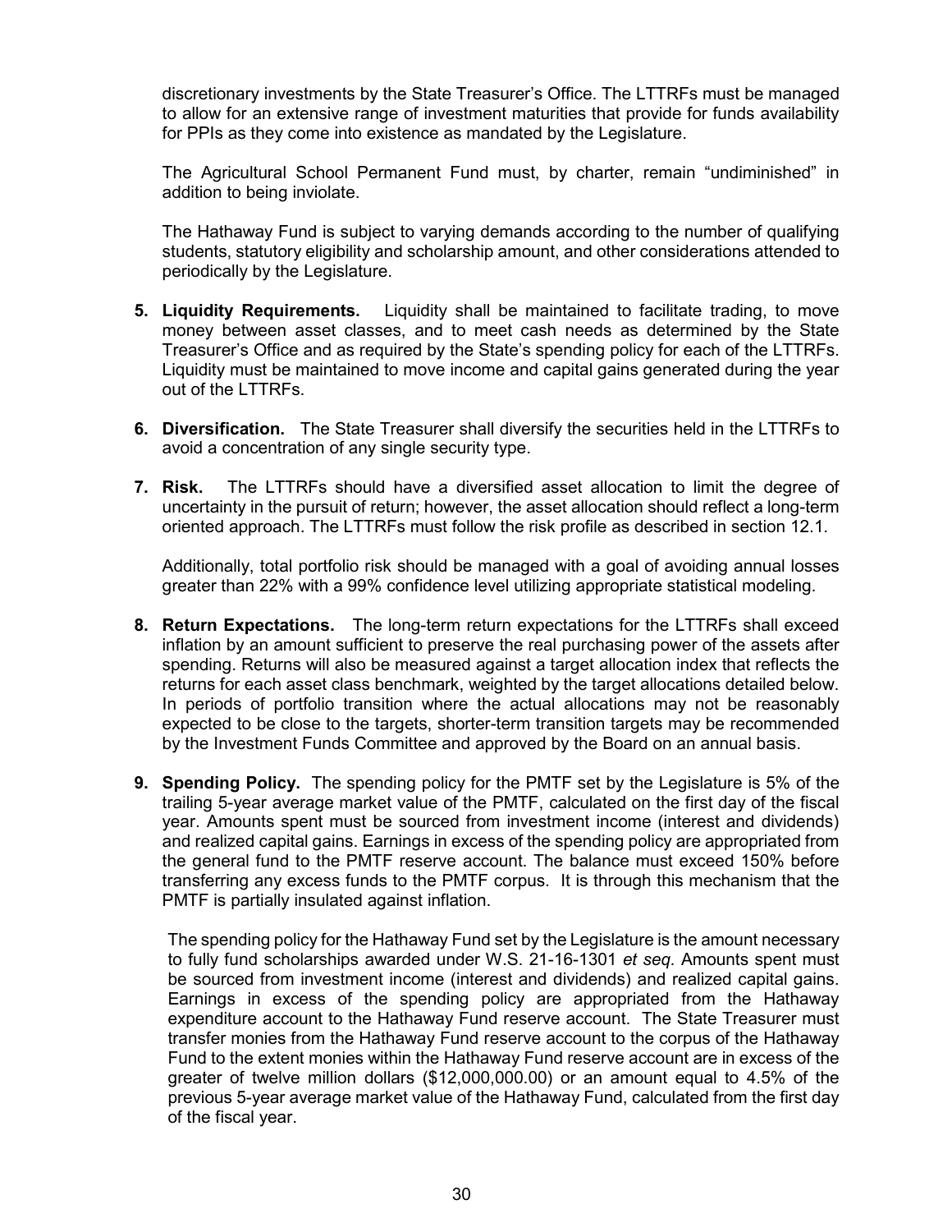discretionary investments by the State Treasurer's Office. The LTTRFs must be managed to allow for an extensive range of investment maturities that provide for funds availability for PPIs as they come into existence as mandated by the Legislature.

The Agricultural School Permanent Fund must, by charter, remain "undiminished" in addition to being inviolate.

The Hathaway Fund is subject to varying demands according to the number of qualifying students, statutory eligibility and scholarship amount, and other considerations attended to periodically by the Legislature.

5. **Liquidity Requirements.** Liquidity shall be maintained to facilitate trading, to move money between asset classes, and to meet cash needs as determined by the State Treasurer's Office and as required by the State's spending policy for each of the LTTRFs. Liquidity must be maintained to move income and capital gains generated during the year out of the LTTRFs.

6. **Diversification.** The State Treasurer shall diversify the securities held in the LTTRFs to avoid a concentration of any single security type.

7. **Risk.** The LTTRFs should have a diversified asset allocation to limit the degree of uncertainty in the pursuit of return; however, the asset allocation should reflect a long-term oriented approach. The LTTRFs must follow the risk profile as described in section 12.1.

   Additionally, total portfolio risk should be managed with a goal of avoiding annual losses greater than 22% with a 99% confidence level utilizing appropriate statistical modeling.

8. **Return Expectations.** The long-term return expectations for the LTTRFs shall exceed inflation by an amount sufficient to preserve the real purchasing power of the assets after spending. Returns will also be measured against a target allocation index that reflects the returns for each asset class benchmark, weighted by the target allocations detailed below. In periods of portfolio transition where the actual allocations may not be reasonably expected to be close to the targets, shorter-term transition targets may be recommended by the Investment Funds Committee and approved by the Board on an annual basis.

9. **Spending Policy.** The spending policy for the PMTF set by the Legislature is 5% of the trailing 5-year average market value of the PMTF, calculated on the first day of the fiscal year. Amounts spent must be sourced from investment income (interest and dividends) and realized capital gains. Earnings in excess of the spending policy are appropriated from the general fund to the PMTF reserve account. The balance must exceed 150% before transferring any excess funds to the PMTF corpus. It is through this mechanism that the PMTF is partially insulated against inflation.

   The spending policy for the Hathaway Fund set by the Legislature is the amount necessary to fully fund scholarships awarded under W.S. 21-16-1301 *et seq.* Amounts spent must be sourced from investment income (interest and dividends) and realized capital gains. Earnings in excess of the spending policy are appropriated from the Hathaway expenditure account to the Hathaway Fund reserve account. The State Treasurer must transfer monies from the Hathaway Fund reserve account to the corpus of the Hathaway Fund to the extent monies within the Hathaway Fund reserve account are in excess of the greater of twelve million dollars ($12,000,000.00) or an amount equal to 4.5% of the previous 5-year average market value of the Hathaway Fund, calculated from the first day of the fiscal year.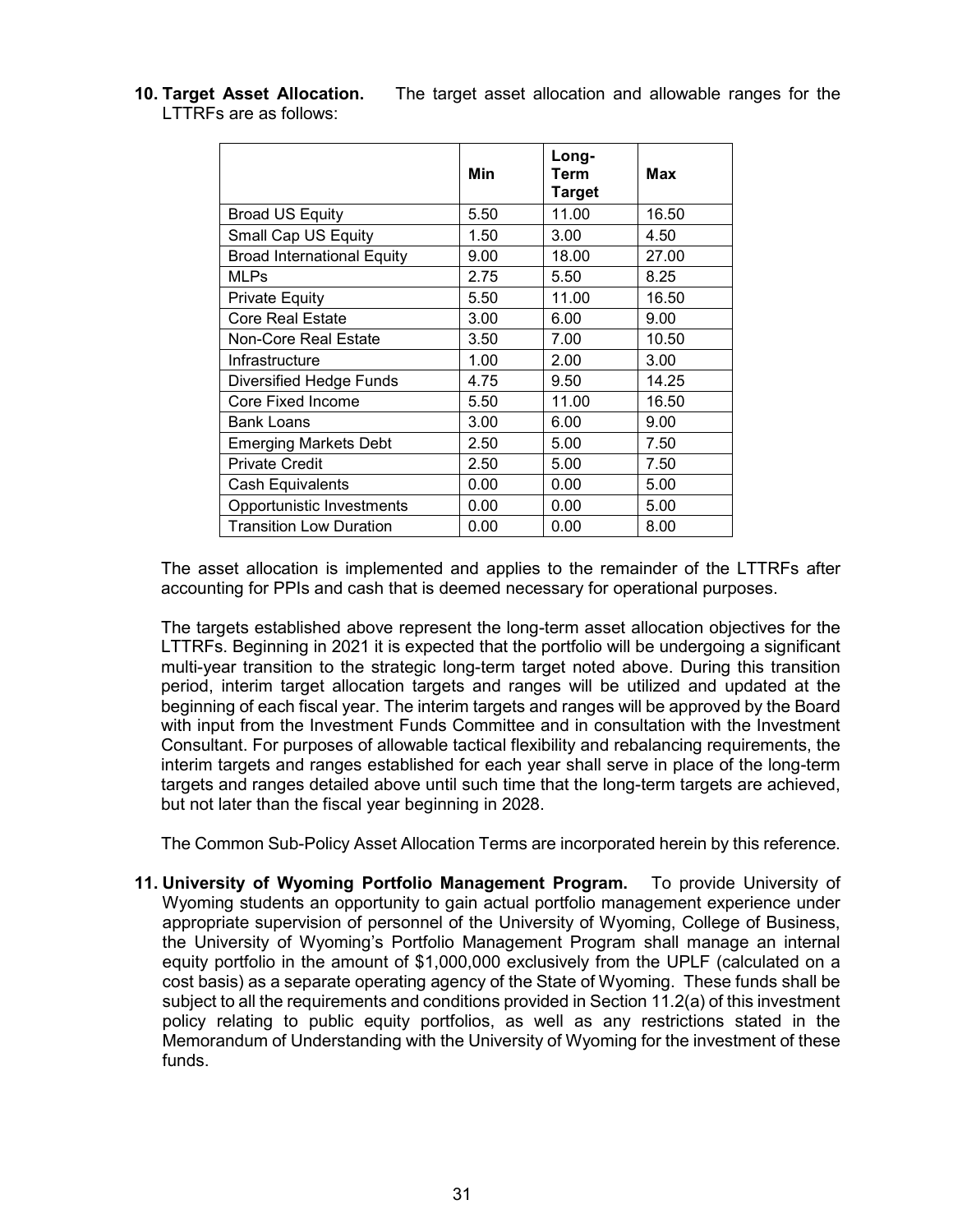**10. Target Asset Allocation.** The target asset allocation and allowable ranges for the LTTRFs are as follows:

| | Min | Long-Term Target | Max |
|---|---|---|---|
| Broad US Equity | 5.50 | 11.00 | 16.50 |
| Small Cap US Equity | 1.50 | 3.00 | 4.50 |
| Broad International Equity | 9.00 | 18.00 | 27.00 |
| MLPs | 2.75 | 5.50 | 8.25 |
| Private Equity | 5.50 | 11.00 | 16.50 |
| Core Real Estate | 3.00 | 6.00 | 9.00 |
| Non-Core Real Estate | 3.50 | 7.00 | 10.50 |
| Infrastructure | 1.00 | 2.00 | 3.00 |
| Diversified Hedge Funds | 4.75 | 9.50 | 14.25 |
| Core Fixed Income | 5.50 | 11.00 | 16.50 |
| Bank Loans | 3.00 | 6.00 | 9.00 |
| Emerging Markets Debt | 2.50 | 5.00 | 7.50 |
| Private Credit | 2.50 | 5.00 | 7.50 |
| Cash Equivalents | 0.00 | 0.00 | 5.00 |
| Opportunistic Investments | 0.00 | 0.00 | 5.00 |
| Transition Low Duration | 0.00 | 0.00 | 8.00 |

The asset allocation is implemented and applies to the remainder of the LTTRFs after accounting for PPIs and cash that is deemed necessary for operational purposes.

The targets established above represent the long-term asset allocation objectives for the LTTRFs. Beginning in 2021 it is expected that the portfolio will be undergoing a significant multi-year transition to the strategic long-term target noted above. During this transition period, interim target allocation targets and ranges will be utilized and updated at the beginning of each fiscal year. The interim targets and ranges will be approved by the Board with input from the Investment Funds Committee and in consultation with the Investment Consultant. For purposes of allowable tactical flexibility and rebalancing requirements, the interim targets and ranges established for each year shall serve in place of the long-term targets and ranges detailed above until such time that the long-term targets are achieved, but not later than the fiscal year beginning in 2028.

The Common Sub-Policy Asset Allocation Terms are incorporated herein by this reference.

**11. University of Wyoming Portfolio Management Program.** To provide University of Wyoming students an opportunity to gain actual portfolio management experience under appropriate supervision of personnel of the University of Wyoming, College of Business, the University of Wyoming's Portfolio Management Program shall manage an internal equity portfolio in the amount of $1,000,000 exclusively from the UPLF (calculated on a cost basis) as a separate operating agency of the State of Wyoming. These funds shall be subject to all the requirements and conditions provided in Section 11.2(a) of this investment policy relating to public equity portfolios, as well as any restrictions stated in the Memorandum of Understanding with the University of Wyoming for the investment of these funds.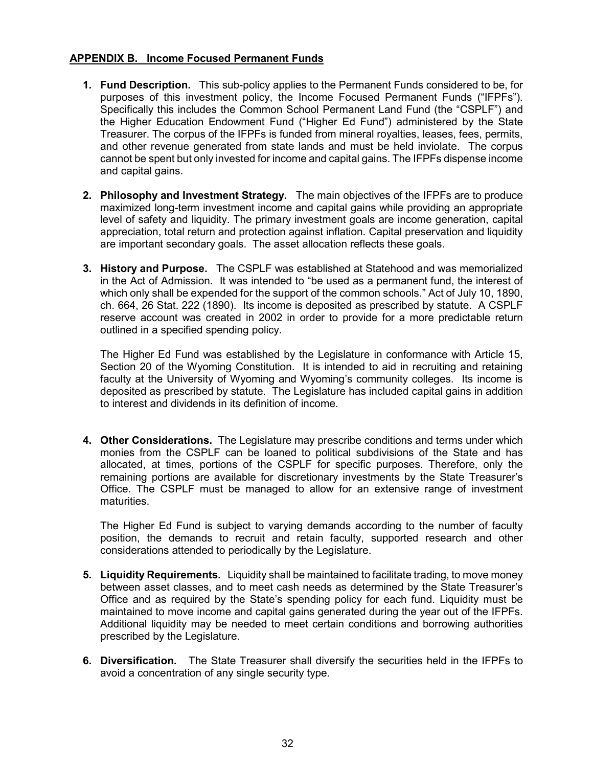## APPENDIX B. Income Focused Permanent Funds

1. **Fund Description.** This sub-policy applies to the Permanent Funds considered to be, for purposes of this investment policy, the Income Focused Permanent Funds ("IFPFs"). Specifically this includes the Common School Permanent Land Fund (the "CSPLF") and the Higher Education Endowment Fund ("Higher Ed Fund") administered by the State Treasurer. The corpus of the IFPFs is funded from mineral royalties, leases, fees, permits, and other revenue generated from state lands and must be held inviolate. The corpus cannot be spent but only invested for income and capital gains. The IFPFs dispense income and capital gains.

2. **Philosophy and Investment Strategy.** The main objectives of the IFPFs are to produce maximized long-term investment income and capital gains while providing an appropriate level of safety and liquidity. The primary investment goals are income generation, capital appreciation, total return and protection against inflation. Capital preservation and liquidity are important secondary goals. The asset allocation reflects these goals.

3. **History and Purpose.** The CSPLF was established at Statehood and was memorialized in the Act of Admission. It was intended to "be used as a permanent fund, the interest of which only shall be expended for the support of the common schools." Act of July 10, 1890, ch. 664, 26 Stat. 222 (1890). Its income is deposited as prescribed by statute. A CSPLF reserve account was created in 2002 in order to provide for a more predictable return outlined in a specified spending policy.

   The Higher Ed Fund was established by the Legislature in conformance with Article 15, Section 20 of the Wyoming Constitution. It is intended to aid in recruiting and retaining faculty at the University of Wyoming and Wyoming's community colleges. Its income is deposited as prescribed by statute. The Legislature has included capital gains in addition to interest and dividends in its definition of income.

4. **Other Considerations.** The Legislature may prescribe conditions and terms under which monies from the CSPLF can be loaned to political subdivisions of the State and has allocated, at times, portions of the CSPLF for specific purposes. Therefore, only the remaining portions are available for discretionary investments by the State Treasurer's Office. The CSPLF must be managed to allow for an extensive range of investment maturities.

   The Higher Ed Fund is subject to varying demands according to the number of faculty position, the demands to recruit and retain faculty, supported research and other considerations attended to periodically by the Legislature.

5. **Liquidity Requirements.** Liquidity shall be maintained to facilitate trading, to move money between asset classes, and to meet cash needs as determined by the State Treasurer's Office and as required by the State's spending policy for each fund. Liquidity must be maintained to move income and capital gains generated during the year out of the IFPFs. Additional liquidity may be needed to meet certain conditions and borrowing authorities prescribed by the Legislature.

6. **Diversification.** The State Treasurer shall diversify the securities held in the IFPFs to avoid a concentration of any single security type.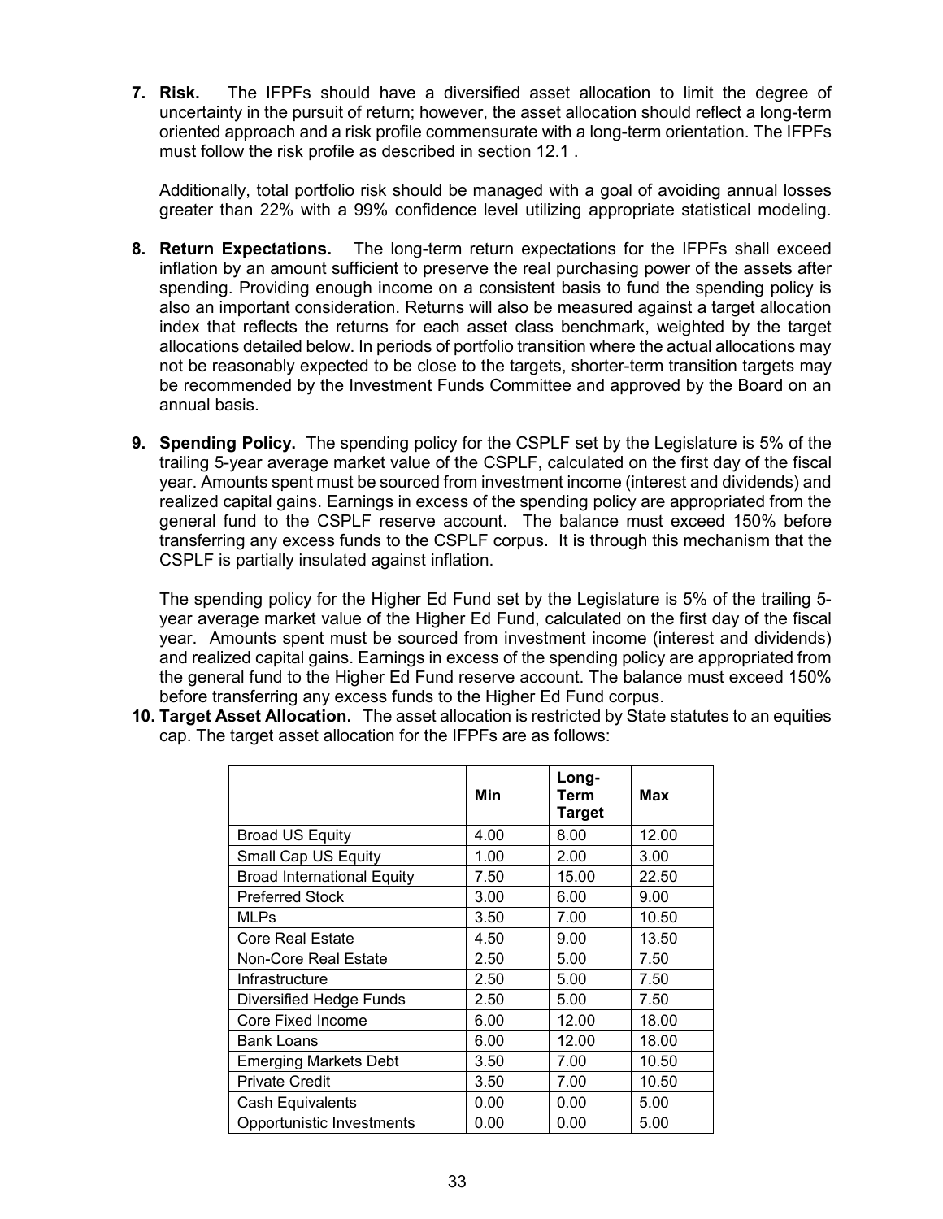**7. Risk.** The IFPFs should have a diversified asset allocation to limit the degree of uncertainty in the pursuit of return; however, the asset allocation should reflect a long-term oriented approach and a risk profile commensurate with a long-term orientation. The IFPFs must follow the risk profile as described in section 12.1 .

Additionally, total portfolio risk should be managed with a goal of avoiding annual losses greater than 22% with a 99% confidence level utilizing appropriate statistical modeling.

**8. Return Expectations.** The long-term return expectations for the IFPFs shall exceed inflation by an amount sufficient to preserve the real purchasing power of the assets after spending. Providing enough income on a consistent basis to fund the spending policy is also an important consideration. Returns will also be measured against a target allocation index that reflects the returns for each asset class benchmark, weighted by the target allocations detailed below. In periods of portfolio transition where the actual allocations may not be reasonably expected to be close to the targets, shorter-term transition targets may be recommended by the Investment Funds Committee and approved by the Board on an annual basis.

**9. Spending Policy.** The spending policy for the CSPLF set by the Legislature is 5% of the trailing 5-year average market value of the CSPLF, calculated on the first day of the fiscal year. Amounts spent must be sourced from investment income (interest and dividends) and realized capital gains. Earnings in excess of the spending policy are appropriated from the general fund to the CSPLF reserve account. The balance must exceed 150% before transferring any excess funds to the CSPLF corpus. It is through this mechanism that the CSPLF is partially insulated against inflation.

The spending policy for the Higher Ed Fund set by the Legislature is 5% of the trailing 5-year average market value of the Higher Ed Fund, calculated on the first day of the fiscal year. Amounts spent must be sourced from investment income (interest and dividends) and realized capital gains. Earnings in excess of the spending policy are appropriated from the general fund to the Higher Ed Fund reserve account. The balance must exceed 150% before transferring any excess funds to the Higher Ed Fund corpus.

**10. Target Asset Allocation.** The asset allocation is restricted by State statutes to an equities cap. The target asset allocation for the IFPFs are as follows:

| | Min | Long-Term Target | Max |
|---|---|---|---|
| Broad US Equity | 4.00 | 8.00 | 12.00 |
| Small Cap US Equity | 1.00 | 2.00 | 3.00 |
| Broad International Equity | 7.50 | 15.00 | 22.50 |
| Preferred Stock | 3.00 | 6.00 | 9.00 |
| MLPs | 3.50 | 7.00 | 10.50 |
| Core Real Estate | 4.50 | 9.00 | 13.50 |
| Non-Core Real Estate | 2.50 | 5.00 | 7.50 |
| Infrastructure | 2.50 | 5.00 | 7.50 |
| Diversified Hedge Funds | 2.50 | 5.00 | 7.50 |
| Core Fixed Income | 6.00 | 12.00 | 18.00 |
| Bank Loans | 6.00 | 12.00 | 18.00 |
| Emerging Markets Debt | 3.50 | 7.00 | 10.50 |
| Private Credit | 3.50 | 7.00 | 10.50 |
| Cash Equivalents | 0.00 | 0.00 | 5.00 |
| Opportunistic Investments | 0.00 | 0.00 | 5.00 |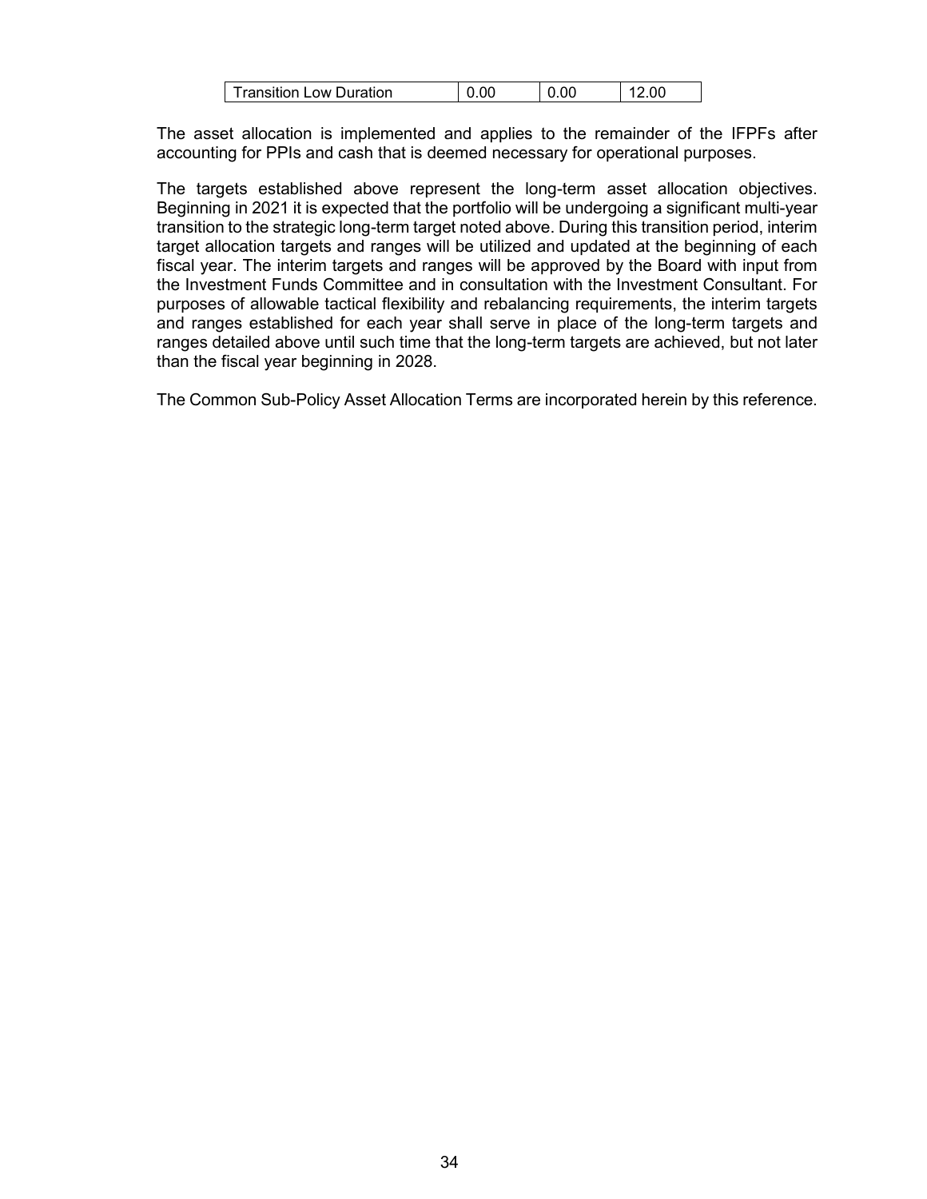| | | | |
|---|---|---|---|
| Transition Low Duration | 0.00 | 0.00 | 12.00 |

The asset allocation is implemented and applies to the remainder of the IFPFs after accounting for PPIs and cash that is deemed necessary for operational purposes.

The targets established above represent the long-term asset allocation objectives. Beginning in 2021 it is expected that the portfolio will be undergoing a significant multi-year transition to the strategic long-term target noted above. During this transition period, interim target allocation targets and ranges will be utilized and updated at the beginning of each fiscal year. The interim targets and ranges will be approved by the Board with input from the Investment Funds Committee and in consultation with the Investment Consultant. For purposes of allowable tactical flexibility and rebalancing requirements, the interim targets and ranges established for each year shall serve in place of the long-term targets and ranges detailed above until such time that the long-term targets are achieved, but not later than the fiscal year beginning in 2028.

The Common Sub-Policy Asset Allocation Terms are incorporated herein by this reference.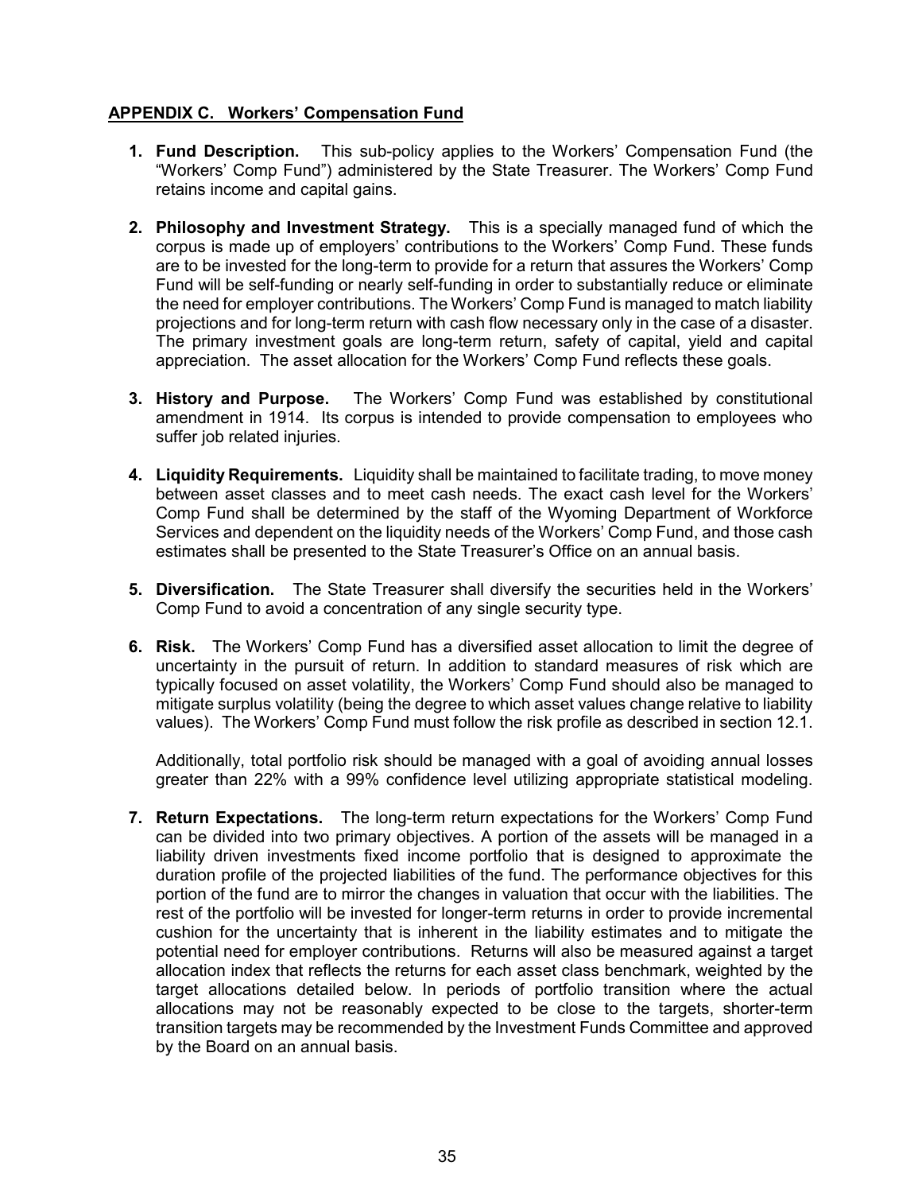## APPENDIX C. Workers' Compensation Fund

1. **Fund Description.** This sub-policy applies to the Workers' Compensation Fund (the "Workers' Comp Fund") administered by the State Treasurer. The Workers' Comp Fund retains income and capital gains.

2. **Philosophy and Investment Strategy.** This is a specially managed fund of which the corpus is made up of employers' contributions to the Workers' Comp Fund. These funds are to be invested for the long-term to provide for a return that assures the Workers' Comp Fund will be self-funding or nearly self-funding in order to substantially reduce or eliminate the need for employer contributions. The Workers' Comp Fund is managed to match liability projections and for long-term return with cash flow necessary only in the case of a disaster. The primary investment goals are long-term return, safety of capital, yield and capital appreciation. The asset allocation for the Workers' Comp Fund reflects these goals.

3. **History and Purpose.** The Workers' Comp Fund was established by constitutional amendment in 1914. Its corpus is intended to provide compensation to employees who suffer job related injuries.

4. **Liquidity Requirements.** Liquidity shall be maintained to facilitate trading, to move money between asset classes and to meet cash needs. The exact cash level for the Workers' Comp Fund shall be determined by the staff of the Wyoming Department of Workforce Services and dependent on the liquidity needs of the Workers' Comp Fund, and those cash estimates shall be presented to the State Treasurer's Office on an annual basis.

5. **Diversification.** The State Treasurer shall diversify the securities held in the Workers' Comp Fund to avoid a concentration of any single security type.

6. **Risk.** The Workers' Comp Fund has a diversified asset allocation to limit the degree of uncertainty in the pursuit of return. In addition to standard measures of risk which are typically focused on asset volatility, the Workers' Comp Fund should also be managed to mitigate surplus volatility (being the degree to which asset values change relative to liability values). The Workers' Comp Fund must follow the risk profile as described in section 12.1.

   Additionally, total portfolio risk should be managed with a goal of avoiding annual losses greater than 22% with a 99% confidence level utilizing appropriate statistical modeling.

7. **Return Expectations.** The long-term return expectations for the Workers' Comp Fund can be divided into two primary objectives. A portion of the assets will be managed in a liability driven investments fixed income portfolio that is designed to approximate the duration profile of the projected liabilities of the fund. The performance objectives for this portion of the fund are to mirror the changes in valuation that occur with the liabilities. The rest of the portfolio will be invested for longer-term returns in order to provide incremental cushion for the uncertainty that is inherent in the liability estimates and to mitigate the potential need for employer contributions. Returns will also be measured against a target allocation index that reflects the returns for each asset class benchmark, weighted by the target allocations detailed below. In periods of portfolio transition where the actual allocations may not be reasonably expected to be close to the targets, shorter-term transition targets may be recommended by the Investment Funds Committee and approved by the Board on an annual basis.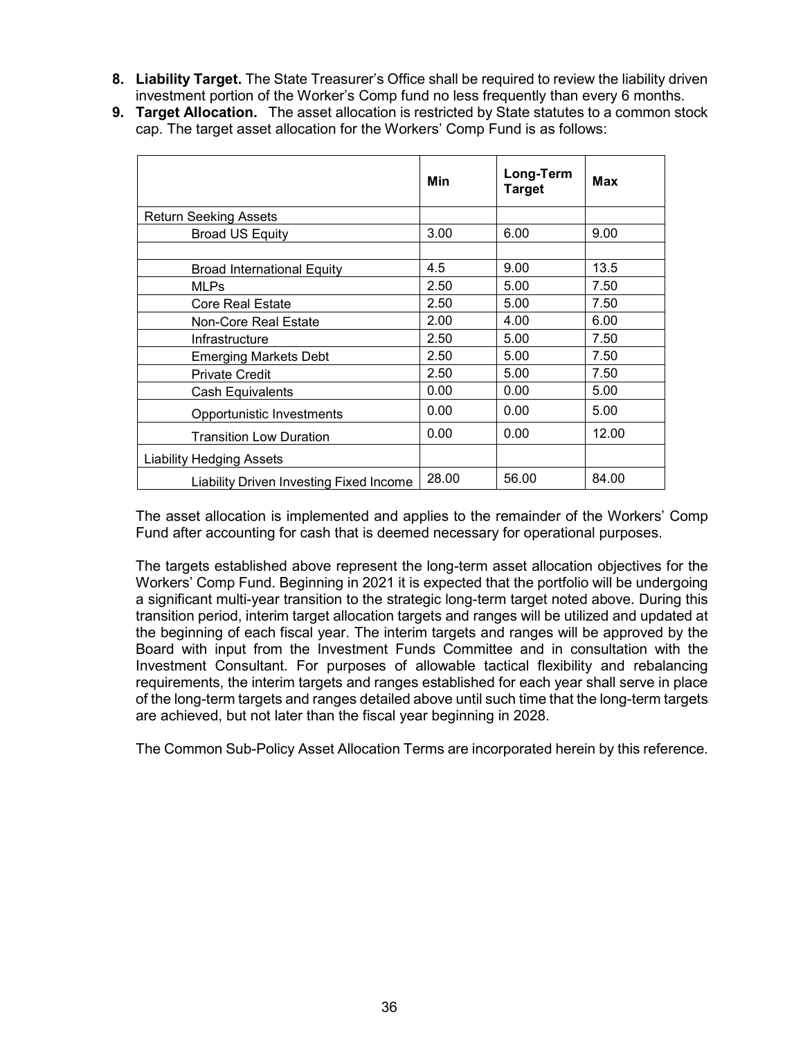8. **Liability Target.** The State Treasurer's Office shall be required to review the liability driven investment portion of the Worker's Comp fund no less frequently than every 6 months.
9. **Target Allocation.** The asset allocation is restricted by State statutes to a common stock cap. The target asset allocation for the Workers' Comp Fund is as follows:

| | Min | Long-Term Target | Max |
|---|---|---|---|
| Return Seeking Assets | | | |
| Broad US Equity | 3.00 | 6.00 | 9.00 |
| | | | |
| Broad International Equity | 4.5 | 9.00 | 13.5 |
| MLPs | 2.50 | 5.00 | 7.50 |
| Core Real Estate | 2.50 | 5.00 | 7.50 |
| Non-Core Real Estate | 2.00 | 4.00 | 6.00 |
| Infrastructure | 2.50 | 5.00 | 7.50 |
| Emerging Markets Debt | 2.50 | 5.00 | 7.50 |
| Private Credit | 2.50 | 5.00 | 7.50 |
| Cash Equivalents | 0.00 | 0.00 | 5.00 |
| Opportunistic Investments | 0.00 | 0.00 | 5.00 |
| Transition Low Duration | 0.00 | 0.00 | 12.00 |
| Liability Hedging Assets | | | |
| Liability Driven Investing Fixed Income | 28.00 | 56.00 | 84.00 |

The asset allocation is implemented and applies to the remainder of the Workers' Comp Fund after accounting for cash that is deemed necessary for operational purposes.

The targets established above represent the long-term asset allocation objectives for the Workers' Comp Fund. Beginning in 2021 it is expected that the portfolio will be undergoing a significant multi-year transition to the strategic long-term target noted above. During this transition period, interim target allocation targets and ranges will be utilized and updated at the beginning of each fiscal year. The interim targets and ranges will be approved by the Board with input from the Investment Funds Committee and in consultation with the Investment Consultant. For purposes of allowable tactical flexibility and rebalancing requirements, the interim targets and ranges established for each year shall serve in place of the long-term targets and ranges detailed above until such time that the long-term targets are achieved, but not later than the fiscal year beginning in 2028.

The Common Sub-Policy Asset Allocation Terms are incorporated herein by this reference.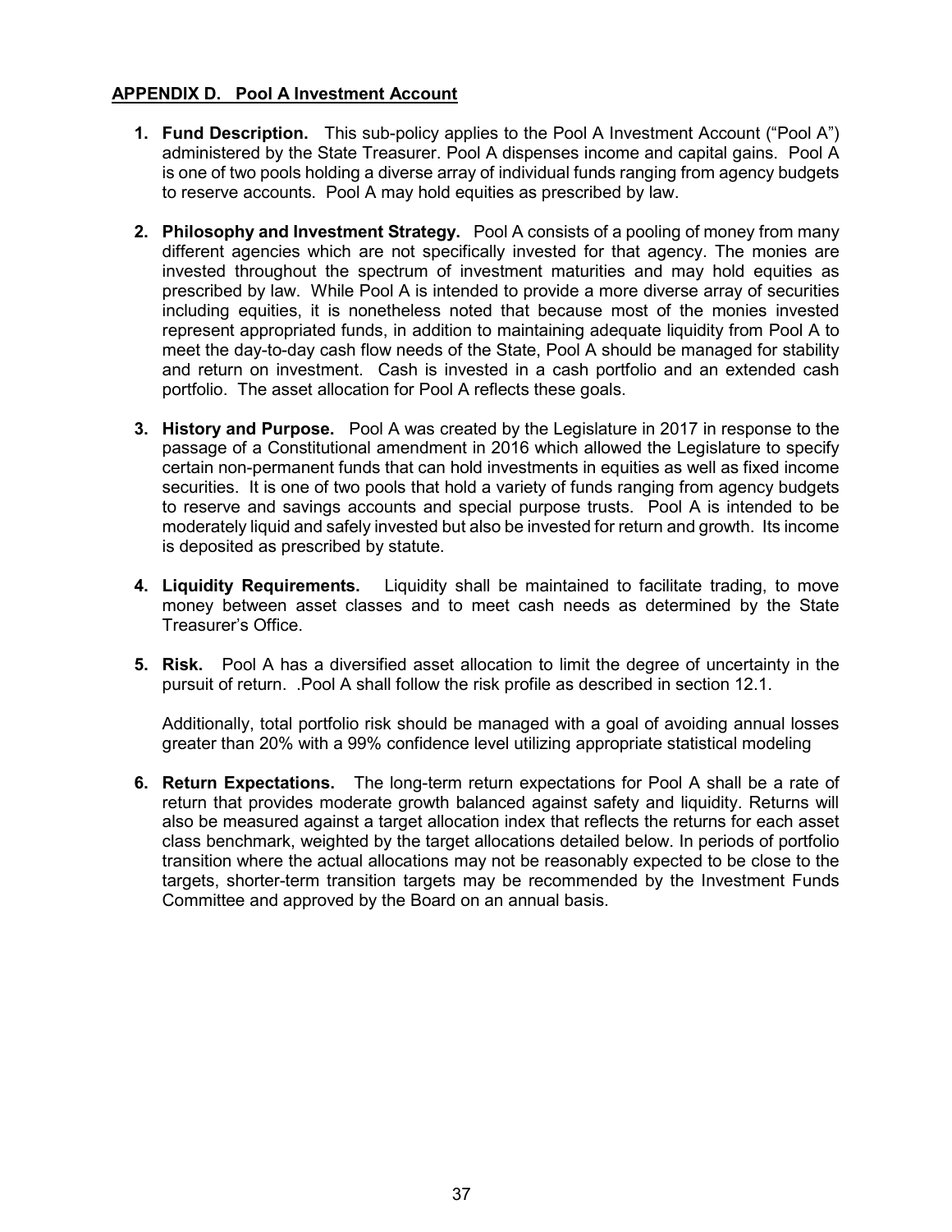## APPENDIX D. Pool A Investment Account

1. **Fund Description.** This sub-policy applies to the Pool A Investment Account ("Pool A") administered by the State Treasurer. Pool A dispenses income and capital gains. Pool A is one of two pools holding a diverse array of individual funds ranging from agency budgets to reserve accounts. Pool A may hold equities as prescribed by law.

2. **Philosophy and Investment Strategy.** Pool A consists of a pooling of money from many different agencies which are not specifically invested for that agency. The monies are invested throughout the spectrum of investment maturities and may hold equities as prescribed by law. While Pool A is intended to provide a more diverse array of securities including equities, it is nonetheless noted that because most of the monies invested represent appropriated funds, in addition to maintaining adequate liquidity from Pool A to meet the day-to-day cash flow needs of the State, Pool A should be managed for stability and return on investment. Cash is invested in a cash portfolio and an extended cash portfolio. The asset allocation for Pool A reflects these goals.

3. **History and Purpose.** Pool A was created by the Legislature in 2017 in response to the passage of a Constitutional amendment in 2016 which allowed the Legislature to specify certain non-permanent funds that can hold investments in equities as well as fixed income securities. It is one of two pools that hold a variety of funds ranging from agency budgets to reserve and savings accounts and special purpose trusts. Pool A is intended to be moderately liquid and safely invested but also be invested for return and growth. Its income is deposited as prescribed by statute.

4. **Liquidity Requirements.** Liquidity shall be maintained to facilitate trading, to move money between asset classes and to meet cash needs as determined by the State Treasurer's Office.

5. **Risk.** Pool A has a diversified asset allocation to limit the degree of uncertainty in the pursuit of return. .Pool A shall follow the risk profile as described in section 12.1.

   Additionally, total portfolio risk should be managed with a goal of avoiding annual losses greater than 20% with a 99% confidence level utilizing appropriate statistical modeling

6. **Return Expectations.** The long-term return expectations for Pool A shall be a rate of return that provides moderate growth balanced against safety and liquidity. Returns will also be measured against a target allocation index that reflects the returns for each asset class benchmark, weighted by the target allocations detailed below. In periods of portfolio transition where the actual allocations may not be reasonably expected to be close to the targets, shorter-term transition targets may be recommended by the Investment Funds Committee and approved by the Board on an annual basis.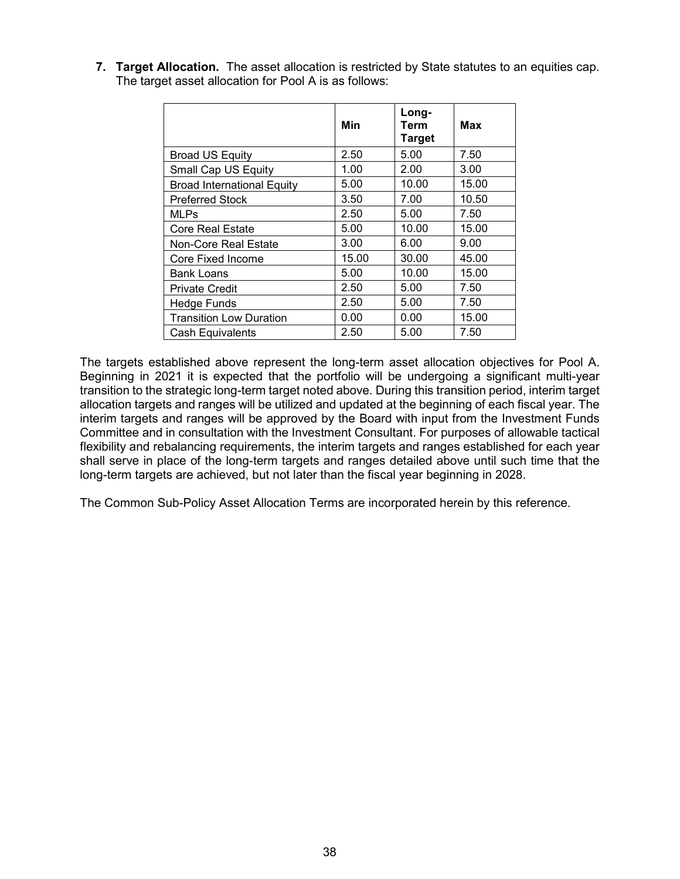7. **Target Allocation.** The asset allocation is restricted by State statutes to an equities cap. The target asset allocation for Pool A is as follows:

| | **Min** | **Long-Term Target** | **Max** |
|---|---|---|---|
| Broad US Equity | 2.50 | 5.00 | 7.50 |
| Small Cap US Equity | 1.00 | 2.00 | 3.00 |
| Broad International Equity | 5.00 | 10.00 | 15.00 |
| Preferred Stock | 3.50 | 7.00 | 10.50 |
| MLPs | 2.50 | 5.00 | 7.50 |
| Core Real Estate | 5.00 | 10.00 | 15.00 |
| Non-Core Real Estate | 3.00 | 6.00 | 9.00 |
| Core Fixed Income | 15.00 | 30.00 | 45.00 |
| Bank Loans | 5.00 | 10.00 | 15.00 |
| Private Credit | 2.50 | 5.00 | 7.50 |
| Hedge Funds | 2.50 | 5.00 | 7.50 |
| Transition Low Duration | 0.00 | 0.00 | 15.00 |
| Cash Equivalents | 2.50 | 5.00 | 7.50 |

The targets established above represent the long-term asset allocation objectives for Pool A. Beginning in 2021 it is expected that the portfolio will be undergoing a significant multi-year transition to the strategic long-term target noted above. During this transition period, interim target allocation targets and ranges will be utilized and updated at the beginning of each fiscal year. The interim targets and ranges will be approved by the Board with input from the Investment Funds Committee and in consultation with the Investment Consultant. For purposes of allowable tactical flexibility and rebalancing requirements, the interim targets and ranges established for each year shall serve in place of the long-term targets and ranges detailed above until such time that the long-term targets are achieved, but not later than the fiscal year beginning in 2028.

The Common Sub-Policy Asset Allocation Terms are incorporated herein by this reference.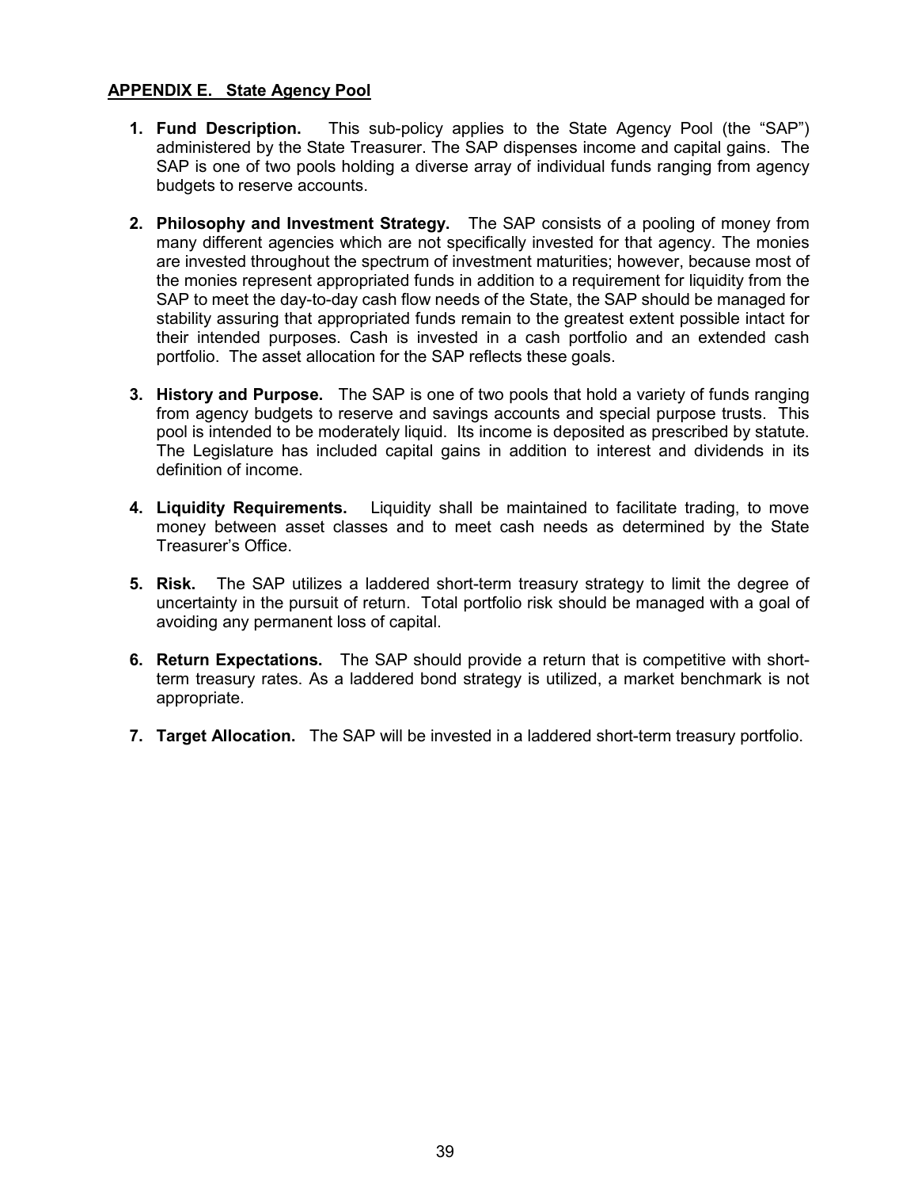## APPENDIX E. State Agency Pool

1. **Fund Description.** This sub-policy applies to the State Agency Pool (the "SAP") administered by the State Treasurer. The SAP dispenses income and capital gains. The SAP is one of two pools holding a diverse array of individual funds ranging from agency budgets to reserve accounts.

2. **Philosophy and Investment Strategy.** The SAP consists of a pooling of money from many different agencies which are not specifically invested for that agency. The monies are invested throughout the spectrum of investment maturities; however, because most of the monies represent appropriated funds in addition to a requirement for liquidity from the SAP to meet the day-to-day cash flow needs of the State, the SAP should be managed for stability assuring that appropriated funds remain to the greatest extent possible intact for their intended purposes. Cash is invested in a cash portfolio and an extended cash portfolio. The asset allocation for the SAP reflects these goals.

3. **History and Purpose.** The SAP is one of two pools that hold a variety of funds ranging from agency budgets to reserve and savings accounts and special purpose trusts. This pool is intended to be moderately liquid. Its income is deposited as prescribed by statute. The Legislature has included capital gains in addition to interest and dividends in its definition of income.

4. **Liquidity Requirements.** Liquidity shall be maintained to facilitate trading, to move money between asset classes and to meet cash needs as determined by the State Treasurer's Office.

5. **Risk.** The SAP utilizes a laddered short-term treasury strategy to limit the degree of uncertainty in the pursuit of return. Total portfolio risk should be managed with a goal of avoiding any permanent loss of capital.

6. **Return Expectations.** The SAP should provide a return that is competitive with short-term treasury rates. As a laddered bond strategy is utilized, a market benchmark is not appropriate.

7. **Target Allocation.** The SAP will be invested in a laddered short-term treasury portfolio.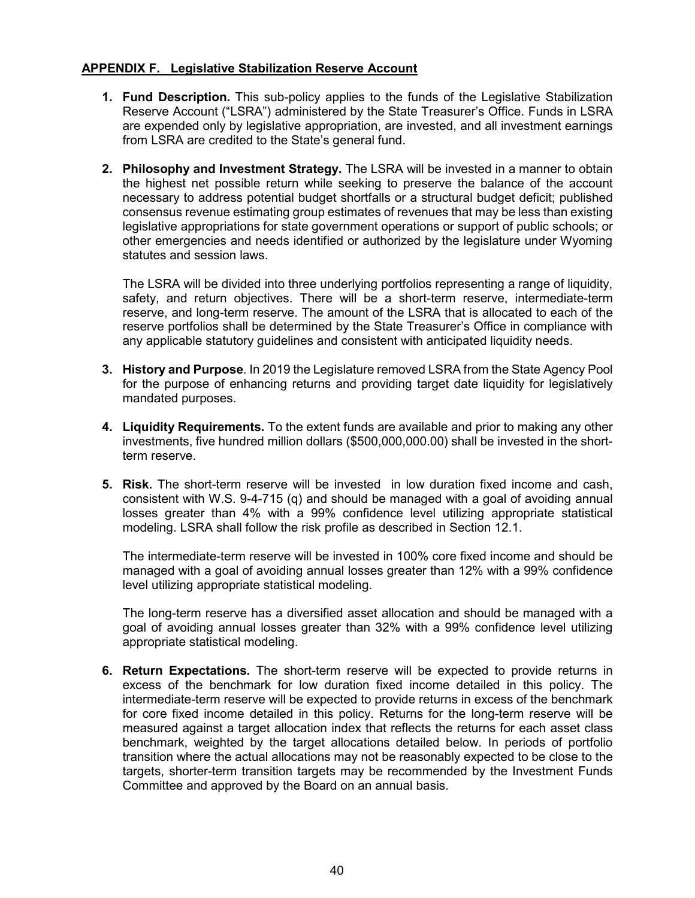## APPENDIX F. Legislative Stabilization Reserve Account

1. **Fund Description.** This sub-policy applies to the funds of the Legislative Stabilization Reserve Account ("LSRA") administered by the State Treasurer's Office. Funds in LSRA are expended only by legislative appropriation, are invested, and all investment earnings from LSRA are credited to the State's general fund.

2. **Philosophy and Investment Strategy.** The LSRA will be invested in a manner to obtain the highest net possible return while seeking to preserve the balance of the account necessary to address potential budget shortfalls or a structural budget deficit; published consensus revenue estimating group estimates of revenues that may be less than existing legislative appropriations for state government operations or support of public schools; or other emergencies and needs identified or authorized by the legislature under Wyoming statutes and session laws.

   The LSRA will be divided into three underlying portfolios representing a range of liquidity, safety, and return objectives. There will be a short-term reserve, intermediate-term reserve, and long-term reserve. The amount of the LSRA that is allocated to each of the reserve portfolios shall be determined by the State Treasurer's Office in compliance with any applicable statutory guidelines and consistent with anticipated liquidity needs.

3. **History and Purpose**. In 2019 the Legislature removed LSRA from the State Agency Pool for the purpose of enhancing returns and providing target date liquidity for legislatively mandated purposes.

4. **Liquidity Requirements.** To the extent funds are available and prior to making any other investments, five hundred million dollars ($500,000,000.00) shall be invested in the short-term reserve.

5. **Risk.** The short-term reserve will be invested in low duration fixed income and cash, consistent with W.S. 9-4-715 (q) and should be managed with a goal of avoiding annual losses greater than 4% with a 99% confidence level utilizing appropriate statistical modeling. LSRA shall follow the risk profile as described in Section 12.1.

   The intermediate-term reserve will be invested in 100% core fixed income and should be managed with a goal of avoiding annual losses greater than 12% with a 99% confidence level utilizing appropriate statistical modeling.

   The long-term reserve has a diversified asset allocation and should be managed with a goal of avoiding annual losses greater than 32% with a 99% confidence level utilizing appropriate statistical modeling.

6. **Return Expectations.** The short-term reserve will be expected to provide returns in excess of the benchmark for low duration fixed income detailed in this policy. The intermediate-term reserve will be expected to provide returns in excess of the benchmark for core fixed income detailed in this policy. Returns for the long-term reserve will be measured against a target allocation index that reflects the returns for each asset class benchmark, weighted by the target allocations detailed below. In periods of portfolio transition where the actual allocations may not be reasonably expected to be close to the targets, shorter-term transition targets may be recommended by the Investment Funds Committee and approved by the Board on an annual basis.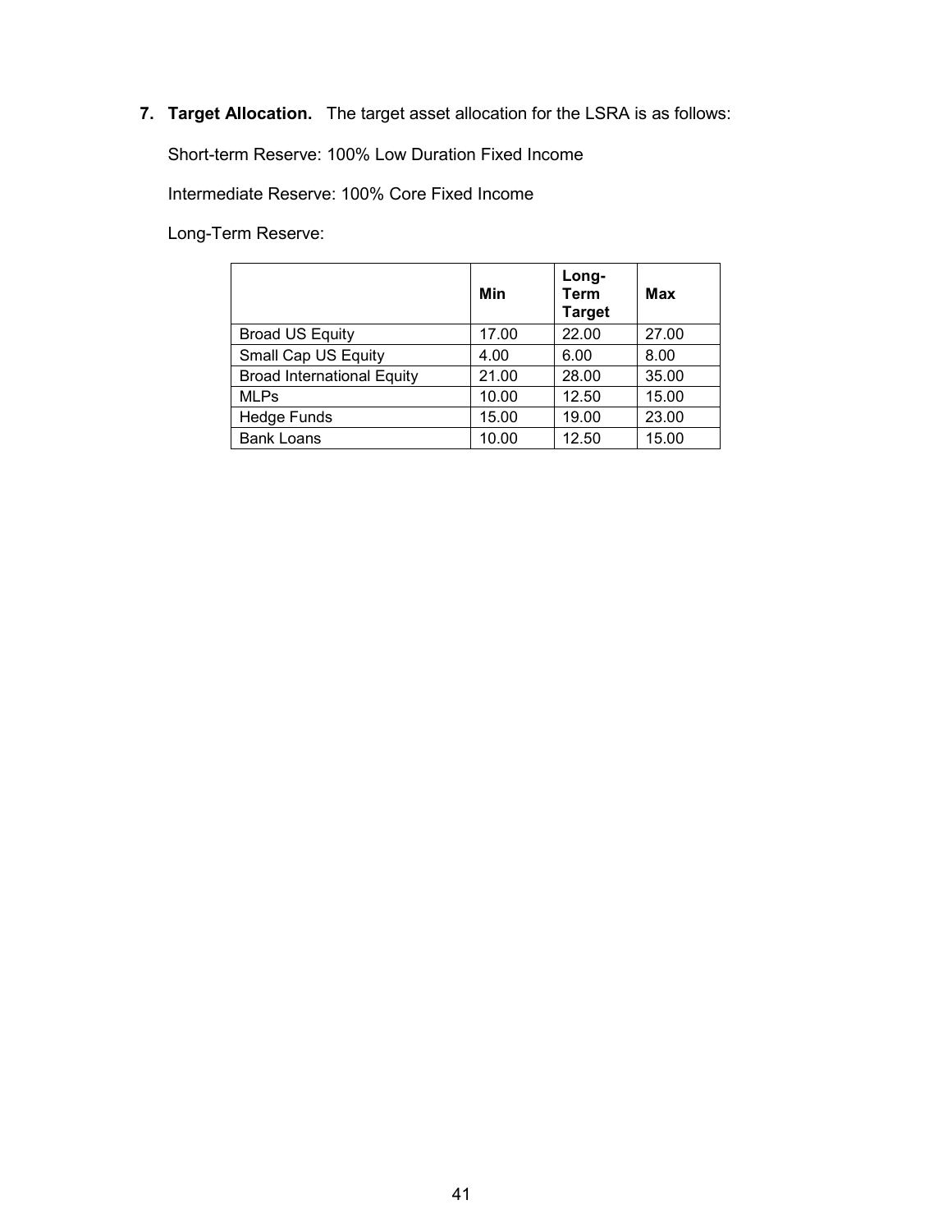7. **Target Allocation.** The target asset allocation for the LSRA is as follows:

   Short-term Reserve: 100% Low Duration Fixed Income

   Intermediate Reserve: 100% Core Fixed Income

   Long-Term Reserve:

| | Min | Long-Term Target | Max |
|---|---|---|---|
| Broad US Equity | 17.00 | 22.00 | 27.00 |
| Small Cap US Equity | 4.00 | 6.00 | 8.00 |
| Broad International Equity | 21.00 | 28.00 | 35.00 |
| MLPs | 10.00 | 12.50 | 15.00 |
| Hedge Funds | 15.00 | 19.00 | 23.00 |
| Bank Loans | 10.00 | 12.50 | 15.00 |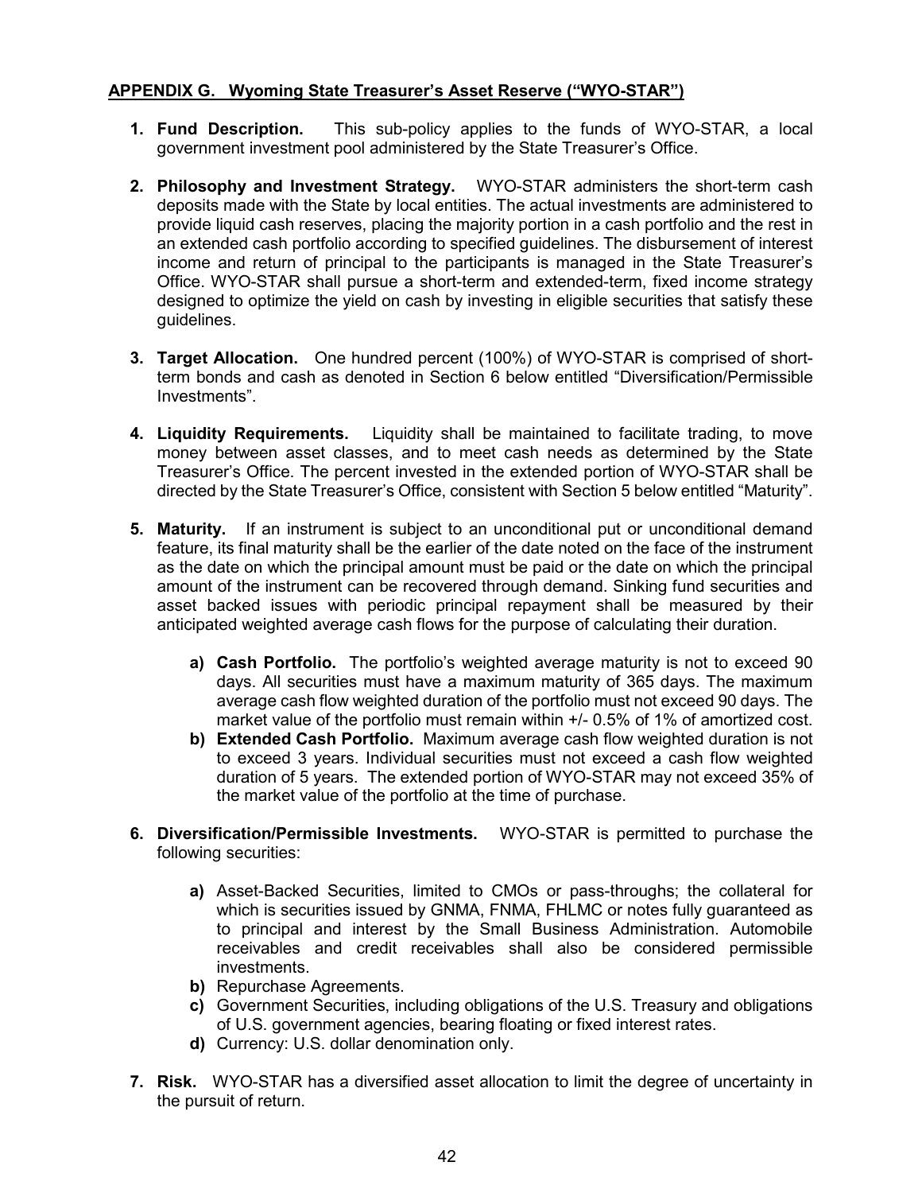## APPENDIX G. Wyoming State Treasurer's Asset Reserve ("WYO-STAR")

1. **Fund Description.** This sub-policy applies to the funds of WYO-STAR, a local government investment pool administered by the State Treasurer's Office.

2. **Philosophy and Investment Strategy.** WYO-STAR administers the short-term cash deposits made with the State by local entities. The actual investments are administered to provide liquid cash reserves, placing the majority portion in a cash portfolio and the rest in an extended cash portfolio according to specified guidelines. The disbursement of interest income and return of principal to the participants is managed in the State Treasurer's Office. WYO-STAR shall pursue a short-term and extended-term, fixed income strategy designed to optimize the yield on cash by investing in eligible securities that satisfy these guidelines.

3. **Target Allocation.** One hundred percent (100%) of WYO-STAR is comprised of short-term bonds and cash as denoted in Section 6 below entitled "Diversification/Permissible Investments".

4. **Liquidity Requirements.** Liquidity shall be maintained to facilitate trading, to move money between asset classes, and to meet cash needs as determined by the State Treasurer's Office. The percent invested in the extended portion of WYO-STAR shall be directed by the State Treasurer's Office, consistent with Section 5 below entitled "Maturity".

5. **Maturity.** If an instrument is subject to an unconditional put or unconditional demand feature, its final maturity shall be the earlier of the date noted on the face of the instrument as the date on which the principal amount must be paid or the date on which the principal amount of the instrument can be recovered through demand. Sinking fund securities and asset backed issues with periodic principal repayment shall be measured by their anticipated weighted average cash flows for the purpose of calculating their duration.

   a) **Cash Portfolio.** The portfolio's weighted average maturity is not to exceed 90 days. All securities must have a maximum maturity of 365 days. The maximum average cash flow weighted duration of the portfolio must not exceed 90 days. The market value of the portfolio must remain within +/- 0.5% of 1% of amortized cost.
   
   b) **Extended Cash Portfolio.** Maximum average cash flow weighted duration is not to exceed 3 years. Individual securities must not exceed a cash flow weighted duration of 5 years. The extended portion of WYO-STAR may not exceed 35% of the market value of the portfolio at the time of purchase.

6. **Diversification/Permissible Investments.** WYO-STAR is permitted to purchase the following securities:

   a) Asset-Backed Securities, limited to CMOs or pass-throughs; the collateral for which is securities issued by GNMA, FNMA, FHLMC or notes fully guaranteed as to principal and interest by the Small Business Administration. Automobile receivables and credit receivables shall also be considered permissible investments.
   
   b) Repurchase Agreements.
   
   c) Government Securities, including obligations of the U.S. Treasury and obligations of U.S. government agencies, bearing floating or fixed interest rates.
   
   d) Currency: U.S. dollar denomination only.

7. **Risk.** WYO-STAR has a diversified asset allocation to limit the degree of uncertainty in the pursuit of return.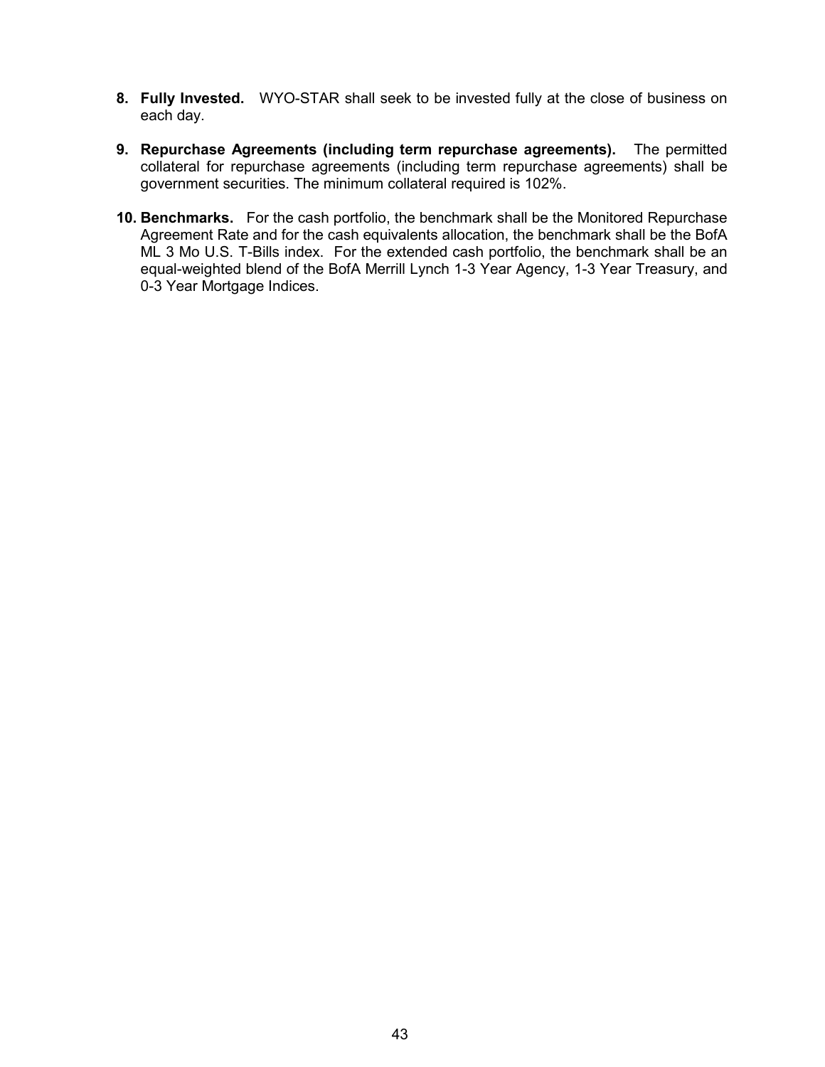8. **Fully Invested.** WYO-STAR shall seek to be invested fully at the close of business on each day.

9. **Repurchase Agreements (including term repurchase agreements).** The permitted collateral for repurchase agreements (including term repurchase agreements) shall be government securities. The minimum collateral required is 102%.

10. **Benchmarks.** For the cash portfolio, the benchmark shall be the Monitored Repurchase Agreement Rate and for the cash equivalents allocation, the benchmark shall be the BofA ML 3 Mo U.S. T-Bills index. For the extended cash portfolio, the benchmark shall be an equal-weighted blend of the BofA Merrill Lynch 1-3 Year Agency, 1-3 Year Treasury, and 0-3 Year Mortgage Indices.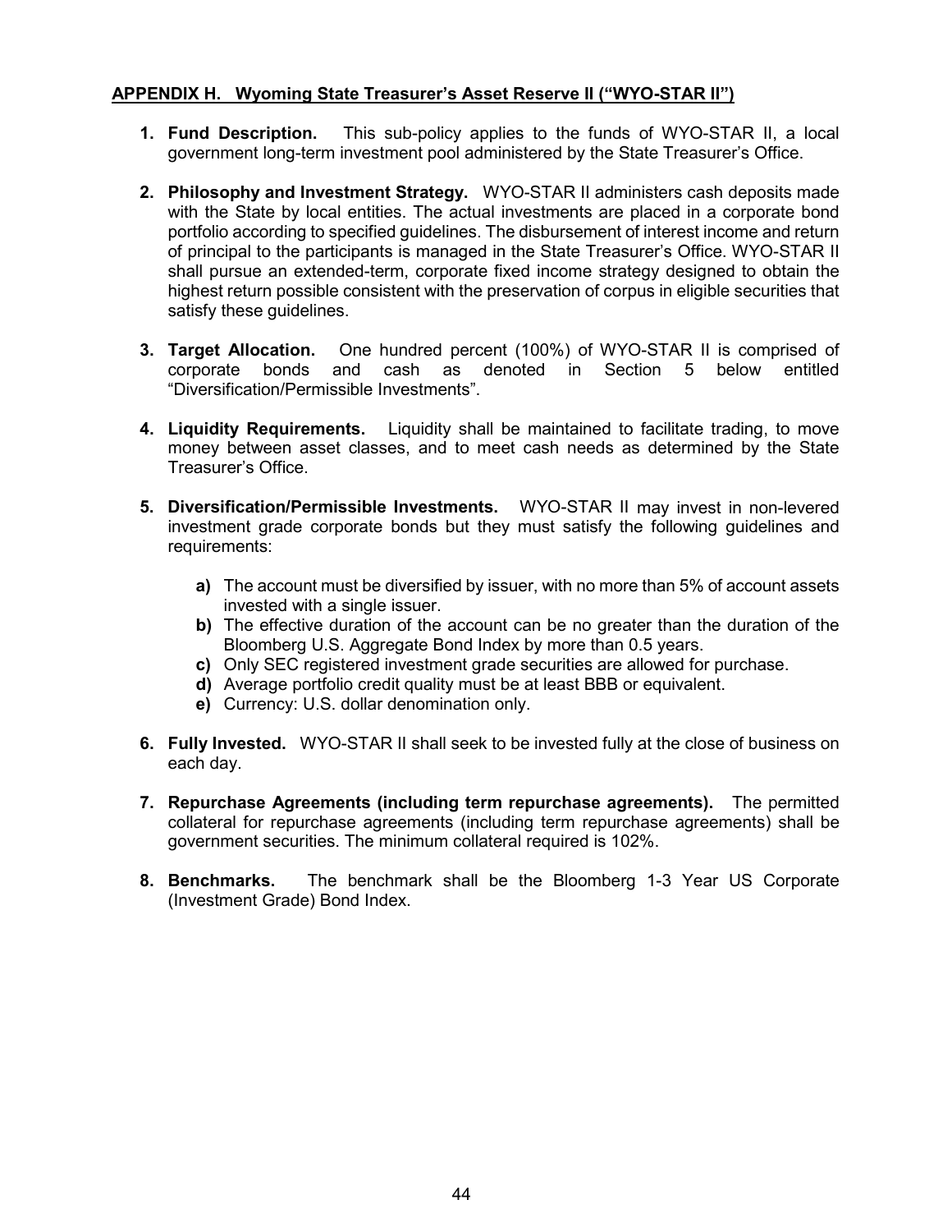## APPENDIX H. Wyoming State Treasurer's Asset Reserve II ("WYO-STAR II")

1. **Fund Description.** This sub-policy applies to the funds of WYO-STAR II, a local government long-term investment pool administered by the State Treasurer's Office.

2. **Philosophy and Investment Strategy.** WYO-STAR II administers cash deposits made with the State by local entities. The actual investments are placed in a corporate bond portfolio according to specified guidelines. The disbursement of interest income and return of principal to the participants is managed in the State Treasurer's Office. WYO-STAR II shall pursue an extended-term, corporate fixed income strategy designed to obtain the highest return possible consistent with the preservation of corpus in eligible securities that satisfy these guidelines.

3. **Target Allocation.** One hundred percent (100%) of WYO-STAR II is comprised of corporate bonds and cash as denoted in Section 5 below entitled "Diversification/Permissible Investments".

4. **Liquidity Requirements.** Liquidity shall be maintained to facilitate trading, to move money between asset classes, and to meet cash needs as determined by the State Treasurer's Office.

5. **Diversification/Permissible Investments.** WYO-STAR II may invest in non-levered investment grade corporate bonds but they must satisfy the following guidelines and requirements:

   **a)** The account must be diversified by issuer, with no more than 5% of account assets invested with a single issuer.

   **b)** The effective duration of the account can be no greater than the duration of the Bloomberg U.S. Aggregate Bond Index by more than 0.5 years.

   **c)** Only SEC registered investment grade securities are allowed for purchase.

   **d)** Average portfolio credit quality must be at least BBB or equivalent.

   **e)** Currency: U.S. dollar denomination only.

6. **Fully Invested.** WYO-STAR II shall seek to be invested fully at the close of business on each day.

7. **Repurchase Agreements (including term repurchase agreements).** The permitted collateral for repurchase agreements (including term repurchase agreements) shall be government securities. The minimum collateral required is 102%.

8. **Benchmarks.** The benchmark shall be the Bloomberg 1-3 Year US Corporate (Investment Grade) Bond Index.